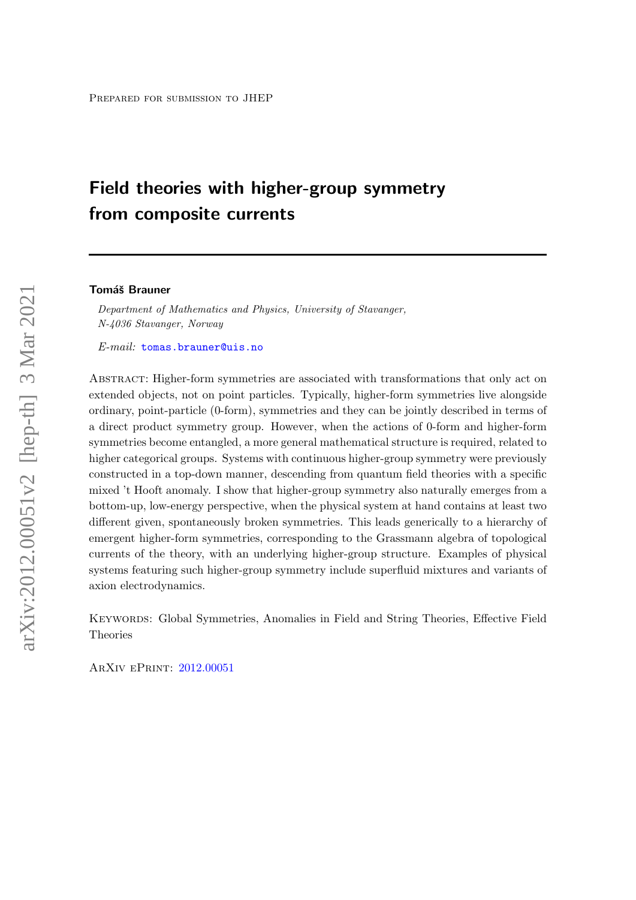Prepared for submission to JHEP

# Field theories with higher-group symmetry from composite currents

**Tomáš Brauner**

*Department of Mathematics and Physics, University of Stavanger, N-4036 Stavanger, Norway*

*E-mail:* tomas.brauner@uis.no

Abstract: Higher-form symmetries are associated with transformations that only act on extended objects, not on point particles. Typically, higher-form symmetries live alongside ordinary, point-particle (0-form), symmetries and they can be jointly described in terms of a direct product symmetry group. However, when the actions of 0-form and higher-form symmetries become entangled, a more general mathematical structure is required, related to higher categorical groups. Systems with continuous higher-group symmetry were previously constructed in a top-down manner, descending from quantum field theories with a specific mixed 't Hooft anomaly. I show that higher-group symmetry also naturally emerges from a bottom-up, low-energy perspective, when the physical system at hand contains at least two different given, spontaneously broken symmetries. This leads generically to a hierarchy of emergent higher-form symmetries, corresponding to the Grassmann algebra of topological currents of the theory, with an underlying higher-group structure. Examples of physical systems featuring such higher-group symmetry include superfluid mixtures and variants of axion electrodynamics.

Keywords: Global Symmetries, Anomalies in Field and String Theories, Effective Field Theories

ArXiv ePrint: 2012.00051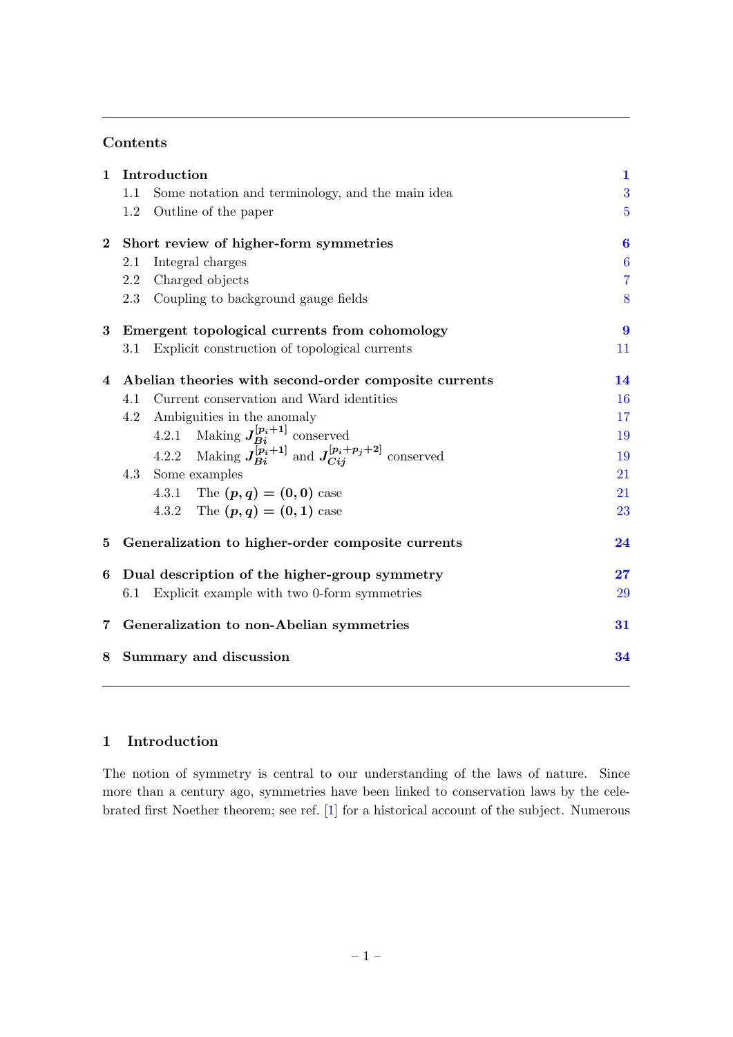## Contents

1 **Introduction** 1
  1.1 Some notation and terminology, and the main idea 3
  1.2 Outline of the paper 5

2 **Short review of higher-form symmetries** 6
  2.1 Integral charges 6
  2.2 Charged objects 7
  2.3 Coupling to background gauge fields 8

3 **Emergent topological currents from cohomology** 9
  3.1 Explicit construction of topological currents 11

4 **Abelian theories with second-order composite currents** 14
  4.1 Current conservation and Ward identities 16
  4.2 Ambiguities in the anomaly 17
    4.2.1 Making $J^{[p_i+1]}_{Bi}$ conserved 19
    4.2.2 Making $J^{[p_i+1]}_{Bi}$ and $J^{[p_i+p_j+2]}_{Cij}$ conserved 19
  4.3 Some examples 21
    4.3.1 The $(p,q)=(0,0)$ case 21
    4.3.2 The $(p,q)=(0,1)$ case 23

5 **Generalization to higher-order composite currents** 24

6 **Dual description of the higher-group symmetry** 27
  6.1 Explicit example with two 0-form symmetries 29

7 **Generalization to non-Abelian symmetries** 31

8 **Summary and discussion** 34

# 1 Introduction

The notion of symmetry is central to our understanding of the laws of nature. Since more than a century ago, symmetries have been linked to conservation laws by the celebrated first Noether theorem; see ref. [1] for a historical account of the subject. Numerous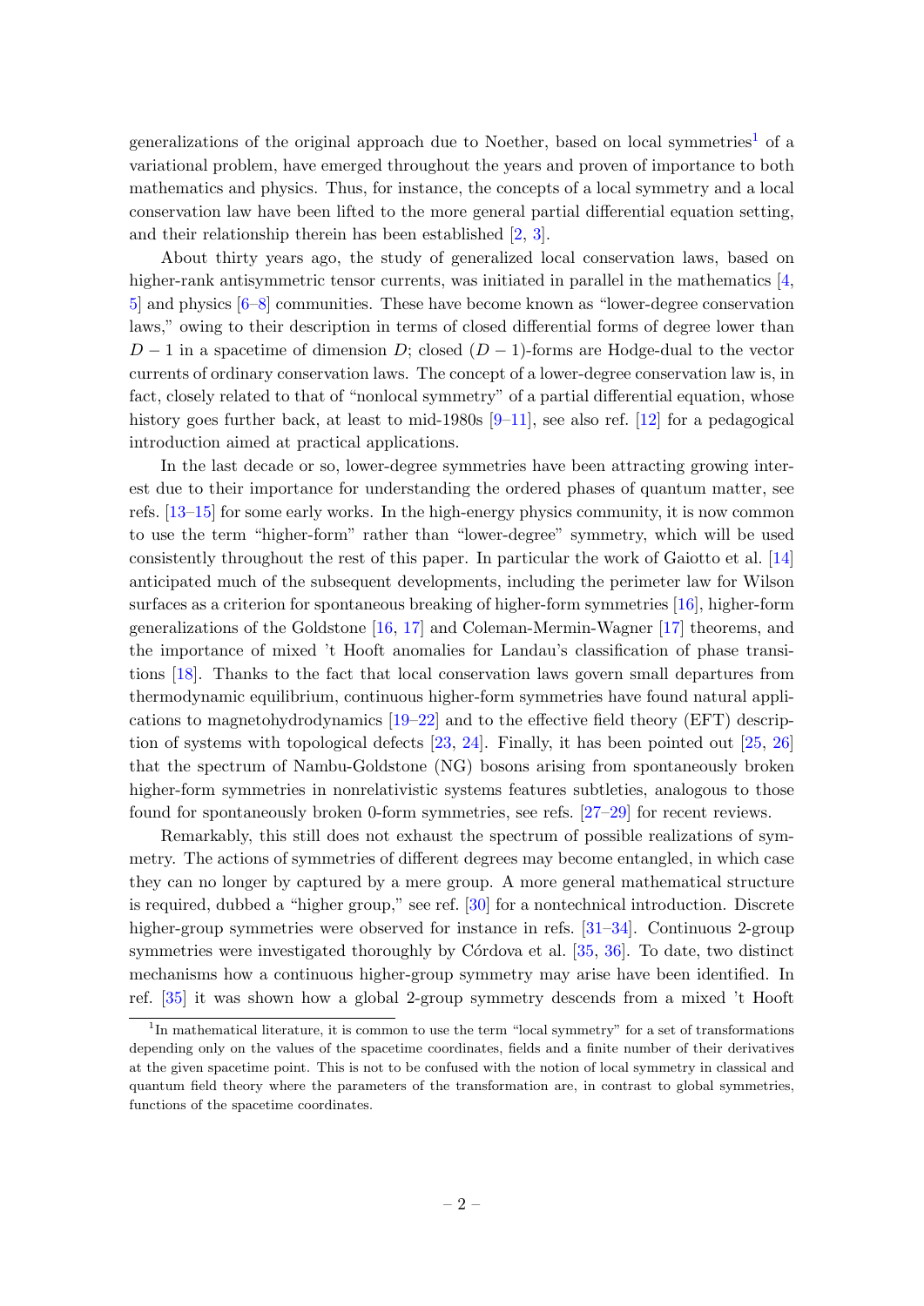generalizations of the original approach due to Noether, based on local symmetries[1] of a variational problem, have emerged throughout the years and proven of importance to both mathematics and physics. Thus, for instance, the concepts of a local symmetry and a local conservation law have been lifted to the more general partial differential equation setting, and their relationship therein has been established [2, 3].

About thirty years ago, the study of generalized local conservation laws, based on higher-rank antisymmetric tensor currents, was initiated in parallel in the mathematics [4, 5] and physics [6–8] communities. These have become known as "lower-degree conservation laws," owing to their description in terms of closed differential forms of degree lower than $D-1$ in a spacetime of dimension $D$; closed $(D-1)$-forms are Hodge-dual to the vector currents of ordinary conservation laws. The concept of a lower-degree conservation law is, in fact, closely related to that of "nonlocal symmetry" of a partial differential equation, whose history goes further back, at least to mid-1980s [9–11], see also ref. [12] for a pedagogical introduction aimed at practical applications.

In the last decade or so, lower-degree symmetries have been attracting growing interest due to their importance for understanding the ordered phases of quantum matter, see refs. [13–15] for some early works. In the high-energy physics community, it is now common to use the term "higher-form" rather than "lower-degree" symmetry, which will be used consistently throughout the rest of this paper. In particular the work of Gaiotto et al. [14] anticipated much of the subsequent developments, including the perimeter law for Wilson surfaces as a criterion for spontaneous breaking of higher-form symmetries [16], higher-form generalizations of the Goldstone [16, 17] and Coleman-Mermin-Wagner [17] theorems, and the importance of mixed 't Hooft anomalies for Landau's classification of phase transitions [18]. Thanks to the fact that local conservation laws govern small departures from thermodynamic equilibrium, continuous higher-form symmetries have found natural applications to magnetohydrodynamics [19–22] and to the effective field theory (EFT) description of systems with topological defects [23, 24]. Finally, it has been pointed out [25, 26] that the spectrum of Nambu-Goldstone (NG) bosons arising from spontaneously broken higher-form symmetries in nonrelativistic systems features subtleties, analogous to those found for spontaneously broken 0-form symmetries, see refs. [27–29] for recent reviews.

Remarkably, this still does not exhaust the spectrum of possible realizations of symmetry. The actions of symmetries of different degrees may become entangled, in which case they can no longer by captured by a mere group. A more general mathematical structure is required, dubbed a "higher group," see ref. [30] for a nontechnical introduction. Discrete higher-group symmetries were observed for instance in refs. [31–34]. Continuous 2-group symmetries were investigated thoroughly by Córdova et al. [35, 36]. To date, two distinct mechanisms how a continuous higher-group symmetry may arise have been identified. In ref. [35] it was shown how a global 2-group symmetry descends from a mixed 't Hooft

[1] In mathematical literature, it is common to use the term "local symmetry" for a set of transformations depending only on the values of the spacetime coordinates, fields and a finite number of their derivatives at the given spacetime point. This is not to be confused with the notion of local symmetry in classical and quantum field theory where the parameters of the transformation are, in contrast to global symmetries, functions of the spacetime coordinates.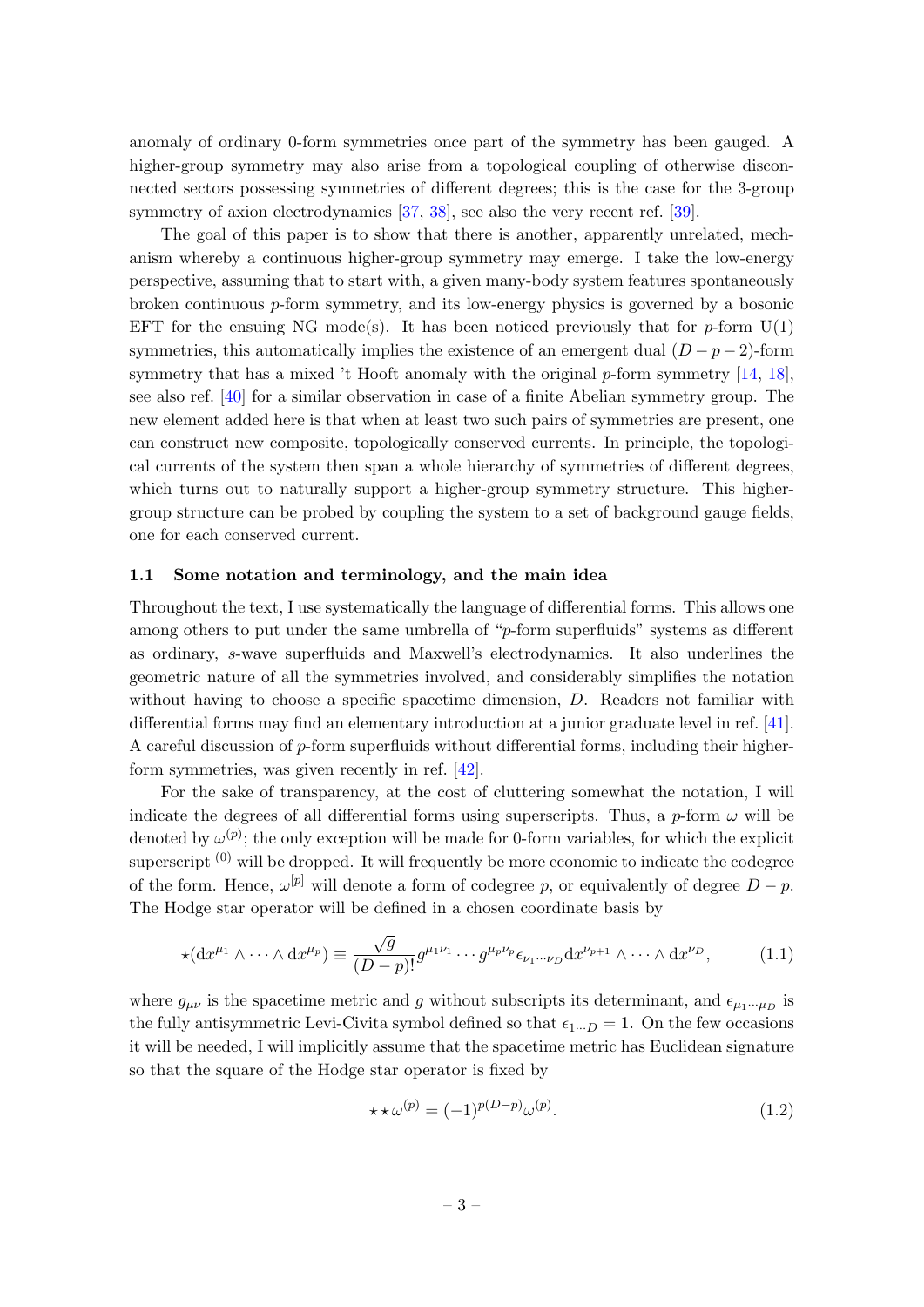anomaly of ordinary 0-form symmetries once part of the symmetry has been gauged. A higher-group symmetry may also arise from a topological coupling of otherwise disconnected sectors possessing symmetries of different degrees; this is the case for the 3-group symmetry of axion electrodynamics [37, 38], see also the very recent ref. [39].

The goal of this paper is to show that there is another, apparently unrelated, mechanism whereby a continuous higher-group symmetry may emerge. I take the low-energy perspective, assuming that to start with, a given many-body system features spontaneously broken continuous $p$-form symmetry, and its low-energy physics is governed by a bosonic EFT for the ensuing NG mode(s). It has been noticed previously that for $p$-form U(1) symmetries, this automatically implies the existence of an emergent dual $(D-p-2)$-form symmetry that has a mixed 't Hooft anomaly with the original $p$-form symmetry [14, 18], see also ref. [40] for a similar observation in case of a finite Abelian symmetry group. The new element added here is that when at least two such pairs of symmetries are present, one can construct new composite, topologically conserved currents. In principle, the topological currents of the system then span a whole hierarchy of symmetries of different degrees, which turns out to naturally support a higher-group symmetry structure. This higher-group structure can be probed by coupling the system to a set of background gauge fields, one for each conserved current.

### 1.1 Some notation and terminology, and the main idea

Throughout the text, I use systematically the language of differential forms. This allows one among others to put under the same umbrella of "$p$-form superfluids" systems as different as ordinary, $s$-wave superfluids and Maxwell's electrodynamics. It also underlines the geometric nature of all the symmetries involved, and considerably simplifies the notation without having to choose a specific spacetime dimension, $D$. Readers not familiar with differential forms may find an elementary introduction at a junior graduate level in ref. [41]. A careful discussion of $p$-form superfluids without differential forms, including their higher-form symmetries, was given recently in ref. [42].

For the sake of transparency, at the cost of cluttering somewhat the notation, I will indicate the degrees of all differential forms using superscripts. Thus, a $p$-form $\omega$ will be denoted by $\omega^{(p)}$; the only exception will be made for 0-form variables, for which the explicit superscript $^{(0)}$ will be dropped. It will frequently be more economic to indicate the codegree of the form. Hence, $\omega^{[p]}$ will denote a form of codegree $p$, or equivalently of degree $D-p$. The Hodge star operator will be defined in a chosen coordinate basis by

$$\star(\mathrm{d}x^{\mu_1}\wedge\dots\wedge\mathrm{d}x^{\mu_p}) \equiv \frac{\sqrt{g}}{(D-p)!}g^{\mu_1\nu_1}\cdots g^{\mu_p\nu_p}\epsilon_{\nu_1\cdots\nu_D}\mathrm{d}x^{\nu_{p+1}}\wedge\dots\wedge\mathrm{d}x^{\nu_D}, \tag{1.1}$$

where $g_{\mu\nu}$ is the spacetime metric and $g$ without subscripts its determinant, and $\epsilon_{\mu_1\cdots\mu_D}$ is the fully antisymmetric Levi-Civita symbol defined so that $\epsilon_{1\dots D}=1$. On the few occasions it will be needed, I will implicitly assume that the spacetime metric has Euclidean signature so that the square of the Hodge star operator is fixed by

$$\star\star\,\omega^{(p)} = (-1)^{p(D-p)}\omega^{(p)}. \tag{1.2}$$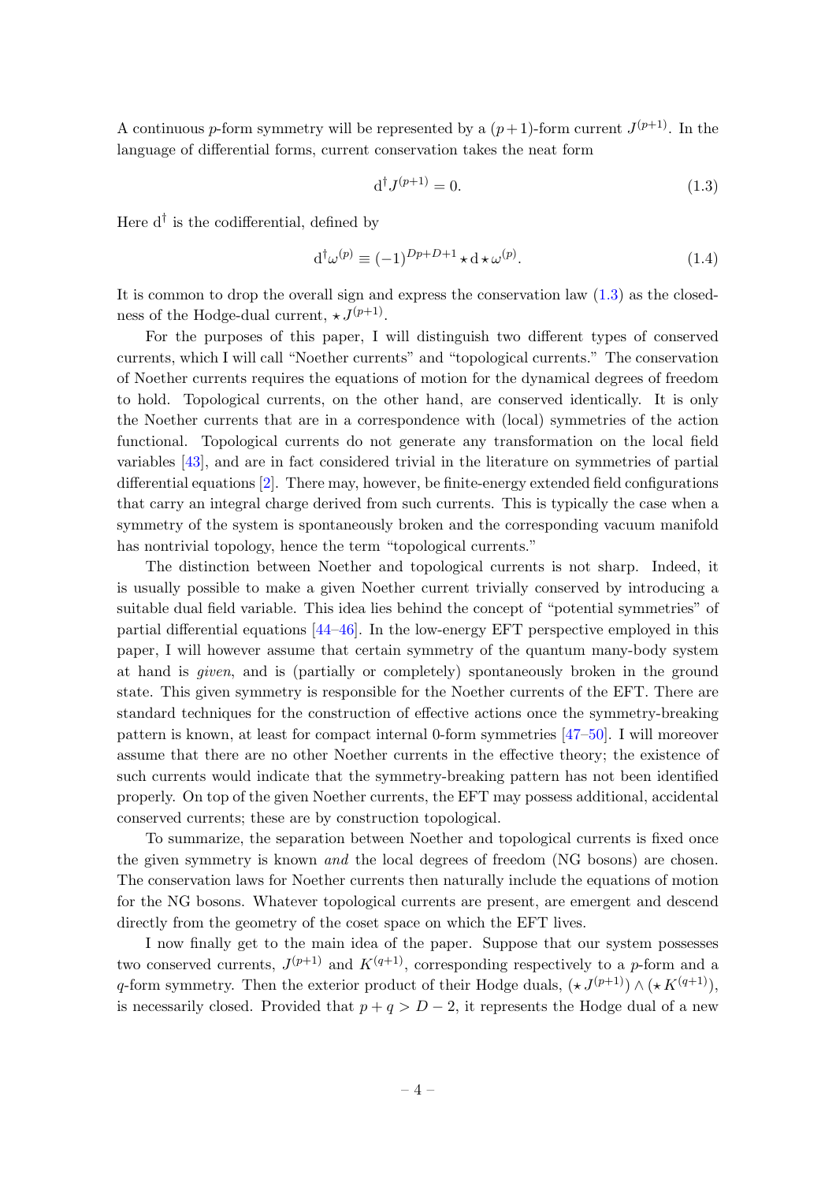A continuous $p$-form symmetry will be represented by a $(p+1)$-form current $J^{(p+1)}$. In the language of differential forms, current conservation takes the neat form

$$\mathrm{d}^\dagger J^{(p+1)} = 0. \tag{1.3}$$

Here $\mathrm{d}^\dagger$ is the codifferential, defined by

$$\mathrm{d}^\dagger \omega^{(p)} \equiv (-1)^{Dp+D+1} \star \mathrm{d} \star \omega^{(p)}. \tag{1.4}$$

It is common to drop the overall sign and express the conservation law (1.3) as the closedness of the Hodge-dual current, $\star J^{(p+1)}$.

For the purposes of this paper, I will distinguish two different types of conserved currents, which I will call "Noether currents" and "topological currents." The conservation of Noether currents requires the equations of motion for the dynamical degrees of freedom to hold. Topological currents, on the other hand, are conserved identically. It is only the Noether currents that are in a correspondence with (local) symmetries of the action functional. Topological currents do not generate any transformation on the local field variables [43], and are in fact considered trivial in the literature on symmetries of partial differential equations [2]. There may, however, be finite-energy extended field configurations that carry an integral charge derived from such currents. This is typically the case when a symmetry of the system is spontaneously broken and the corresponding vacuum manifold has nontrivial topology, hence the term "topological currents."

The distinction between Noether and topological currents is not sharp. Indeed, it is usually possible to make a given Noether current trivially conserved by introducing a suitable dual field variable. This idea lies behind the concept of "potential symmetries" of partial differential equations [44–46]. In the low-energy EFT perspective employed in this paper, I will however assume that certain symmetry of the quantum many-body system at hand is *given*, and is (partially or completely) spontaneously broken in the ground state. This given symmetry is responsible for the Noether currents of the EFT. There are standard techniques for the construction of effective actions once the symmetry-breaking pattern is known, at least for compact internal 0-form symmetries [47–50]. I will moreover assume that there are no other Noether currents in the effective theory; the existence of such currents would indicate that the symmetry-breaking pattern has not been identified properly. On top of the given Noether currents, the EFT may possess additional, accidental conserved currents; these are by construction topological.

To summarize, the separation between Noether and topological currents is fixed once the given symmetry is known *and* the local degrees of freedom (NG bosons) are chosen. The conservation laws for Noether currents then naturally include the equations of motion for the NG bosons. Whatever topological currents are present, are emergent and descend directly from the geometry of the coset space on which the EFT lives.

I now finally get to the main idea of the paper. Suppose that our system possesses two conserved currents, $J^{(p+1)}$ and $K^{(q+1)}$, corresponding respectively to a $p$-form and a $q$-form symmetry. Then the exterior product of their Hodge duals, $(\star J^{(p+1)}) \wedge (\star K^{(q+1)})$, is necessarily closed. Provided that $p+q > D-2$, it represents the Hodge dual of a new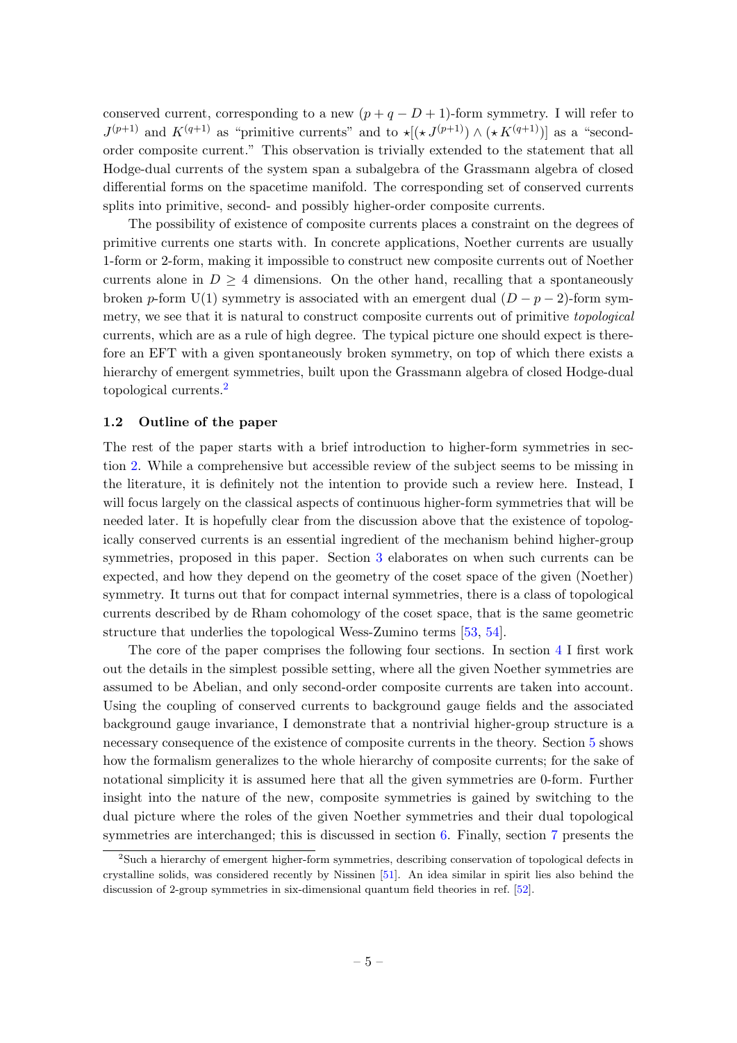conserved current, corresponding to a new $(p+q-D+1)$-form symmetry. I will refer to $J^{(p+1)}$ and $K^{(q+1)}$ as "primitive currents" and to $\star[(\star J^{(p+1)}) \wedge (\star K^{(q+1)})]$ as a "second-order composite current." This observation is trivially extended to the statement that all Hodge-dual currents of the system span a subalgebra of the Grassmann algebra of closed differential forms on the spacetime manifold. The corresponding set of conserved currents splits into primitive, second- and possibly higher-order composite currents.

The possibility of existence of composite currents places a constraint on the degrees of primitive currents one starts with. In concrete applications, Noether currents are usually 1-form or 2-form, making it impossible to construct new composite currents out of Noether currents alone in $D \geq 4$ dimensions. On the other hand, recalling that a spontaneously broken $p$-form U(1) symmetry is associated with an emergent dual $(D-p-2)$-form symmetry, we see that it is natural to construct composite currents out of primitive *topological* currents, which are as a rule of high degree. The typical picture one should expect is therefore an EFT with a given spontaneously broken symmetry, on top of which there exists a hierarchy of emergent symmetries, built upon the Grassmann algebra of closed Hodge-dual topological currents.[2]

### 1.2 Outline of the paper

The rest of the paper starts with a brief introduction to higher-form symmetries in section 2. While a comprehensive but accessible review of the subject seems to be missing in the literature, it is definitely not the intention to provide such a review here. Instead, I will focus largely on the classical aspects of continuous higher-form symmetries that will be needed later. It is hopefully clear from the discussion above that the existence of topologically conserved currents is an essential ingredient of the mechanism behind higher-group symmetries, proposed in this paper. Section 3 elaborates on when such currents can be expected, and how they depend on the geometry of the coset space of the given (Noether) symmetry. It turns out that for compact internal symmetries, there is a class of topological currents described by de Rham cohomology of the coset space, that is the same geometric structure that underlies the topological Wess-Zumino terms [53, 54].

The core of the paper comprises the following four sections. In section 4 I first work out the details in the simplest possible setting, where all the given Noether symmetries are assumed to be Abelian, and only second-order composite currents are taken into account. Using the coupling of conserved currents to background gauge fields and the associated background gauge invariance, I demonstrate that a nontrivial higher-group structure is a necessary consequence of the existence of composite currents in the theory. Section 5 shows how the formalism generalizes to the whole hierarchy of composite currents; for the sake of notational simplicity it is assumed here that all the given symmetries are 0-form. Further insight into the nature of the new, composite symmetries is gained by switching to the dual picture where the roles of the given Noether symmetries and their dual topological symmetries are interchanged; this is discussed in section 6. Finally, section 7 presents the

[2] Such a hierarchy of emergent higher-form symmetries, describing conservation of topological defects in crystalline solids, was considered recently by Nissinen [51]. An idea similar in spirit lies also behind the discussion of 2-group symmetries in six-dimensional quantum field theories in ref. [52].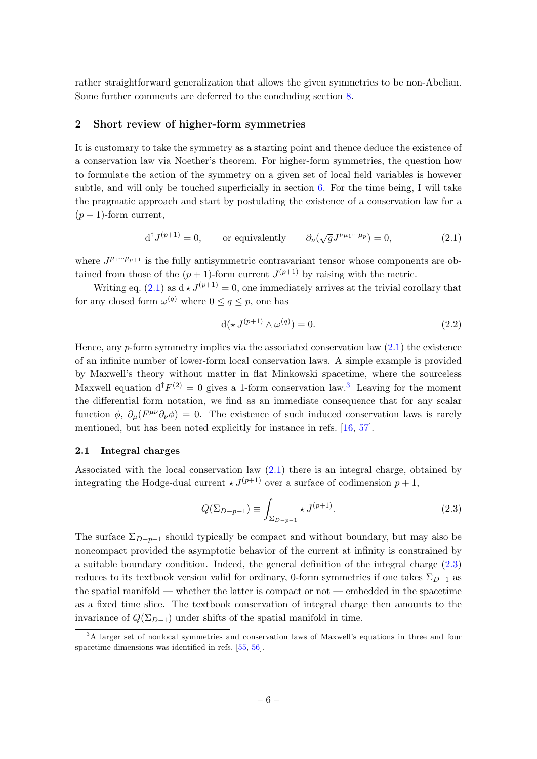rather straightforward generalization that allows the given symmetries to be non-Abelian. Some further comments are deferred to the concluding section 8.

## 2 Short review of higher-form symmetries

It is customary to take the symmetry as a starting point and thence deduce the existence of a conservation law via Noether's theorem. For higher-form symmetries, the question how to formulate the action of the symmetry on a given set of local field variables is however subtle, and will only be touched superficially in section 6. For the time being, I will take the pragmatic approach and start by postulating the existence of a conservation law for a $(p+1)$-form current,

$$\mathrm{d}^\dagger J^{(p+1)} = 0, \qquad \text{or equivalently} \qquad \partial_\nu(\sqrt{g} J^{\nu\mu_1\cdots\mu_p}) = 0, \tag{2.1}$$

where $J^{\mu_1\cdots\mu_{p+1}}$ is the fully antisymmetric contravariant tensor whose components are obtained from those of the $(p+1)$-form current $J^{(p+1)}$ by raising with the metric.

Writing eq. (2.1) as $\mathrm{d}\star J^{(p+1)} = 0$, one immediately arrives at the trivial corollary that for any closed form $\omega^{(q)}$ where $0 \leq q \leq p$, one has

$$\mathrm{d}(\star J^{(p+1)} \wedge \omega^{(q)}) = 0. \tag{2.2}$$

Hence, any $p$-form symmetry implies via the associated conservation law (2.1) the existence of an infinite number of lower-form local conservation laws. A simple example is provided by Maxwell's theory without matter in flat Minkowski spacetime, where the sourceless Maxwell equation $\mathrm{d}^\dagger F^{(2)} = 0$ gives a 1-form conservation law.[3] Leaving for the moment the differential form notation, we find as an immediate consequence that for any scalar function $\phi$, $\partial_\mu(F^{\mu\nu}\partial_\nu\phi) = 0$. The existence of such induced conservation laws is rarely mentioned, but has been noted explicitly for instance in refs. [16, 57].

### 2.1 Integral charges

Associated with the local conservation law (2.1) there is an integral charge, obtained by integrating the Hodge-dual current $\star J^{(p+1)}$ over a surface of codimension $p+1$,

$$Q(\Sigma_{D-p-1}) \equiv \int_{\Sigma_{D-p-1}} \star J^{(p+1)}. \tag{2.3}$$

The surface $\Sigma_{D-p-1}$ should typically be compact and without boundary, but may also be noncompact provided the asymptotic behavior of the current at infinity is constrained by a suitable boundary condition. Indeed, the general definition of the integral charge (2.3) reduces to its textbook version valid for ordinary, 0-form symmetries if one takes $\Sigma_{D-1}$ as the spatial manifold — whether the latter is compact or not — embedded in the spacetime as a fixed time slice. The textbook conservation of integral charge then amounts to the invariance of $Q(\Sigma_{D-1})$ under shifts of the spatial manifold in time.

[3] A larger set of nonlocal symmetries and conservation laws of Maxwell's equations in three and four spacetime dimensions was identified in refs. [55, 56].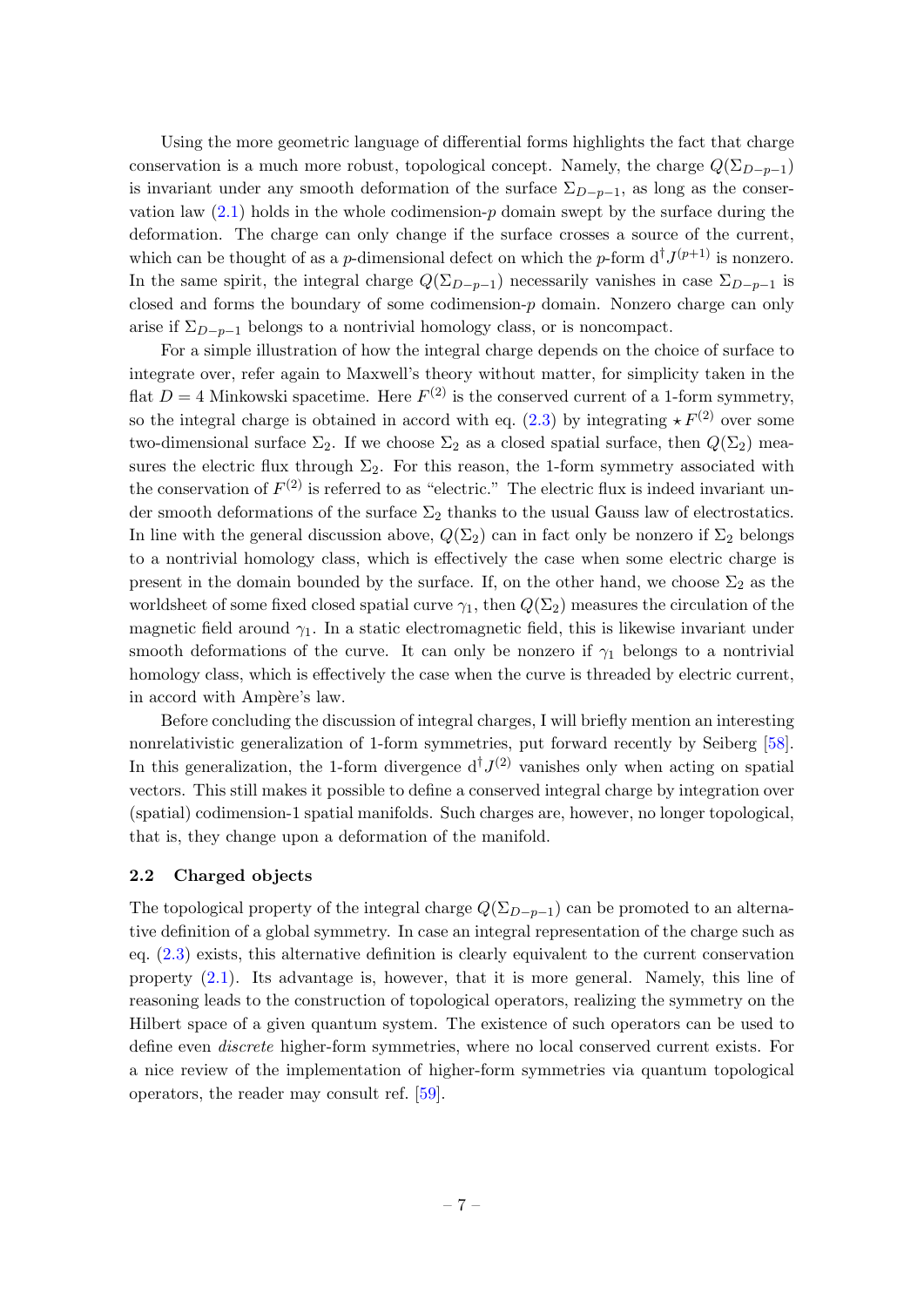Using the more geometric language of differential forms highlights the fact that charge conservation is a much more robust, topological concept. Namely, the charge $Q(\Sigma_{D-p-1})$ is invariant under any smooth deformation of the surface $\Sigma_{D-p-1}$, as long as the conservation law (2.1) holds in the whole codimension-$p$ domain swept by the surface during the deformation. The charge can only change if the surface crosses a source of the current, which can be thought of as a $p$-dimensional defect on which the $p$-form $\mathrm{d}^\dagger J^{(p+1)}$ is nonzero. In the same spirit, the integral charge $Q(\Sigma_{D-p-1})$ necessarily vanishes in case $\Sigma_{D-p-1}$ is closed and forms the boundary of some codimension-$p$ domain. Nonzero charge can only arise if $\Sigma_{D-p-1}$ belongs to a nontrivial homology class, or is noncompact.

For a simple illustration of how the integral charge depends on the choice of surface to integrate over, refer again to Maxwell's theory without matter, for simplicity taken in the flat $D = 4$ Minkowski spacetime. Here $F^{(2)}$ is the conserved current of a 1-form symmetry, so the integral charge is obtained in accord with eq. (2.3) by integrating $\star F^{(2)}$ over some two-dimensional surface $\Sigma_2$. If we choose $\Sigma_2$ as a closed spatial surface, then $Q(\Sigma_2)$ measures the electric flux through $\Sigma_2$. For this reason, the 1-form symmetry associated with the conservation of $F^{(2)}$ is referred to as "electric." The electric flux is indeed invariant under smooth deformations of the surface $\Sigma_2$ thanks to the usual Gauss law of electrostatics. In line with the general discussion above, $Q(\Sigma_2)$ can in fact only be nonzero if $\Sigma_2$ belongs to a nontrivial homology class, which is effectively the case when some electric charge is present in the domain bounded by the surface. If, on the other hand, we choose $\Sigma_2$ as the worldsheet of some fixed closed spatial curve $\gamma_1$, then $Q(\Sigma_2)$ measures the circulation of the magnetic field around $\gamma_1$. In a static electromagnetic field, this is likewise invariant under smooth deformations of the curve. It can only be nonzero if $\gamma_1$ belongs to a nontrivial homology class, which is effectively the case when the curve is threaded by electric current, in accord with Ampère's law.

Before concluding the discussion of integral charges, I will briefly mention an interesting nonrelativistic generalization of 1-form symmetries, put forward recently by Seiberg [58]. In this generalization, the 1-form divergence $\mathrm{d}^\dagger J^{(2)}$ vanishes only when acting on spatial vectors. This still makes it possible to define a conserved integral charge by integration over (spatial) codimension-1 spatial manifolds. Such charges are, however, no longer topological, that is, they change upon a deformation of the manifold.

### 2.2 Charged objects

The topological property of the integral charge $Q(\Sigma_{D-p-1})$ can be promoted to an alternative definition of a global symmetry. In case an integral representation of the charge such as eq. (2.3) exists, this alternative definition is clearly equivalent to the current conservation property (2.1). Its advantage is, however, that it is more general. Namely, this line of reasoning leads to the construction of topological operators, realizing the symmetry on the Hilbert space of a given quantum system. The existence of such operators can be used to define even *discrete* higher-form symmetries, where no local conserved current exists. For a nice review of the implementation of higher-form symmetries via quantum topological operators, the reader may consult ref. [59].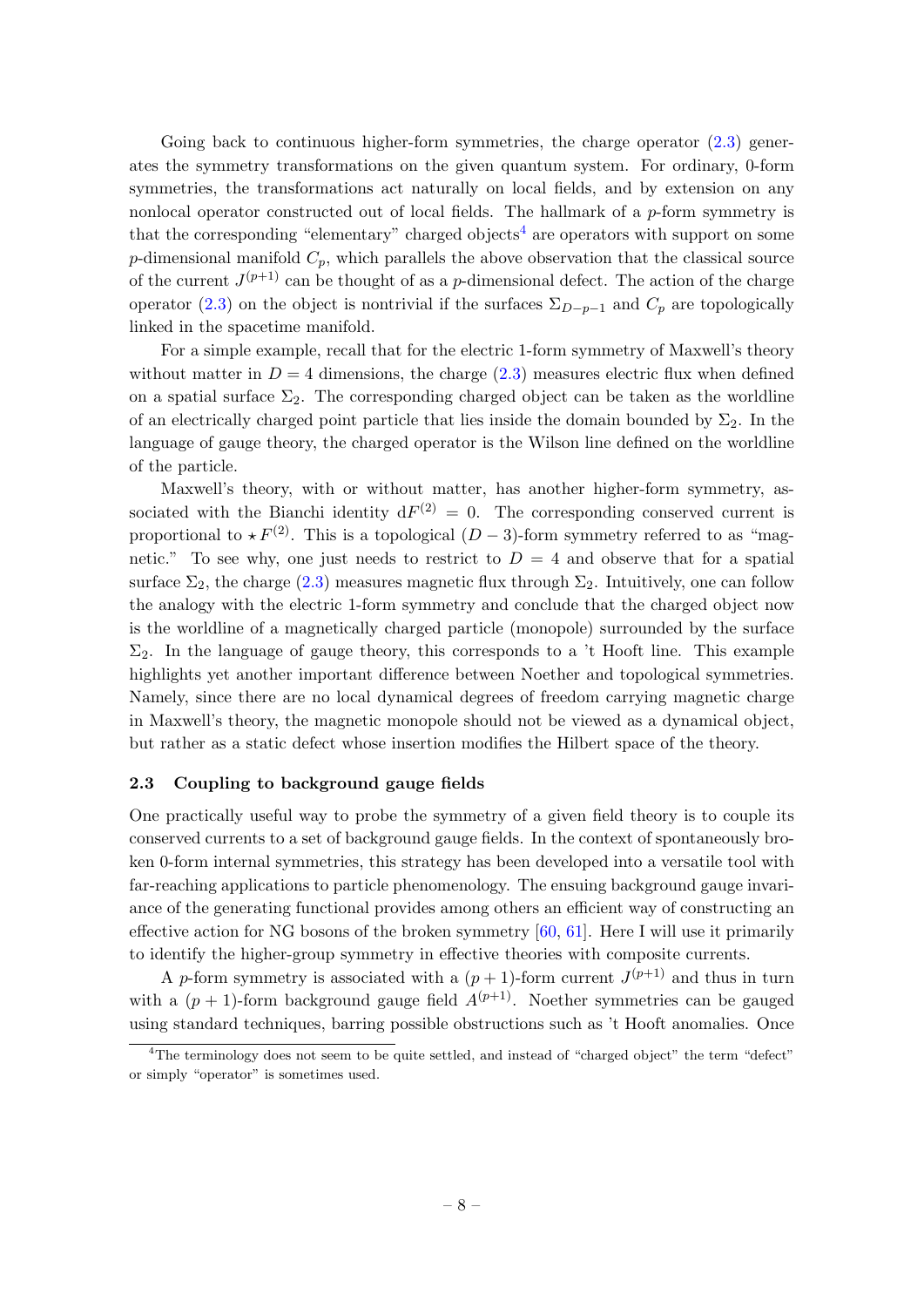Going back to continuous higher-form symmetries, the charge operator (2.3) generates the symmetry transformations on the given quantum system. For ordinary, 0-form symmetries, the transformations act naturally on local fields, and by extension on any nonlocal operator constructed out of local fields. The hallmark of a $p$-form symmetry is that the corresponding "elementary" charged objects[4] are operators with support on some $p$-dimensional manifold $C_p$, which parallels the above observation that the classical source of the current $J^{(p+1)}$ can be thought of as a $p$-dimensional defect. The action of the charge operator (2.3) on the object is nontrivial if the surfaces $\Sigma_{D-p-1}$ and $C_p$ are topologically linked in the spacetime manifold.

For a simple example, recall that for the electric 1-form symmetry of Maxwell's theory without matter in $D = 4$ dimensions, the charge (2.3) measures electric flux when defined on a spatial surface $\Sigma_2$. The corresponding charged object can be taken as the worldline of an electrically charged point particle that lies inside the domain bounded by $\Sigma_2$. In the language of gauge theory, the charged operator is the Wilson line defined on the worldline of the particle.

Maxwell's theory, with or without matter, has another higher-form symmetry, associated with the Bianchi identity $\mathrm{d}F^{(2)} = 0$. The corresponding conserved current is proportional to $\star F^{(2)}$. This is a topological $(D-3)$-form symmetry referred to as "magnetic." To see why, one just needs to restrict to $D = 4$ and observe that for a spatial surface $\Sigma_2$, the charge (2.3) measures magnetic flux through $\Sigma_2$. Intuitively, one can follow the analogy with the electric 1-form symmetry and conclude that the charged object now is the worldline of a magnetically charged particle (monopole) surrounded by the surface $\Sigma_2$. In the language of gauge theory, this corresponds to a 't Hooft line. This example highlights yet another important difference between Noether and topological symmetries. Namely, since there are no local dynamical degrees of freedom carrying magnetic charge in Maxwell's theory, the magnetic monopole should not be viewed as a dynamical object, but rather as a static defect whose insertion modifies the Hilbert space of the theory.

### 2.3 Coupling to background gauge fields

One practically useful way to probe the symmetry of a given field theory is to couple its conserved currents to a set of background gauge fields. In the context of spontaneously broken 0-form internal symmetries, this strategy has been developed into a versatile tool with far-reaching applications to particle phenomenology. The ensuing background gauge invariance of the generating functional provides among others an efficient way of constructing an effective action for NG bosons of the broken symmetry [60, 61]. Here I will use it primarily to identify the higher-group symmetry in effective theories with composite currents.

A $p$-form symmetry is associated with a $(p+1)$-form current $J^{(p+1)}$ and thus in turn with a $(p+1)$-form background gauge field $A^{(p+1)}$. Noether symmetries can be gauged using standard techniques, barring possible obstructions such as 't Hooft anomalies. Once

[4] The terminology does not seem to be quite settled, and instead of "charged object" the term "defect" or simply "operator" is sometimes used.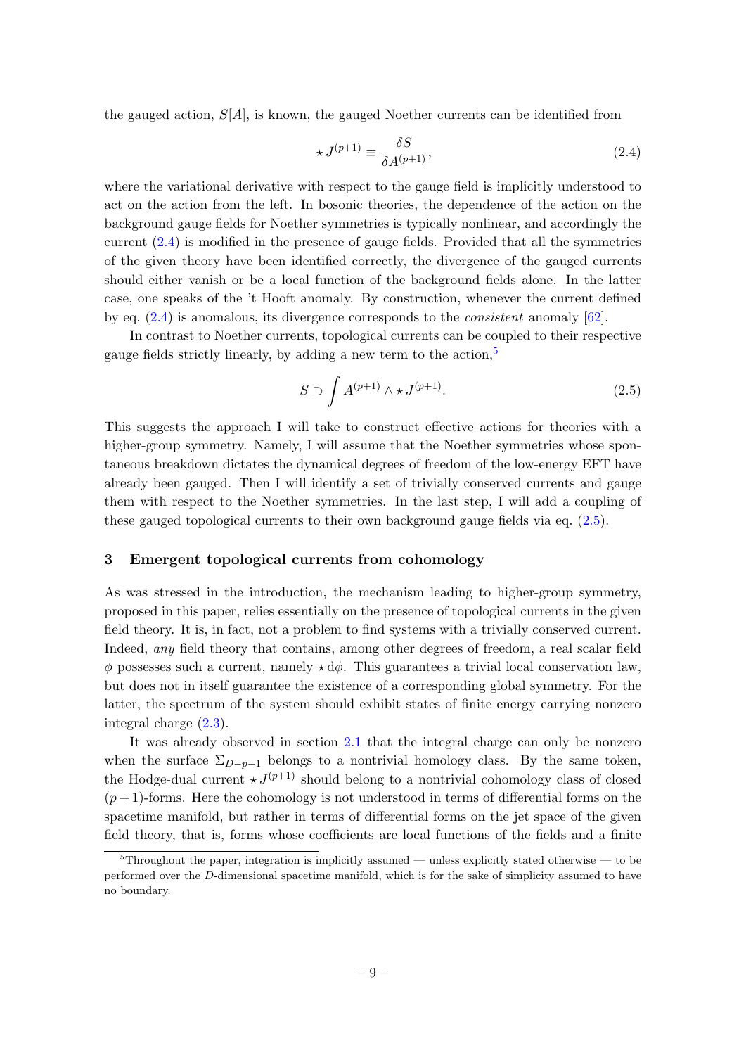the gauged action, $S[A]$, is known, the gauged Noether currents can be identified from

$$\star J^{(p+1)} \equiv \frac{\delta S}{\delta A^{(p+1)}}, \tag{2.4}$$

where the variational derivative with respect to the gauge field is implicitly understood to act on the action from the left. In bosonic theories, the dependence of the action on the background gauge fields for Noether symmetries is typically nonlinear, and accordingly the current (2.4) is modified in the presence of gauge fields. Provided that all the symmetries of the given theory have been identified correctly, the divergence of the gauged currents should either vanish or be a local function of the background fields alone. In the latter case, one speaks of the 't Hooft anomaly. By construction, whenever the current defined by eq. (2.4) is anomalous, its divergence corresponds to the *consistent* anomaly [62].

In contrast to Noether currents, topological currents can be coupled to their respective gauge fields strictly linearly, by adding a new term to the action,[5]

$$S \supset \int A^{(p+1)} \wedge \star J^{(p+1)}. \tag{2.5}$$

This suggests the approach I will take to construct effective actions for theories with a higher-group symmetry. Namely, I will assume that the Noether symmetries whose spontaneous breakdown dictates the dynamical degrees of freedom of the low-energy EFT have already been gauged. Then I will identify a set of trivially conserved currents and gauge them with respect to the Noether symmetries. In the last step, I will add a coupling of these gauged topological currents to their own background gauge fields via eq. (2.5).

## 3 Emergent topological currents from cohomology

As was stressed in the introduction, the mechanism leading to higher-group symmetry, proposed in this paper, relies essentially on the presence of topological currents in the given field theory. It is, in fact, not a problem to find systems with a trivially conserved current. Indeed, *any* field theory that contains, among other degrees of freedom, a real scalar field $\phi$ possesses such a current, namely $\star \mathrm{d}\phi$. This guarantees a trivial local conservation law, but does not in itself guarantee the existence of a corresponding global symmetry. For the latter, the spectrum of the system should exhibit states of finite energy carrying nonzero integral charge (2.3).

It was already observed in section 2.1 that the integral charge can only be nonzero when the surface $\Sigma_{D-p-1}$ belongs to a nontrivial homology class. By the same token, the Hodge-dual current $\star J^{(p+1)}$ should belong to a nontrivial cohomology class of closed $(p+1)$-forms. Here the cohomology is not understood in terms of differential forms on the spacetime manifold, but rather in terms of differential forms on the jet space of the given field theory, that is, forms whose coefficients are local functions of the fields and a finite

[5] Throughout the paper, integration is implicitly assumed — unless explicitly stated otherwise — to be performed over the $D$-dimensional spacetime manifold, which is for the sake of simplicity assumed to have no boundary.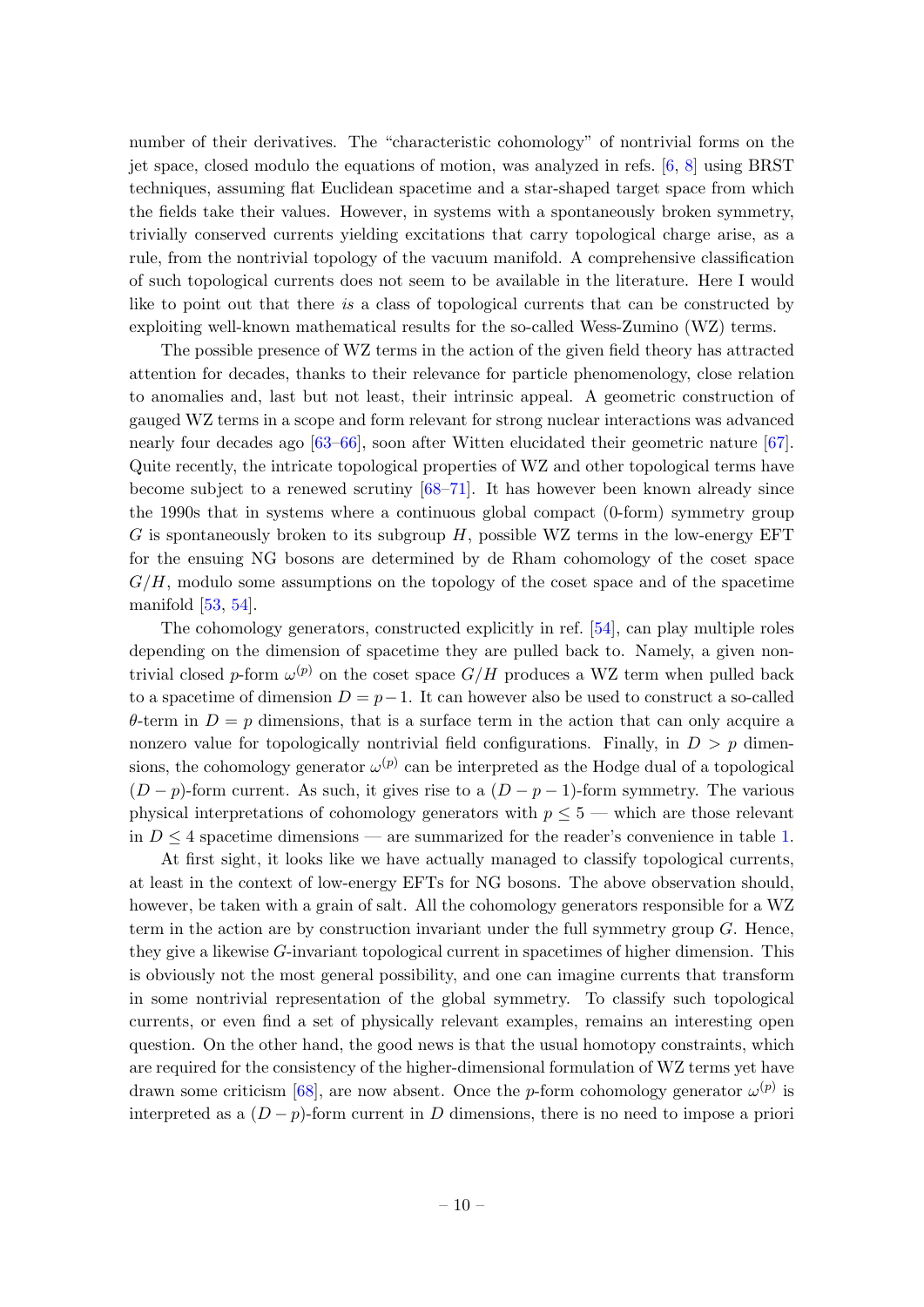number of their derivatives. The "characteristic cohomology" of nontrivial forms on the jet space, closed modulo the equations of motion, was analyzed in refs. [6, 8] using BRST techniques, assuming flat Euclidean spacetime and a star-shaped target space from which the fields take their values. However, in systems with a spontaneously broken symmetry, trivially conserved currents yielding excitations that carry topological charge arise, as a rule, from the nontrivial topology of the vacuum manifold. A comprehensive classification of such topological currents does not seem to be available in the literature. Here I would like to point out that there *is* a class of topological currents that can be constructed by exploiting well-known mathematical results for the so-called Wess-Zumino (WZ) terms.

The possible presence of WZ terms in the action of the given field theory has attracted attention for decades, thanks to their relevance for particle phenomenology, close relation to anomalies and, last but not least, their intrinsic appeal. A geometric construction of gauged WZ terms in a scope and form relevant for strong nuclear interactions was advanced nearly four decades ago [63–66], soon after Witten elucidated their geometric nature [67]. Quite recently, the intricate topological properties of WZ and other topological terms have become subject to a renewed scrutiny [68–71]. It has however been known already since the 1990s that in systems where a continuous global compact (0-form) symmetry group $G$ is spontaneously broken to its subgroup $H$, possible WZ terms in the low-energy EFT for the ensuing NG bosons are determined by de Rham cohomology of the coset space $G/H$, modulo some assumptions on the topology of the coset space and of the spacetime manifold [53, 54].

The cohomology generators, constructed explicitly in ref. [54], can play multiple roles depending on the dimension of spacetime they are pulled back to. Namely, a given nontrivial closed $p$-form $\omega^{(p)}$ on the coset space $G/H$ produces a WZ term when pulled back to a spacetime of dimension $D = p-1$. It can however also be used to construct a so-called $\theta$-term in $D = p$ dimensions, that is a surface term in the action that can only acquire a nonzero value for topologically nontrivial field configurations. Finally, in $D > p$ dimensions, the cohomology generator $\omega^{(p)}$ can be interpreted as the Hodge dual of a topological $(D-p)$-form current. As such, it gives rise to a $(D-p-1)$-form symmetry. The various physical interpretations of cohomology generators with $p \leq 5$ — which are those relevant in $D \leq 4$ spacetime dimensions — are summarized for the reader's convenience in table 1.

At first sight, it looks like we have actually managed to classify topological currents, at least in the context of low-energy EFTs for NG bosons. The above observation should, however, be taken with a grain of salt. All the cohomology generators responsible for a WZ term in the action are by construction invariant under the full symmetry group $G$. Hence, they give a likewise $G$-invariant topological current in spacetimes of higher dimension. This is obviously not the most general possibility, and one can imagine currents that transform in some nontrivial representation of the global symmetry. To classify such topological currents, or even find a set of physically relevant examples, remains an interesting open question. On the other hand, the good news is that the usual homotopy constraints, which are required for the consistency of the higher-dimensional formulation of WZ terms yet have drawn some criticism [68], are now absent. Once the $p$-form cohomology generator $\omega^{(p)}$ is interpreted as a $(D-p)$-form current in $D$ dimensions, there is no need to impose a priori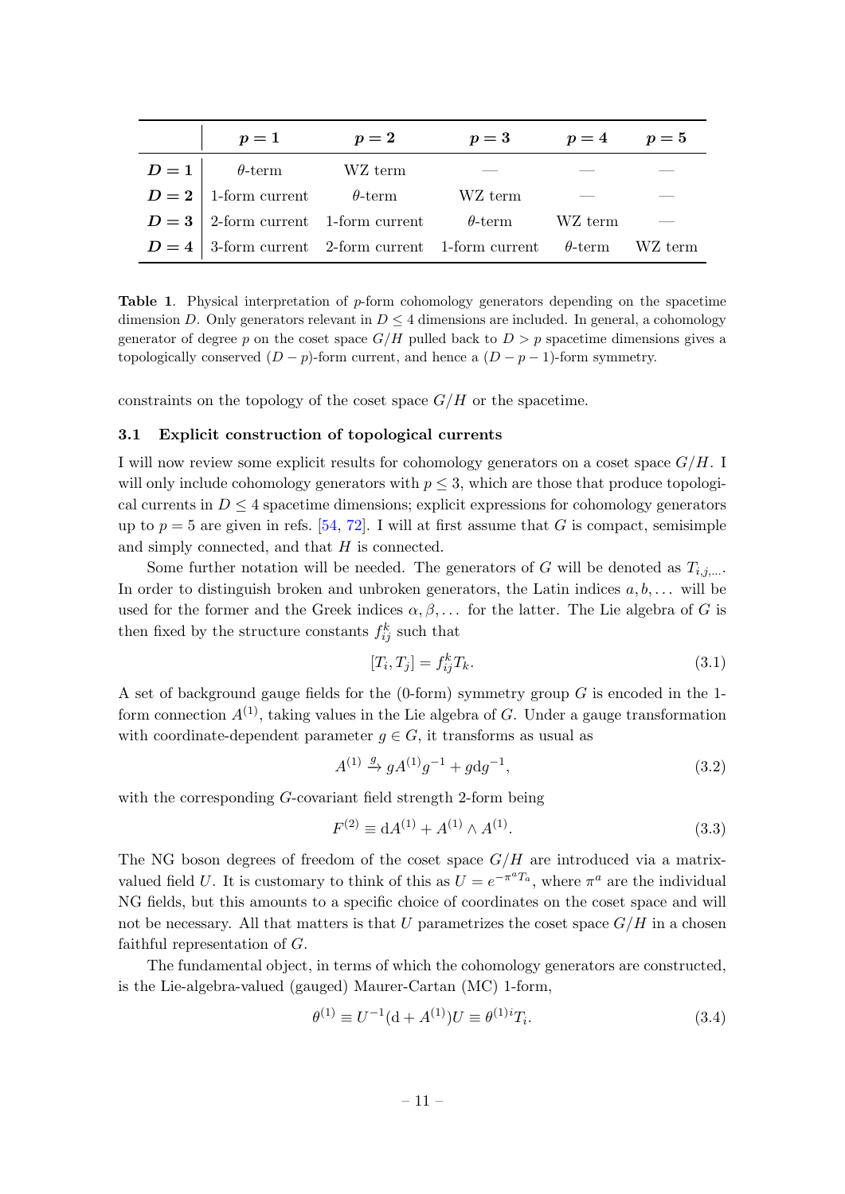| | $p=1$ | $p=2$ | $p=3$ | $p=4$ | $p=5$ |
|---|---|---|---|---|---|
| $D=1$ | $\theta$-term | WZ term | — | — | — |
| $D=2$ | 1-form current | $\theta$-term | WZ term | — | — |
| $D=3$ | 2-form current | 1-form current | $\theta$-term | WZ term | — |
| $D=4$ | 3-form current | 2-form current | 1-form current | $\theta$-term | WZ term |

**Table 1**. Physical interpretation of $p$-form cohomology generators depending on the spacetime dimension $D$. Only generators relevant in $D \leq 4$ dimensions are included. In general, a cohomology generator of degree $p$ on the coset space $G/H$ pulled back to $D > p$ spacetime dimensions gives a topologically conserved $(D-p)$-form current, and hence a $(D-p-1)$-form symmetry.

constraints on the topology of the coset space $G/H$ or the spacetime.

### 3.1 Explicit construction of topological currents

I will now review some explicit results for cohomology generators on a coset space $G/H$. I will only include cohomology generators with $p \leq 3$, which are those that produce topological currents in $D \leq 4$ spacetime dimensions; explicit expressions for cohomology generators up to $p = 5$ are given in refs. [54, 72]. I will at first assume that $G$ is compact, semisimple and simply connected, and that $H$ is connected.

Some further notation will be needed. The generators of $G$ will be denoted as $T_{i,j,\ldots}$. In order to distinguish broken and unbroken generators, the Latin indices $a, b, \ldots$ will be used for the former and the Greek indices $\alpha, \beta, \ldots$ for the latter. The Lie algebra of $G$ is then fixed by the structure constants $f^k_{ij}$ such that

$$[T_i, T_j] = f^k_{ij} T_k. \tag{3.1}$$

A set of background gauge fields for the (0-form) symmetry group $G$ is encoded in the 1-form connection $A^{(1)}$, taking values in the Lie algebra of $G$. Under a gauge transformation with coordinate-dependent parameter $g \in G$, it transforms as usual as

$$A^{(1)} \xrightarrow{g} g A^{(1)} g^{-1} + g \mathrm{d} g^{-1}, \tag{3.2}$$

with the corresponding $G$-covariant field strength 2-form being

$$F^{(2)} \equiv \mathrm{d}A^{(1)} + A^{(1)} \wedge A^{(1)}. \tag{3.3}$$

The NG boson degrees of freedom of the coset space $G/H$ are introduced via a matrix-valued field $U$. It is customary to think of this as $U = e^{-\pi^a T_a}$, where $\pi^a$ are the individual NG fields, but this amounts to a specific choice of coordinates on the coset space and will not be necessary. All that matters is that $U$ parametrizes the coset space $G/H$ in a chosen faithful representation of $G$.

The fundamental object, in terms of which the cohomology generators are constructed, is the Lie-algebra-valued (gauged) Maurer-Cartan (MC) 1-form,

$$\theta^{(1)} \equiv U^{-1}(\mathrm{d} + A^{(1)})U \equiv \theta^{(1)i} T_i. \tag{3.4}$$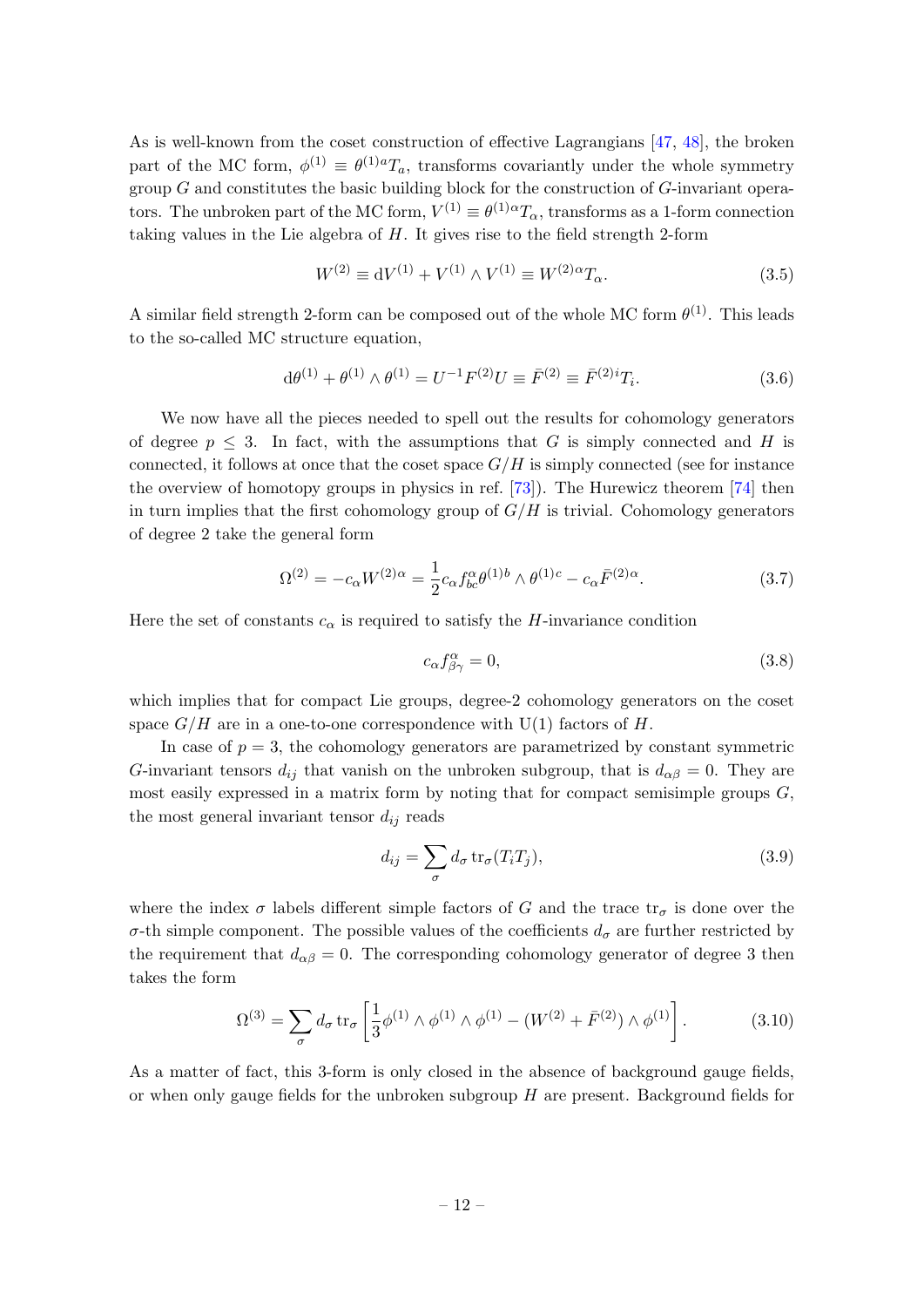As is well-known from the coset construction of effective Lagrangians [47, 48], the broken part of the MC form, $\phi^{(1)} \equiv \theta^{(1)a}T_a$, transforms covariantly under the whole symmetry group $G$ and constitutes the basic building block for the construction of $G$-invariant operators. The unbroken part of the MC form, $V^{(1)} \equiv \theta^{(1)\alpha}T_\alpha$, transforms as a 1-form connection taking values in the Lie algebra of $H$. It gives rise to the field strength 2-form

$$W^{(2)} \equiv \mathrm{d}V^{(1)} + V^{(1)} \wedge V^{(1)} \equiv W^{(2)\alpha}T_\alpha. \tag{3.5}$$

A similar field strength 2-form can be composed out of the whole MC form $\theta^{(1)}$. This leads to the so-called MC structure equation,

$$\mathrm{d}\theta^{(1)} + \theta^{(1)} \wedge \theta^{(1)} = U^{-1}F^{(2)}U \equiv \bar{F}^{(2)} \equiv \bar{F}^{(2)i}T_i. \tag{3.6}$$

We now have all the pieces needed to spell out the results for cohomology generators of degree $p \leq 3$. In fact, with the assumptions that $G$ is simply connected and $H$ is connected, it follows at once that the coset space $G/H$ is simply connected (see for instance the overview of homotopy groups in physics in ref. [73]). The Hurewicz theorem [74] then in turn implies that the first cohomology group of $G/H$ is trivial. Cohomology generators of degree 2 take the general form

$$\Omega^{(2)} = -c_\alpha W^{(2)\alpha} = \frac{1}{2}c_\alpha f^\alpha_{bc}\theta^{(1)b} \wedge \theta^{(1)c} - c_\alpha \bar{F}^{(2)\alpha}. \tag{3.7}$$

Here the set of constants $c_\alpha$ is required to satisfy the $H$-invariance condition

$$c_\alpha f^\alpha_{\beta\gamma} = 0, \tag{3.8}$$

which implies that for compact Lie groups, degree-2 cohomology generators on the coset space $G/H$ are in a one-to-one correspondence with U(1) factors of $H$.

In case of $p = 3$, the cohomology generators are parametrized by constant symmetric $G$-invariant tensors $d_{ij}$ that vanish on the unbroken subgroup, that is $d_{\alpha\beta} = 0$. They are most easily expressed in a matrix form by noting that for compact semisimple groups $G$, the most general invariant tensor $d_{ij}$ reads

$$d_{ij} = \sum_\sigma d_\sigma \operatorname{tr}_\sigma(T_i T_j), \tag{3.9}$$

where the index $\sigma$ labels different simple factors of $G$ and the trace $\operatorname{tr}_\sigma$ is done over the $\sigma$-th simple component. The possible values of the coefficients $d_\sigma$ are further restricted by the requirement that $d_{\alpha\beta} = 0$. The corresponding cohomology generator of degree 3 then takes the form

$$\Omega^{(3)} = \sum_\sigma d_\sigma \operatorname{tr}_\sigma \left[\frac{1}{3}\phi^{(1)} \wedge \phi^{(1)} \wedge \phi^{(1)} - (W^{(2)} + \bar{F}^{(2)}) \wedge \phi^{(1)}\right]. \tag{3.10}$$

As a matter of fact, this 3-form is only closed in the absence of background gauge fields, or when only gauge fields for the unbroken subgroup $H$ are present. Background fields for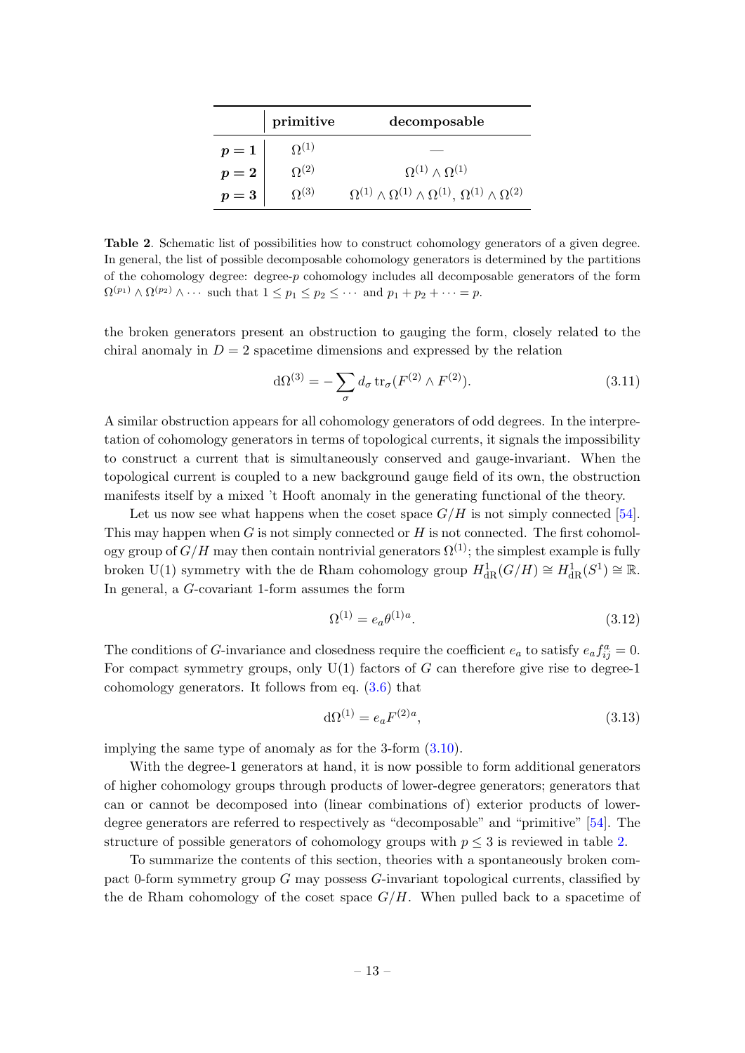| | **primitive** | **decomposable** |
|---|---|---|
| $p=1$ | $\Omega^{(1)}$ | — |
| $p=2$ | $\Omega^{(2)}$ | $\Omega^{(1)}\wedge\Omega^{(1)}$ |
| $p=3$ | $\Omega^{(3)}$ | $\Omega^{(1)}\wedge\Omega^{(1)}\wedge\Omega^{(1)}$, $\Omega^{(1)}\wedge\Omega^{(2)}$ |

**Table 2**. Schematic list of possibilities how to construct cohomology generators of a given degree. In general, the list of possible decomposable cohomology generators is determined by the partitions of the cohomology degree: degree-$p$ cohomology includes all decomposable generators of the form $\Omega^{(p_1)}\wedge\Omega^{(p_2)}\wedge\cdots$ such that $1\leq p_1\leq p_2\leq\cdots$ and $p_1+p_2+\cdots=p$.

the broken generators present an obstruction to gauging the form, closely related to the chiral anomaly in $D=2$ spacetime dimensions and expressed by the relation

$$\mathrm{d}\Omega^{(3)}=-\sum_\sigma d_\sigma\,\mathrm{tr}_\sigma(F^{(2)}\wedge F^{(2)}).\tag{3.11}$$

A similar obstruction appears for all cohomology generators of odd degrees. In the interpretation of cohomology generators in terms of topological currents, it signals the impossibility to construct a current that is simultaneously conserved and gauge-invariant. When the topological current is coupled to a new background gauge field of its own, the obstruction manifests itself by a mixed 't Hooft anomaly in the generating functional of the theory.

Let us now see what happens when the coset space $G/H$ is not simply connected [54]. This may happen when $G$ is not simply connected or $H$ is not connected. The first cohomology group of $G/H$ may then contain nontrivial generators $\Omega^{(1)}$; the simplest example is fully broken U(1) symmetry with the de Rham cohomology group $H^1_{\mathrm{dR}}(G/H)\cong H^1_{\mathrm{dR}}(S^1)\cong\mathbb{R}$. In general, a $G$-covariant 1-form assumes the form

$$\Omega^{(1)}=e_a\theta^{(1)a}.\tag{3.12}$$

The conditions of $G$-invariance and closedness require the coefficient $e_a$ to satisfy $e_af^a_{ij}=0$. For compact symmetry groups, only U(1) factors of $G$ can therefore give rise to degree-1 cohomology generators. It follows from eq. (3.6) that

$$\mathrm{d}\Omega^{(1)}=e_aF^{(2)a},\tag{3.13}$$

implying the same type of anomaly as for the 3-form (3.10).

With the degree-1 generators at hand, it is now possible to form additional generators of higher cohomology groups through products of lower-degree generators; generators that can or cannot be decomposed into (linear combinations of) exterior products of lower-degree generators are referred to respectively as "decomposable" and "primitive" [54]. The structure of possible generators of cohomology groups with $p\leq3$ is reviewed in table 2.

To summarize the contents of this section, theories with a spontaneously broken compact 0-form symmetry group $G$ may possess $G$-invariant topological currents, classified by the de Rham cohomology of the coset space $G/H$. When pulled back to a spacetime of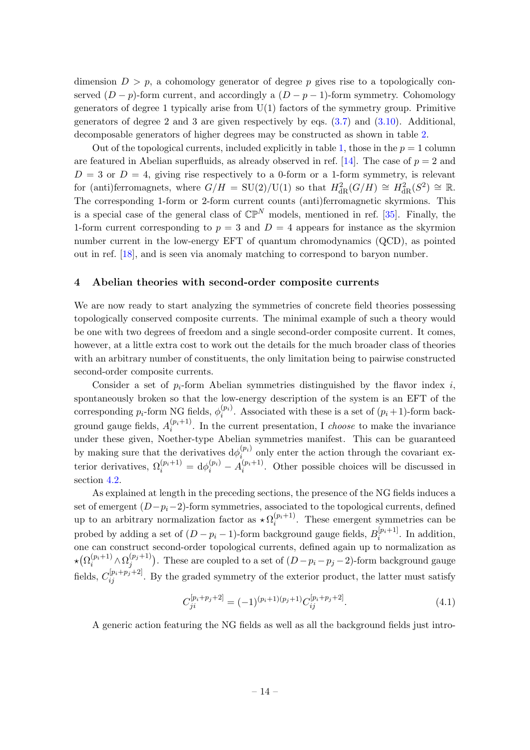dimension $D > p$, a cohomology generator of degree $p$ gives rise to a topologically conserved $(D-p)$-form current, and accordingly a $(D-p-1)$-form symmetry. Cohomology generators of degree 1 typically arise from U(1) factors of the symmetry group. Primitive generators of degree 2 and 3 are given respectively by eqs. (3.7) and (3.10). Additional, decomposable generators of higher degrees may be constructed as shown in table 2.

Out of the topological currents, included explicitly in table 1, those in the $p = 1$ column are featured in Abelian superfluids, as already observed in ref. [14]. The case of $p = 2$ and $D = 3$ or $D = 4$, giving rise respectively to a 0-form or a 1-form symmetry, is relevant for (anti)ferromagnets, where $G/H = \mathrm{SU}(2)/\mathrm{U}(1)$ so that $H^2_{\mathrm{dR}}(G/H) \cong H^2_{\mathrm{dR}}(S^2) \cong \mathbb{R}$. The corresponding 1-form or 2-form current counts (anti)ferromagnetic skyrmions. This is a special case of the general class of $\mathbb{CP}^N$ models, mentioned in ref. [35]. Finally, the 1-form current corresponding to $p = 3$ and $D = 4$ appears for instance as the skyrmion number current in the low-energy EFT of quantum chromodynamics (QCD), as pointed out in ref. [18], and is seen via anomaly matching to correspond to baryon number.

## 4 Abelian theories with second-order composite currents

We are now ready to start analyzing the symmetries of concrete field theories possessing topologically conserved composite currents. The minimal example of such a theory would be one with two degrees of freedom and a single second-order composite current. It comes, however, at a little extra cost to work out the details for the much broader class of theories with an arbitrary number of constituents, the only limitation being to pairwise constructed second-order composite currents.

Consider a set of $p_i$-form Abelian symmetries distinguished by the flavor index $i$, spontaneously broken so that the low-energy description of the system is an EFT of the corresponding $p_i$-form NG fields, $\phi_i^{(p_i)}$. Associated with these is a set of $(p_i+1)$-form background gauge fields, $A_i^{(p_i+1)}$. In the current presentation, I *choose* to make the invariance under these given, Noether-type Abelian symmetries manifest. This can be guaranteed by making sure that the derivatives $\mathrm{d}\phi_i^{(p_i)}$ only enter the action through the covariant exterior derivatives, $\Omega_i^{(p_i+1)} = \mathrm{d}\phi_i^{(p_i)} - A_i^{(p_i+1)}$. Other possible choices will be discussed in section 4.2.

As explained at length in the preceding sections, the presence of the NG fields induces a set of emergent $(D-p_i-2)$-form symmetries, associated to the topological currents, defined up to an arbitrary normalization factor as $\star\Omega_i^{(p_i+1)}$. These emergent symmetries can be probed by adding a set of $(D-p_i-1)$-form background gauge fields, $B_i^{[p_i+1]}$. In addition, one can construct second-order topological currents, defined again up to normalization as $\star\big(\Omega_i^{(p_i+1)} \wedge \Omega_j^{(p_j+1)}\big)$. These are coupled to a set of $(D-p_i-p_j-2)$-form background gauge fields, $C_{ij}^{[p_i+p_j+2]}$. By the graded symmetry of the exterior product, the latter must satisfy

$$
C_{ji}^{[p_i+p_j+2]} = (-1)^{(p_i+1)(p_j+1)} C_{ij}^{[p_i+p_j+2]}. \tag{4.1}
$$

A generic action featuring the NG fields as well as all the background fields just intro-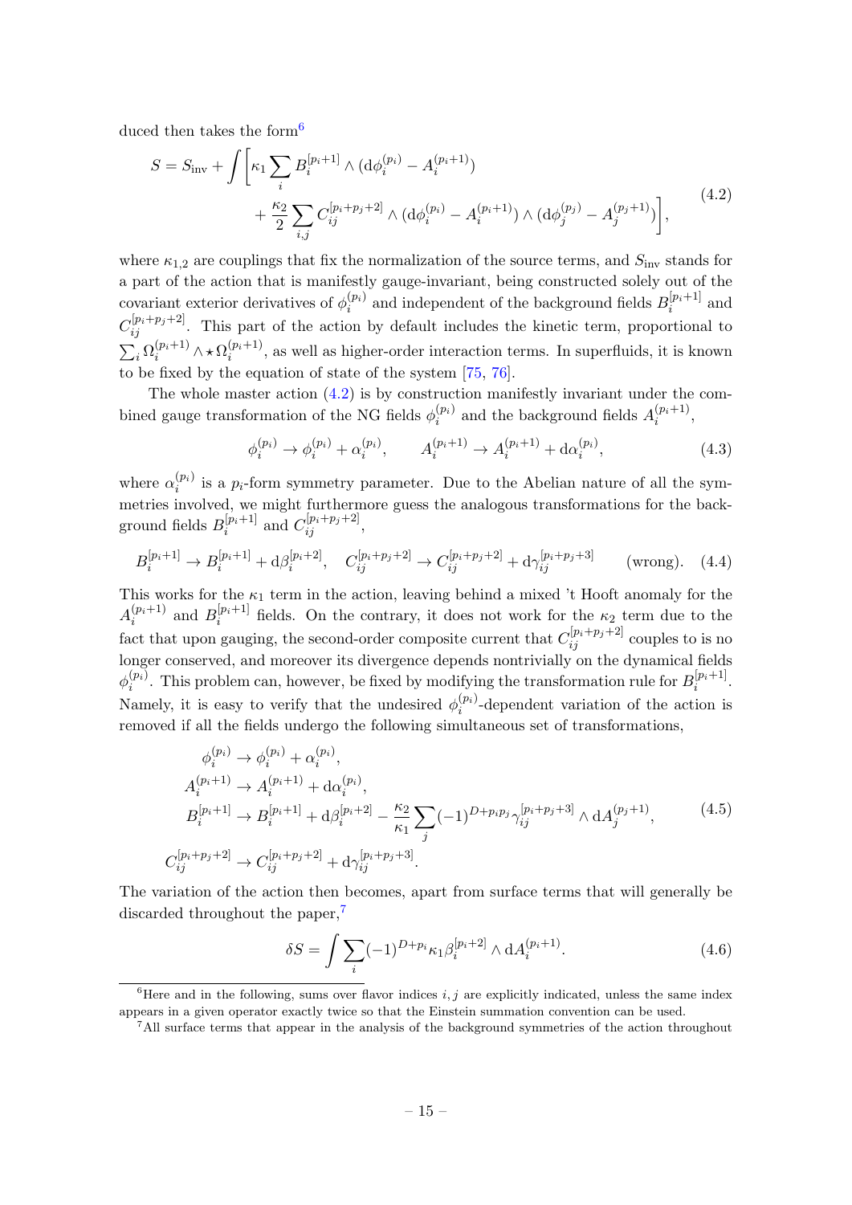duced then takes the form[6]

$$
\begin{aligned}
S = S_{\text{inv}} + \int \bigg[ &\kappa_1 \sum_i B_i^{[p_i+1]} \wedge (\mathrm{d}\phi_i^{(p_i)} - A_i^{(p_i+1)}) \\
&+ \frac{\kappa_2}{2} \sum_{i,j} C_{ij}^{[p_i+p_j+2]} \wedge (\mathrm{d}\phi_i^{(p_i)} - A_i^{(p_i+1)}) \wedge (\mathrm{d}\phi_j^{(p_j)} - A_j^{(p_j+1)}) \bigg],
\end{aligned}
\tag{4.2}
$$

where $\kappa_{1,2}$ are couplings that fix the normalization of the source terms, and $S_{\text{inv}}$ stands for a part of the action that is manifestly gauge-invariant, being constructed solely out of the covariant exterior derivatives of $\phi_i^{(p_i)}$ and independent of the background fields $B_i^{[p_i+1]}$ and $C_{ij}^{[p_i+p_j+2]}$. This part of the action by default includes the kinetic term, proportional to $\sum_i \Omega_i^{(p_i+1)} \wedge \star\, \Omega_i^{(p_i+1)}$, as well as higher-order interaction terms. In superfluids, it is known to be fixed by the equation of state of the system [75, 76].

The whole master action (4.2) is by construction manifestly invariant under the combined gauge transformation of the NG fields $\phi_i^{(p_i)}$ and the background fields $A_i^{(p_i+1)}$,

$$
\phi_i^{(p_i)} \to \phi_i^{(p_i)} + \alpha_i^{(p_i)}, \qquad A_i^{(p_i+1)} \to A_i^{(p_i+1)} + \mathrm{d}\alpha_i^{(p_i)},
\tag{4.3}
$$

where $\alpha_i^{(p_i)}$ is a $p_i$-form symmetry parameter. Due to the Abelian nature of all the symmetries involved, we might furthermore guess the analogous transformations for the background fields $B_i^{[p_i+1]}$ and $C_{ij}^{[p_i+p_j+2]}$,

$$
B_i^{[p_i+1]} \to B_i^{[p_i+1]} + \mathrm{d}\beta_i^{[p_i+2]}, \quad C_{ij}^{[p_i+p_j+2]} \to C_{ij}^{[p_i+p_j+2]} + \mathrm{d}\gamma_{ij}^{[p_i+p_j+3]} \qquad \text{(wrong)}.
\tag{4.4}
$$

This works for the $\kappa_1$ term in the action, leaving behind a mixed 't Hooft anomaly for the $A_i^{(p_i+1)}$ and $B_i^{[p_i+1]}$ fields. On the contrary, it does not work for the $\kappa_2$ term due to the fact that upon gauging, the second-order composite current that $C_{ij}^{[p_i+p_j+2]}$ couples to is no longer conserved, and moreover its divergence depends nontrivially on the dynamical fields $\phi_i^{(p_i)}$. This problem can, however, be fixed by modifying the transformation rule for $B_i^{[p_i+1]}$. Namely, it is easy to verify that the undesired $\phi_i^{(p_i)}$-dependent variation of the action is removed if all the fields undergo the following simultaneous set of transformations,

$$
\begin{aligned}
\phi_i^{(p_i)} &\to \phi_i^{(p_i)} + \alpha_i^{(p_i)}, \\
A_i^{(p_i+1)} &\to A_i^{(p_i+1)} + \mathrm{d}\alpha_i^{(p_i)}, \\
B_i^{[p_i+1]} &\to B_i^{[p_i+1]} + \mathrm{d}\beta_i^{[p_i+2]} - \frac{\kappa_2}{\kappa_1} \sum_j (-1)^{D+p_i p_j} \gamma_{ij}^{[p_i+p_j+3]} \wedge \mathrm{d}A_j^{(p_j+1)}, \\
C_{ij}^{[p_i+p_j+2]} &\to C_{ij}^{[p_i+p_j+2]} + \mathrm{d}\gamma_{ij}^{[p_i+p_j+3]}.
\end{aligned}
\tag{4.5}
$$

The variation of the action then becomes, apart from surface terms that will generally be discarded throughout the paper,[7]

$$
\delta S = \int \sum_i (-1)^{D+p_i} \kappa_1 \beta_i^{[p_i+2]} \wedge \mathrm{d}A_i^{(p_i+1)}.
\tag{4.6}
$$

---

[6] Here and in the following, sums over flavor indices $i, j$ are explicitly indicated, unless the same index appears in a given operator exactly twice so that the Einstein summation convention can be used.

[7] All surface terms that appear in the analysis of the background symmetries of the action throughout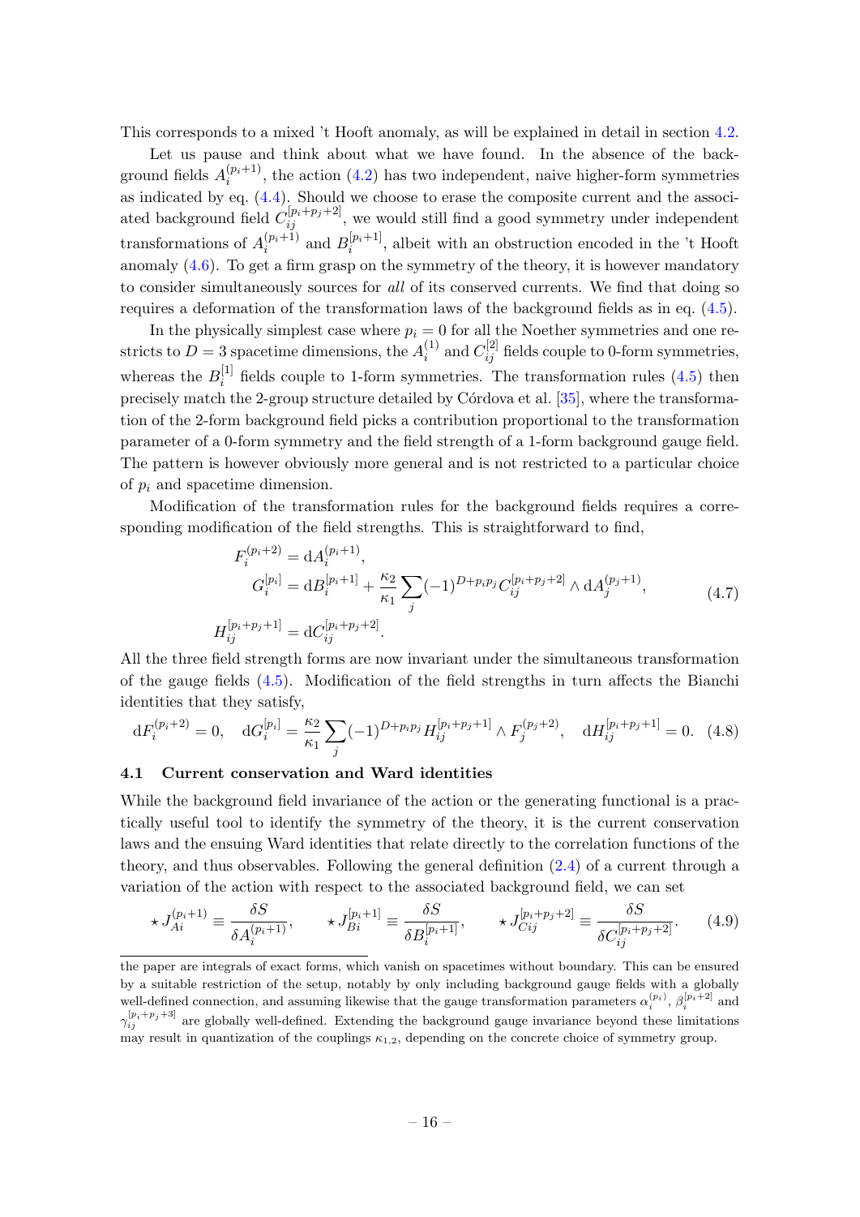This corresponds to a mixed 't Hooft anomaly, as will be explained in detail in section 4.2.

Let us pause and think about what we have found. In the absence of the background fields $A_i^{(p_i+1)}$, the action (4.2) has two independent, naive higher-form symmetries as indicated by eq. (4.4). Should we choose to erase the composite current and the associated background field $C_{ij}^{[p_i+p_j+2]}$, we would still find a good symmetry under independent transformations of $A_i^{(p_i+1)}$ and $B_i^{[p_i+1]}$, albeit with an obstruction encoded in the 't Hooft anomaly (4.6). To get a firm grasp on the symmetry of the theory, it is however mandatory to consider simultaneously sources for *all* of its conserved currents. We find that doing so requires a deformation of the transformation laws of the background fields as in eq. (4.5).

In the physically simplest case where $p_i = 0$ for all the Noether symmetries and one restricts to $D = 3$ spacetime dimensions, the $A_i^{(1)}$ and $C_{ij}^{[2]}$ fields couple to 0-form symmetries, whereas the $B_i^{[1]}$ fields couple to 1-form symmetries. The transformation rules (4.5) then precisely match the 2-group structure detailed by Córdova et al. [35], where the transformation of the 2-form background field picks a contribution proportional to the transformation parameter of a 0-form symmetry and the field strength of a 1-form background gauge field. The pattern is however obviously more general and is not restricted to a particular choice of $p_i$ and spacetime dimension.

Modification of the transformation rules for the background fields requires a corresponding modification of the field strengths. This is straightforward to find,

$$
\begin{aligned}
F_i^{(p_i+2)} &= \mathrm{d}A_i^{(p_i+1)}, \\
G_i^{[p_i]} &= \mathrm{d}B_i^{[p_i+1]} + \frac{\kappa_2}{\kappa_1}\sum_j (-1)^{D+p_ip_j} C_{ij}^{[p_i+p_j+2]} \wedge \mathrm{d}A_j^{(p_j+1)}, \\
H_{ij}^{[p_i+p_j+1]} &= \mathrm{d}C_{ij}^{[p_i+p_j+2]}.
\end{aligned}
\tag{4.7}
$$

All the three field strength forms are now invariant under the simultaneous transformation of the gauge fields (4.5). Modification of the field strengths in turn affects the Bianchi identities that they satisfy,

$$
\mathrm{d}F_i^{(p_i+2)} = 0, \quad \mathrm{d}G_i^{[p_i]} = \frac{\kappa_2}{\kappa_1}\sum_j (-1)^{D+p_ip_j} H_{ij}^{[p_i+p_j+1]} \wedge F_j^{(p_j+2)}, \quad \mathrm{d}H_{ij}^{[p_i+p_j+1]} = 0. \tag{4.8}
$$

### 4.1 Current conservation and Ward identities

While the background field invariance of the action or the generating functional is a practically useful tool to identify the symmetry of the theory, it is the current conservation laws and the ensuing Ward identities that relate directly to the correlation functions of the theory, and thus observables. Following the general definition (2.4) of a current through a variation of the action with respect to the associated background field, we can set

$$
\star J_{Ai}^{(p_i+1)} \equiv \frac{\delta S}{\delta A_i^{(p_i+1)}}, \qquad \star J_{Bi}^{[p_i+1]} \equiv \frac{\delta S}{\delta B_i^{[p_i+1]}}, \qquad \star J_{Cij}^{[p_i+p_j+2]} \equiv \frac{\delta S}{\delta C_{ij}^{[p_i+p_j+2]}}. \tag{4.9}
$$

---

the paper are integrals of exact forms, which vanish on spacetimes without boundary. This can be ensured by a suitable restriction of the setup, notably by only including background gauge fields with a globally well-defined connection, and assuming likewise that the gauge transformation parameters $\alpha_i^{(p_i)}$, $\beta_i^{[p_i+2]}$ and $\gamma_{ij}^{[p_i+p_j+3]}$ are globally well-defined. Extending the background gauge invariance beyond these limitations may result in quantization of the couplings $\kappa_{1,2}$, depending on the concrete choice of symmetry group.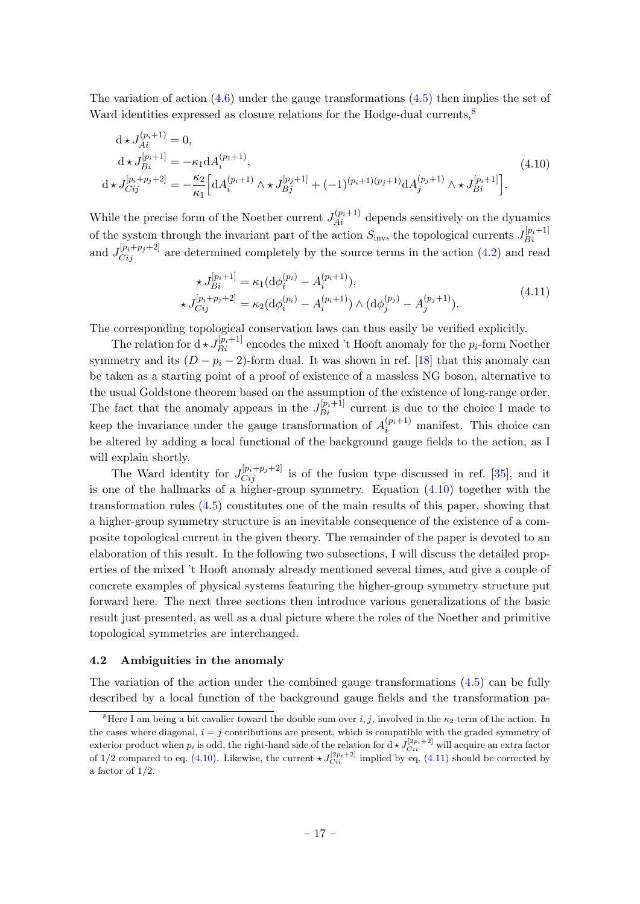The variation of action (4.6) under the gauge transformations (4.5) then implies the set of Ward identities expressed as closure relations for the Hodge-dual currents,[8]

$$
\begin{aligned}
\mathrm{d}\star J^{(p_i+1)}_{Ai} &= 0,\\
\mathrm{d}\star J^{[p_i+1]}_{Bi} &= -\kappa_1 \mathrm{d}A^{(p_1+1)}_i,\\
\mathrm{d}\star J^{[p_i+p_j+2]}_{Cij} &= -\frac{\kappa_2}{\kappa_1}\Big[\mathrm{d}A^{(p_i+1)}_i\wedge\star J^{[p_j+1]}_{Bj} + (-1)^{(p_i+1)(p_j+1)}\mathrm{d}A^{(p_j+1)}_j\wedge\star J^{[p_i+1]}_{Bi}\Big].
\end{aligned}
\tag{4.10}
$$

While the precise form of the Noether current $J^{(p_i+1)}_{Ai}$ depends sensitively on the dynamics of the system through the invariant part of the action $S_{\text{inv}}$, the topological currents $J^{[p_i+1]}_{Bi}$ and $J^{[p_i+p_j+2]}_{Cij}$ are determined completely by the source terms in the action (4.2) and read

$$
\begin{aligned}
\star J^{[p_i+1]}_{Bi} &= \kappa_1(\mathrm{d}\phi^{(p_i)}_i - A^{(p_i+1)}_i),\\
\star J^{[p_i+p_j+2]}_{Cij} &= \kappa_2(\mathrm{d}\phi^{(p_i)}_i - A^{(p_i+1)}_i)\wedge(\mathrm{d}\phi^{(p_j)}_j - A^{(p_j+1)}_j).
\end{aligned}
\tag{4.11}
$$

The corresponding topological conservation laws can thus easily be verified explicitly.

The relation for $\mathrm{d}\star J^{[p_i+1]}_{Bi}$ encodes the mixed 't Hooft anomaly for the $p_i$-form Noether symmetry and its $(D-p_i-2)$-form dual. It was shown in ref. [18] that this anomaly can be taken as a starting point of a proof of existence of a massless NG boson, alternative to the usual Goldstone theorem based on the assumption of the existence of long-range order. The fact that the anomaly appears in the $J^{[p_i+1]}_{Bi}$ current is due to the choice I made to keep the invariance under the gauge transformation of $A^{(p_i+1)}_i$ manifest. This choice can be altered by adding a local functional of the background gauge fields to the action, as I will explain shortly.

The Ward identity for $J^{[p_i+p_j+2]}_{Cij}$ is of the fusion type discussed in ref. [35], and it is one of the hallmarks of a higher-group symmetry. Equation (4.10) together with the transformation rules (4.5) constitutes one of the main results of this paper, showing that a higher-group symmetry structure is an inevitable consequence of the existence of a composite topological current in the given theory. The remainder of the paper is devoted to an elaboration of this result. In the following two subsections, I will discuss the detailed properties of the mixed 't Hooft anomaly already mentioned several times, and give a couple of concrete examples of physical systems featuring the higher-group symmetry structure put forward here. The next three sections then introduce various generalizations of the basic result just presented, as well as a dual picture where the roles of the Noether and primitive topological symmetries are interchanged.

### 4.2 Ambiguities in the anomaly

The variation of the action under the combined gauge transformations (4.5) can be fully described by a local function of the background gauge fields and the transformation pa-

[8]Here I am being a bit cavalier toward the double sum over $i,j$, involved in the $\kappa_2$ term of the action. In the cases where diagonal, $i=j$ contributions are present, which is compatible with the graded symmetry of exterior product when $p_i$ is odd, the right-hand side of the relation for $\mathrm{d}\star J^{[2p_i+2]}_{Cii}$ will acquire an extra factor of $1/2$ compared to eq. (4.10). Likewise, the current $\star J^{[2p_i+2]}_{Cii}$ implied by eq. (4.11) should be corrected by a factor of $1/2$.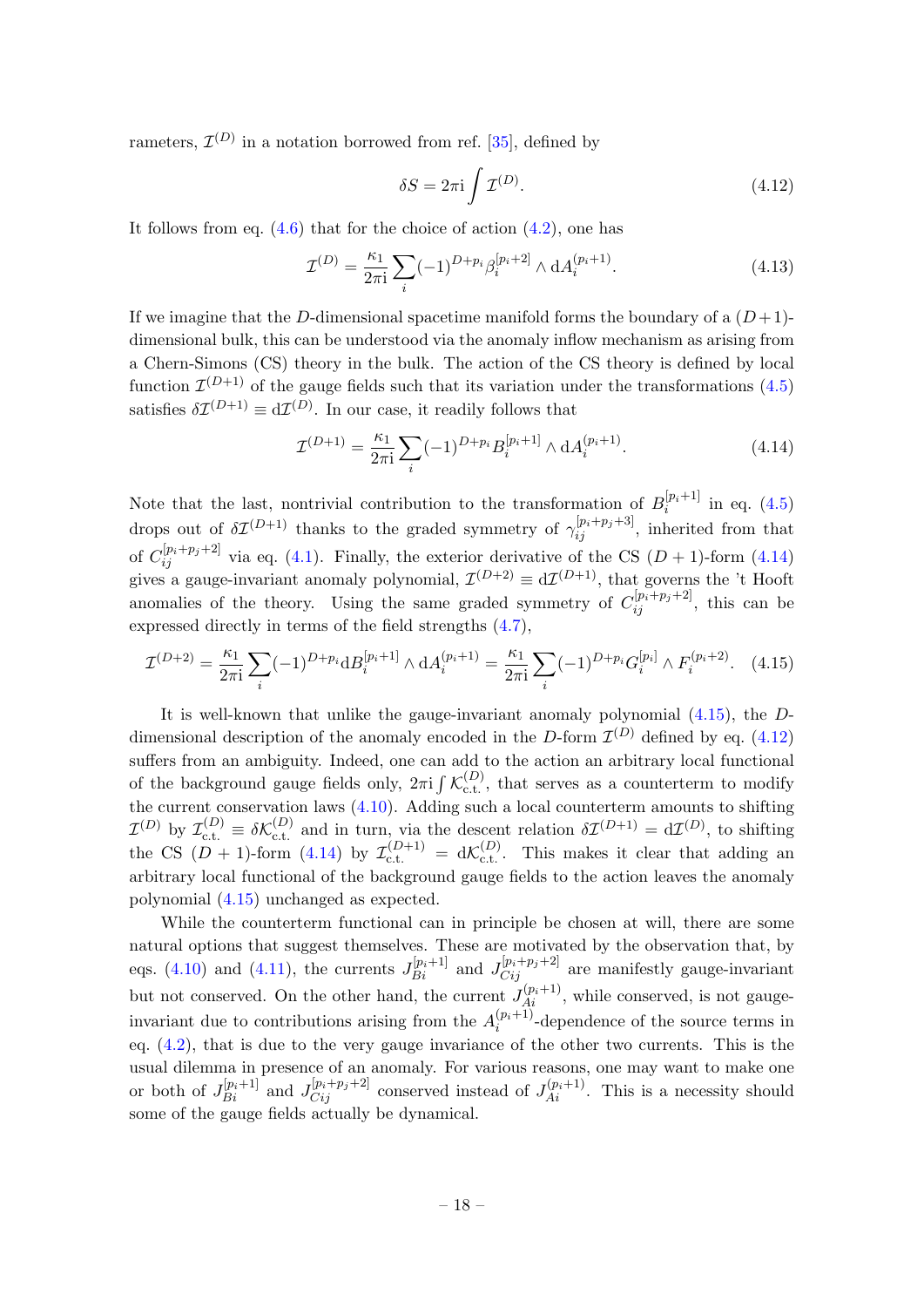rameters, $\mathcal{I}^{(D)}$ in a notation borrowed from ref. [35], defined by

$$\delta S = 2\pi\mathrm{i}\int \mathcal{I}^{(D)}. \tag{4.12}$$

It follows from eq. (4.6) that for the choice of action (4.2), one has

$$\mathcal{I}^{(D)} = \frac{\kappa_1}{2\pi\mathrm{i}}\sum_i (-1)^{D+p_i}\beta_i^{[p_i+2]} \wedge \mathrm{d}A_i^{(p_i+1)}. \tag{4.13}$$

If we imagine that the $D$-dimensional spacetime manifold forms the boundary of a $(D+1)$-dimensional bulk, this can be understood via the anomaly inflow mechanism as arising from a Chern-Simons (CS) theory in the bulk. The action of the CS theory is defined by local function $\mathcal{I}^{(D+1)}$ of the gauge fields such that its variation under the transformations (4.5) satisfies $\delta\mathcal{I}^{(D+1)} \equiv \mathrm{d}\mathcal{I}^{(D)}$. In our case, it readily follows that

$$\mathcal{I}^{(D+1)} = \frac{\kappa_1}{2\pi\mathrm{i}}\sum_i (-1)^{D+p_i} B_i^{[p_i+1]} \wedge \mathrm{d}A_i^{(p_i+1)}. \tag{4.14}$$

Note that the last, nontrivial contribution to the transformation of $B_i^{[p_i+1]}$ in eq. (4.5) drops out of $\delta\mathcal{I}^{(D+1)}$ thanks to the graded symmetry of $\gamma_{ij}^{[p_i+p_j+3]}$, inherited from that of $C_{ij}^{[p_i+p_j+2]}$ via eq. (4.1). Finally, the exterior derivative of the CS $(D+1)$-form (4.14) gives a gauge-invariant anomaly polynomial, $\mathcal{I}^{(D+2)} \equiv \mathrm{d}\mathcal{I}^{(D+1)}$, that governs the 't Hooft anomalies of the theory. Using the same graded symmetry of $C_{ij}^{[p_i+p_j+2]}$, this can be expressed directly in terms of the field strengths (4.7),

$$\mathcal{I}^{(D+2)} = \frac{\kappa_1}{2\pi\mathrm{i}}\sum_i (-1)^{D+p_i}\mathrm{d}B_i^{[p_i+1]} \wedge \mathrm{d}A_i^{(p_i+1)} = \frac{\kappa_1}{2\pi\mathrm{i}}\sum_i (-1)^{D+p_i} G_i^{[p_i]} \wedge F_i^{(p_i+2)}. \tag{4.15}$$

It is well-known that unlike the gauge-invariant anomaly polynomial (4.15), the $D$-dimensional description of the anomaly encoded in the $D$-form $\mathcal{I}^{(D)}$ defined by eq. (4.12) suffers from an ambiguity. Indeed, one can add to the action an arbitrary local functional of the background gauge fields only, $2\pi\mathrm{i}\int\mathcal{K}_{\text{c.t.}}^{(D)}$, that serves as a counterterm to modify the current conservation laws (4.10). Adding such a local counterterm amounts to shifting $\mathcal{I}^{(D)}$ by $\mathcal{I}_{\text{c.t.}}^{(D)} \equiv \delta\mathcal{K}_{\text{c.t.}}^{(D)}$ and in turn, via the descent relation $\delta\mathcal{I}^{(D+1)} = \mathrm{d}\mathcal{I}^{(D)}$, to shifting the CS $(D+1)$-form (4.14) by $\mathcal{I}_{\text{c.t.}}^{(D+1)} = \mathrm{d}\mathcal{K}_{\text{c.t.}}^{(D)}$. This makes it clear that adding an arbitrary local functional of the background gauge fields to the action leaves the anomaly polynomial (4.15) unchanged as expected.

While the counterterm functional can in principle be chosen at will, there are some natural options that suggest themselves. These are motivated by the observation that, by eqs. (4.10) and (4.11), the currents $J_{Bi}^{[p_i+1]}$ and $J_{Cij}^{[p_i+p_j+2]}$ are manifestly gauge-invariant but not conserved. On the other hand, the current $J_{Ai}^{(p_i+1)}$, while conserved, is not gauge-invariant due to contributions arising from the $A_i^{(p_i+1)}$-dependence of the source terms in eq. (4.2), that is due to the very gauge invariance of the other two currents. This is the usual dilemma in presence of an anomaly. For various reasons, one may want to make one or both of $J_{Bi}^{[p_i+1]}$ and $J_{Cij}^{[p_i+p_j+2]}$ conserved instead of $J_{Ai}^{(p_i+1)}$. This is a necessity should some of the gauge fields actually be dynamical.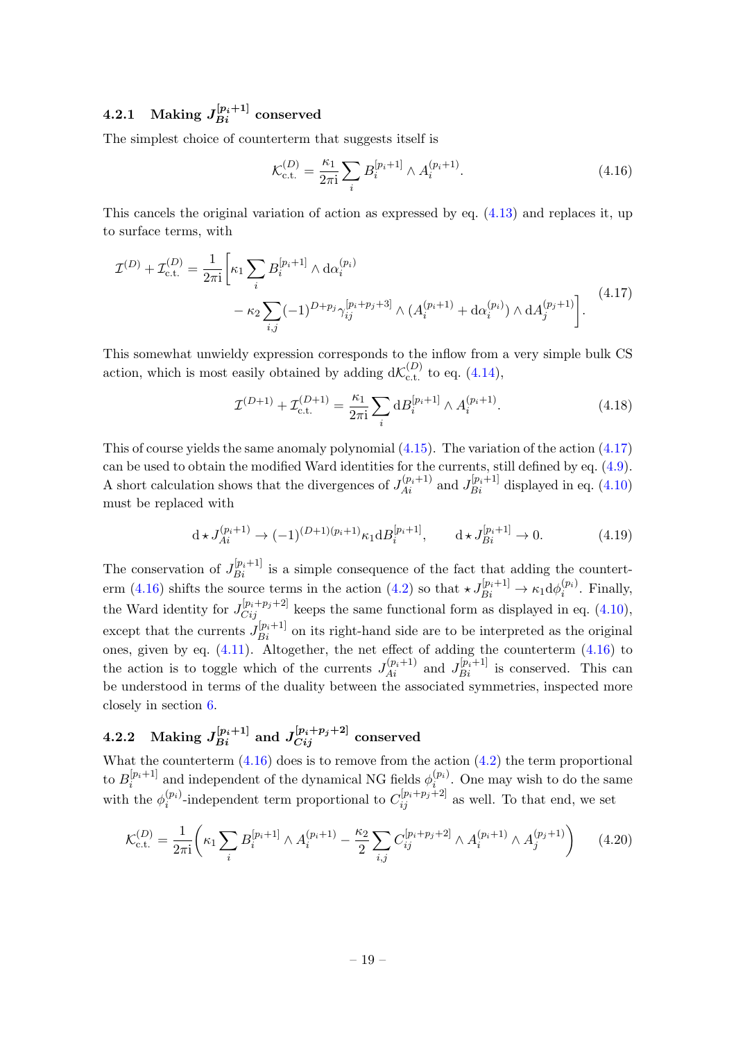#### 4.2.1 Making $J^{[p_i+1]}_{Bi}$ conserved

The simplest choice of counterterm that suggests itself is

$$\mathcal{K}^{(D)}_{\text{c.t.}} = \frac{\kappa_1}{2\pi\mathrm{i}} \sum_i B^{[p_i+1]}_i \wedge A^{(p_i+1)}_i . \tag{4.16}$$

This cancels the original variation of action as expressed by eq. (4.13) and replaces it, up to surface terms, with

$$\begin{aligned}\mathcal{I}^{(D)} + \mathcal{I}^{(D)}_{\text{c.t.}} = \frac{1}{2\pi\mathrm{i}} \bigg[ &\kappa_1 \sum_i B^{[p_i+1]}_i \wedge \mathrm{d}\alpha^{(p_i)}_i \\ &- \kappa_2 \sum_{i,j} (-1)^{D+p_j} \gamma^{[p_i+p_j+3]}_{ij} \wedge (A^{(p_i+1)}_i + \mathrm{d}\alpha^{(p_i)}_i) \wedge \mathrm{d}A^{(p_j+1)}_j \bigg] .\end{aligned} \tag{4.17}$$

This somewhat unwieldy expression corresponds to the inflow from a very simple bulk CS action, which is most easily obtained by adding $\mathrm{d}\mathcal{K}^{(D)}_{\text{c.t.}}$ to eq. (4.14),

$$\mathcal{I}^{(D+1)} + \mathcal{I}^{(D+1)}_{\text{c.t.}} = \frac{\kappa_1}{2\pi\mathrm{i}} \sum_i \mathrm{d}B^{[p_i+1]}_i \wedge A^{(p_i+1)}_i . \tag{4.18}$$

This of course yields the same anomaly polynomial (4.15). The variation of the action (4.17) can be used to obtain the modified Ward identities for the currents, still defined by eq. (4.9). A short calculation shows that the divergences of $J^{(p_i+1)}_{Ai}$ and $J^{[p_i+1]}_{Bi}$ displayed in eq. (4.10) must be replaced with

$$\mathrm{d} \star J^{(p_i+1)}_{Ai} \to (-1)^{(D+1)(p_i+1)} \kappa_1 \mathrm{d}B^{[p_i+1]}_i , \qquad \mathrm{d} \star J^{[p_i+1]}_{Bi} \to 0 . \tag{4.19}$$

The conservation of $J^{[p_i+1]}_{Bi}$ is a simple consequence of the fact that adding the counterterm (4.16) shifts the source terms in the action (4.2) so that $\star J^{[p_i+1]}_{Bi} \to \kappa_1 \mathrm{d}\phi^{(p_i)}_i$. Finally, the Ward identity for $J^{[p_i+p_j+2]}_{Cij}$ keeps the same functional form as displayed in eq. (4.10), except that the currents $J^{[p_i+1]}_{Bi}$ on its right-hand side are to be interpreted as the original ones, given by eq. (4.11). Altogether, the net effect of adding the counterterm (4.16) to the action is to toggle which of the currents $J^{(p_i+1)}_{Ai}$ and $J^{[p_i+1]}_{Bi}$ is conserved. This can be understood in terms of the duality between the associated symmetries, inspected more closely in section 6.

#### 4.2.2 Making $J^{[p_i+1]}_{Bi}$ and $J^{[p_i+p_j+2]}_{Cij}$ conserved

What the counterterm (4.16) does is to remove from the action (4.2) the term proportional to $B^{[p_i+1]}_i$ and independent of the dynamical NG fields $\phi^{(p_i)}_i$. One may wish to do the same with the $\phi^{(p_i)}_i$-independent term proportional to $C^{[p_i+p_j+2]}_{ij}$ as well. To that end, we set

$$\mathcal{K}^{(D)}_{\text{c.t.}} = \frac{1}{2\pi\mathrm{i}} \bigg( \kappa_1 \sum_i B^{[p_i+1]}_i \wedge A^{(p_i+1)}_i - \frac{\kappa_2}{2} \sum_{i,j} C^{[p_i+p_j+2]}_{ij} \wedge A^{(p_i+1)}_i \wedge A^{(p_j+1)}_j \bigg) \tag{4.20}$$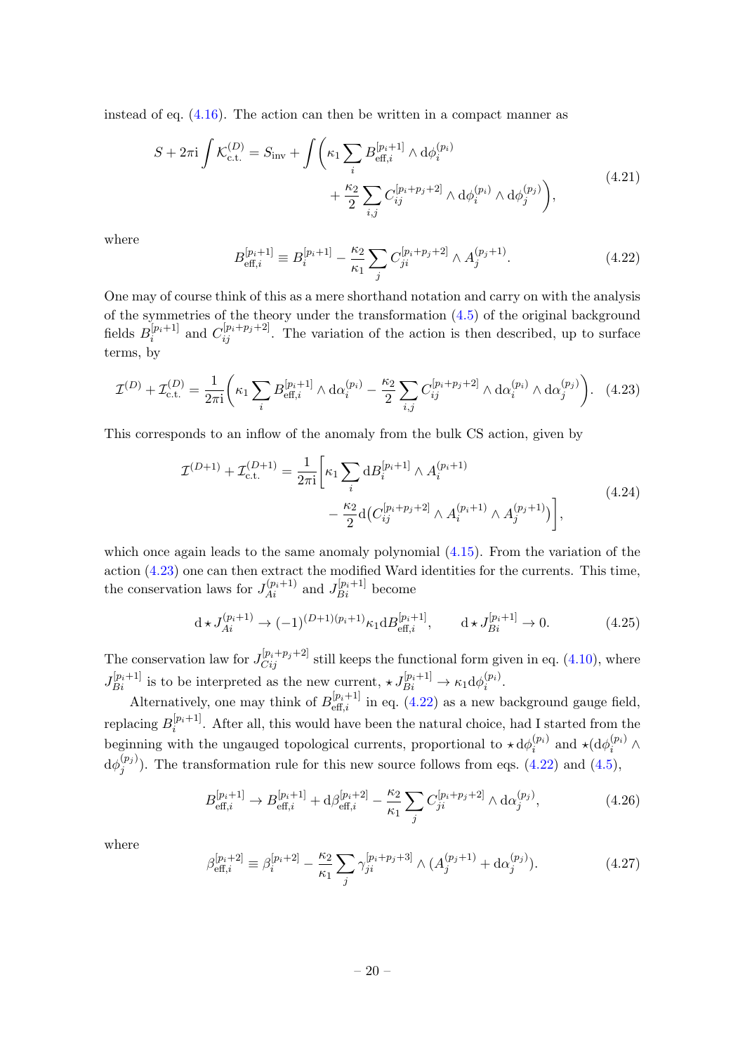instead of eq. (4.16). The action can then be written in a compact manner as

$$
\begin{aligned}
S + 2\pi\mathrm{i}\int \mathcal{K}^{(D)}_{\text{c.t.}} = S_{\text{inv}} + \int \bigg( &\kappa_1 \sum_i B^{[p_i+1]}_{\text{eff},i} \wedge \mathrm{d}\phi^{(p_i)}_i \\
&+ \frac{\kappa_2}{2}\sum_{i,j} C^{[p_i+p_j+2]}_{ij} \wedge \mathrm{d}\phi^{(p_i)}_i \wedge \mathrm{d}\phi^{(p_j)}_j \bigg),
\end{aligned}
\tag{4.21}
$$

where

$$
B^{[p_i+1]}_{\text{eff},i} \equiv B^{[p_i+1]}_i - \frac{\kappa_2}{\kappa_1}\sum_j C^{[p_i+p_j+2]}_{ji} \wedge A^{(p_j+1)}_j. \tag{4.22}
$$

One may of course think of this as a mere shorthand notation and carry on with the analysis of the symmetries of the theory under the transformation (4.5) of the original background fields $B^{[p_i+1]}_i$ and $C^{[p_i+p_j+2]}_{ij}$. The variation of the action is then described, up to surface terms, by

$$
\mathcal{I}^{(D)} + \mathcal{I}^{(D)}_{\text{c.t.}} = \frac{1}{2\pi\mathrm{i}}\bigg( \kappa_1 \sum_i B^{[p_i+1]}_{\text{eff},i} \wedge \mathrm{d}\alpha^{(p_i)}_i - \frac{\kappa_2}{2}\sum_{i,j} C^{[p_i+p_j+2]}_{ij} \wedge \mathrm{d}\alpha^{(p_i)}_i \wedge \mathrm{d}\alpha^{(p_j)}_j \bigg). \tag{4.23}
$$

This corresponds to an inflow of the anomaly from the bulk CS action, given by

$$
\begin{aligned}
\mathcal{I}^{(D+1)} + \mathcal{I}^{(D+1)}_{\text{c.t.}} = \frac{1}{2\pi\mathrm{i}}\bigg[ &\kappa_1 \sum_i \mathrm{d}B^{[p_i+1]}_i \wedge A^{(p_i+1)}_i \\
&- \frac{\kappa_2}{2}\mathrm{d}\big( C^{[p_i+p_j+2]}_{ij} \wedge A^{(p_i+1)}_i \wedge A^{(p_j+1)}_j \big) \bigg],
\end{aligned}
\tag{4.24}
$$

which once again leads to the same anomaly polynomial (4.15). From the variation of the action (4.23) one can then extract the modified Ward identities for the currents. This time, the conservation laws for $J^{(p_i+1)}_{Ai}$ and $J^{[p_i+1]}_{Bi}$ become

$$
\mathrm{d}\star J^{(p_i+1)}_{Ai} \to (-1)^{(D+1)(p_i+1)}\kappa_1 \mathrm{d}B^{[p_i+1]}_{\text{eff},i}, \qquad \mathrm{d}\star J^{[p_i+1]}_{Bi} \to 0. \tag{4.25}
$$

The conservation law for $J^{[p_i+p_j+2]}_{Cij}$ still keeps the functional form given in eq. (4.10), where $J^{[p_i+1]}_{Bi}$ is to be interpreted as the new current, $\star J^{[p_i+1]}_{Bi} \to \kappa_1 \mathrm{d}\phi^{(p_i)}_i$.

Alternatively, one may think of $B^{[p_i+1]}_{\text{eff},i}$ in eq. (4.22) as a new background gauge field, replacing $B^{[p_i+1]}_i$. After all, this would have been the natural choice, had I started from the beginning with the ungauged topological currents, proportional to $\star\mathrm{d}\phi^{(p_i)}_i$ and $\star(\mathrm{d}\phi^{(p_i)}_i \wedge \mathrm{d}\phi^{(p_j)}_j)$. The transformation rule for this new source follows from eqs. (4.22) and (4.5),

$$
B^{[p_i+1]}_{\text{eff},i} \to B^{[p_i+1]}_{\text{eff},i} + \mathrm{d}\beta^{[p_i+2]}_{\text{eff},i} - \frac{\kappa_2}{\kappa_1}\sum_j C^{[p_i+p_j+2]}_{ji} \wedge \mathrm{d}\alpha^{(p_j)}_j, \tag{4.26}
$$

where

$$
\beta^{[p_i+2]}_{\text{eff},i} \equiv \beta^{[p_i+2]}_i - \frac{\kappa_2}{\kappa_1}\sum_j \gamma^{[p_i+p_j+3]}_{ji} \wedge (A^{(p_j+1)}_j + \mathrm{d}\alpha^{(p_j)}_j). \tag{4.27}
$$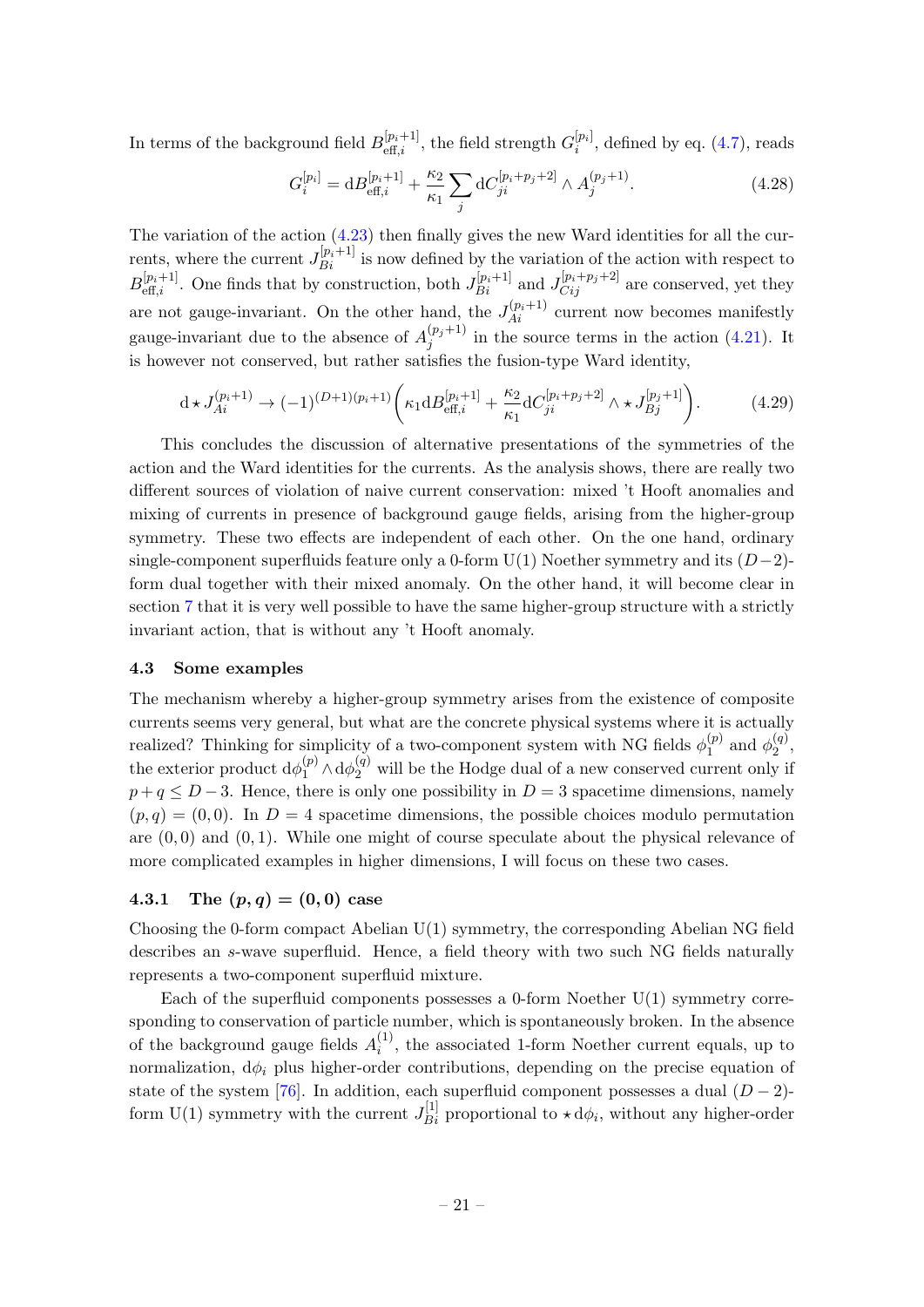In terms of the background field $B^{[p_i+1]}_{\text{eff},i}$, the field strength $G^{[p_i]}_i$, defined by eq. (4.7), reads

$$G^{[p_i]}_i = \mathrm{d}B^{[p_i+1]}_{\text{eff},i} + \frac{\kappa_2}{\kappa_1}\sum_j \mathrm{d}C^{[p_i+p_j+2]}_{ji} \wedge A^{(p_j+1)}_j. \tag{4.28}$$

The variation of the action (4.23) then finally gives the new Ward identities for all the currents, where the current $J^{[p_i+1]}_{Bi}$ is now defined by the variation of the action with respect to $B^{[p_i+1]}_{\text{eff},i}$. One finds that by construction, both $J^{[p_i+1]}_{Bi}$ and $J^{[p_i+p_j+2]}_{Cij}$ are conserved, yet they are not gauge-invariant. On the other hand, the $J^{(p_i+1)}_{Ai}$ current now becomes manifestly gauge-invariant due to the absence of $A^{(p_j+1)}_j$ in the source terms in the action (4.21). It is however not conserved, but rather satisfies the fusion-type Ward identity,

$$\mathrm{d}\star J^{(p_i+1)}_{Ai} \to (-1)^{(D+1)(p_i+1)}\left(\kappa_1 \mathrm{d}B^{[p_i+1]}_{\text{eff},i} + \frac{\kappa_2}{\kappa_1}\mathrm{d}C^{[p_i+p_j+2]}_{ji} \wedge \star J^{[p_j+1]}_{Bj}\right). \tag{4.29}$$

This concludes the discussion of alternative presentations of the symmetries of the action and the Ward identities for the currents. As the analysis shows, there are really two different sources of violation of naive current conservation: mixed 't Hooft anomalies and mixing of currents in presence of background gauge fields, arising from the higher-group symmetry. These two effects are independent of each other. On the one hand, ordinary single-component superfluids feature only a 0-form U(1) Noether symmetry and its $(D-2)$-form dual together with their mixed anomaly. On the other hand, it will become clear in section 7 that it is very well possible to have the same higher-group structure with a strictly invariant action, that is without any 't Hooft anomaly.

### 4.3 Some examples

The mechanism whereby a higher-group symmetry arises from the existence of composite currents seems very general, but what are the concrete physical systems where it is actually realized? Thinking for simplicity of a two-component system with NG fields $\phi^{(p)}_1$ and $\phi^{(q)}_2$, the exterior product $\mathrm{d}\phi^{(p)}_1 \wedge \mathrm{d}\phi^{(q)}_2$ will be the Hodge dual of a new conserved current only if $p+q \leq D-3$. Hence, there is only one possibility in $D=3$ spacetime dimensions, namely $(p,q)=(0,0)$. In $D=4$ spacetime dimensions, the possible choices modulo permutation are $(0,0)$ and $(0,1)$. While one might of course speculate about the physical relevance of more complicated examples in higher dimensions, I will focus on these two cases.

#### 4.3.1 The $(p,q)=(0,0)$ case

Choosing the 0-form compact Abelian U(1) symmetry, the corresponding Abelian NG field describes an $s$-wave superfluid. Hence, a field theory with two such NG fields naturally represents a two-component superfluid mixture.

Each of the superfluid components possesses a 0-form Noether U(1) symmetry corresponding to conservation of particle number, which is spontaneously broken. In the absence of the background gauge fields $A^{(1)}_i$, the associated 1-form Noether current equals, up to normalization, $\mathrm{d}\phi_i$ plus higher-order contributions, depending on the precise equation of state of the system [76]. In addition, each superfluid component possesses a dual $(D-2)$-form U(1) symmetry with the current $J^{[1]}_{Bi}$ proportional to $\star\mathrm{d}\phi_i$, without any higher-order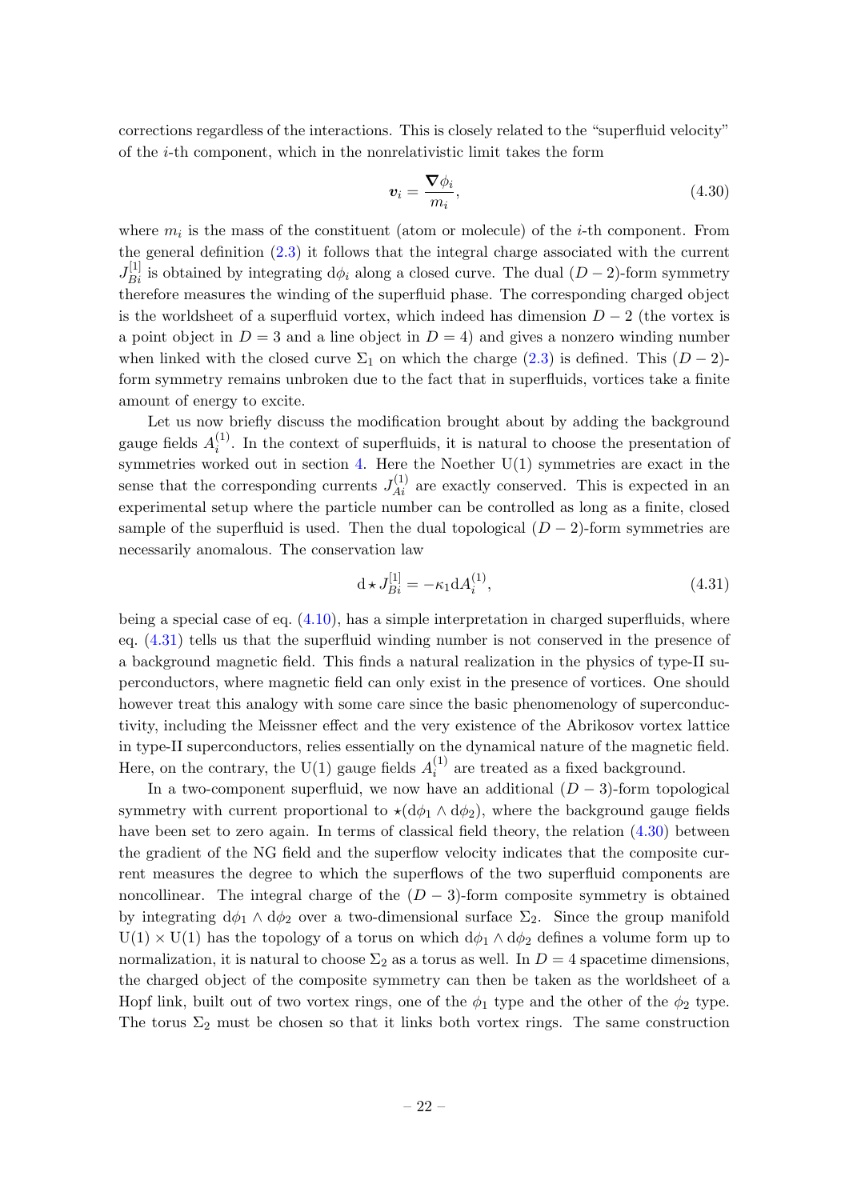corrections regardless of the interactions. This is closely related to the "superfluid velocity" of the $i$-th component, which in the nonrelativistic limit takes the form

$$\boldsymbol{v}_i = \frac{\boldsymbol{\nabla}\phi_i}{m_i}, \tag{4.30}$$

where $m_i$ is the mass of the constituent (atom or molecule) of the $i$-th component. From the general definition (2.3) it follows that the integral charge associated with the current $J^{[1]}_{Bi}$ is obtained by integrating $\mathrm{d}\phi_i$ along a closed curve. The dual $(D-2)$-form symmetry therefore measures the winding of the superfluid phase. The corresponding charged object is the worldsheet of a superfluid vortex, which indeed has dimension $D-2$ (the vortex is a point object in $D=3$ and a line object in $D=4$) and gives a nonzero winding number when linked with the closed curve $\Sigma_1$ on which the charge (2.3) is defined. This $(D-2)$-form symmetry remains unbroken due to the fact that in superfluids, vortices take a finite amount of energy to excite.

Let us now briefly discuss the modification brought about by adding the background gauge fields $A^{(1)}_i$. In the context of superfluids, it is natural to choose the presentation of symmetries worked out in section 4. Here the Noether U(1) symmetries are exact in the sense that the corresponding currents $J^{(1)}_{Ai}$ are exactly conserved. This is expected in an experimental setup where the particle number can be controlled as long as a finite, closed sample of the superfluid is used. Then the dual topological $(D-2)$-form symmetries are necessarily anomalous. The conservation law

$$\mathrm{d}\star J^{[1]}_{Bi} = -\kappa_1 \mathrm{d}A^{(1)}_i, \tag{4.31}$$

being a special case of eq. (4.10), has a simple interpretation in charged superfluids, where eq. (4.31) tells us that the superfluid winding number is not conserved in the presence of a background magnetic field. This finds a natural realization in the physics of type-II superconductors, where magnetic field can only exist in the presence of vortices. One should however treat this analogy with some care since the basic phenomenology of superconductivity, including the Meissner effect and the very existence of the Abrikosov vortex lattice in type-II superconductors, relies essentially on the dynamical nature of the magnetic field. Here, on the contrary, the U(1) gauge fields $A^{(1)}_i$ are treated as a fixed background.

In a two-component superfluid, we now have an additional $(D-3)$-form topological symmetry with current proportional to $\star(\mathrm{d}\phi_1 \wedge \mathrm{d}\phi_2)$, where the background gauge fields have been set to zero again. In terms of classical field theory, the relation (4.30) between the gradient of the NG field and the superflow velocity indicates that the composite current measures the degree to which the superflows of the two superfluid components are noncollinear. The integral charge of the $(D-3)$-form composite symmetry is obtained by integrating $\mathrm{d}\phi_1 \wedge \mathrm{d}\phi_2$ over a two-dimensional surface $\Sigma_2$. Since the group manifold $\mathrm{U}(1) \times \mathrm{U}(1)$ has the topology of a torus on which $\mathrm{d}\phi_1 \wedge \mathrm{d}\phi_2$ defines a volume form up to normalization, it is natural to choose $\Sigma_2$ as a torus as well. In $D=4$ spacetime dimensions, the charged object of the composite symmetry can then be taken as the worldsheet of a Hopf link, built out of two vortex rings, one of the $\phi_1$ type and the other of the $\phi_2$ type. The torus $\Sigma_2$ must be chosen so that it links both vortex rings. The same construction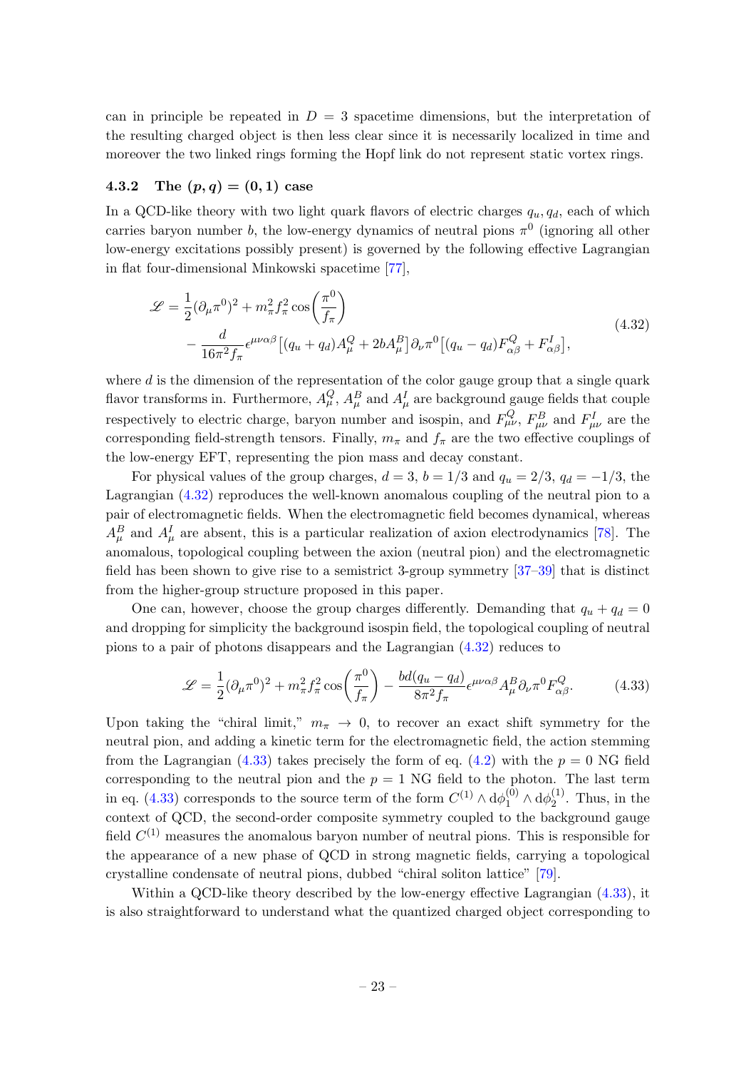can in principle be repeated in $D = 3$ spacetime dimensions, but the interpretation of the resulting charged object is then less clear since it is necessarily localized in time and moreover the two linked rings forming the Hopf link do not represent static vortex rings.

### 4.3.2 The $(p, q) = (0, 1)$ case

In a QCD-like theory with two light quark flavors of electric charges $q_u, q_d$, each of which carries baryon number $b$, the low-energy dynamics of neutral pions $\pi^0$ (ignoring all other low-energy excitations possibly present) is governed by the following effective Lagrangian in flat four-dimensional Minkowski spacetime [77],

$$
\begin{aligned}
\mathscr{L} = &\frac{1}{2}(\partial_\mu \pi^0)^2 + m_\pi^2 f_\pi^2 \cos\left(\frac{\pi^0}{f_\pi}\right) \\
&- \frac{d}{16\pi^2 f_\pi}\epsilon^{\mu\nu\alpha\beta}\big[(q_u + q_d)A_\mu^Q + 2bA_\mu^B\big]\partial_\nu \pi^0 \big[(q_u - q_d)F_{\alpha\beta}^Q + F_{\alpha\beta}^I\big],
\end{aligned}
\tag{4.32}
$$

where $d$ is the dimension of the representation of the color gauge group that a single quark flavor transforms in. Furthermore, $A_\mu^Q$, $A_\mu^B$ and $A_\mu^I$ are background gauge fields that couple respectively to electric charge, baryon number and isospin, and $F_{\mu\nu}^Q$, $F_{\mu\nu}^B$ and $F_{\mu\nu}^I$ are the corresponding field-strength tensors. Finally, $m_\pi$ and $f_\pi$ are the two effective couplings of the low-energy EFT, representing the pion mass and decay constant.

For physical values of the group charges, $d = 3$, $b = 1/3$ and $q_u = 2/3$, $q_d = -1/3$, the Lagrangian (4.32) reproduces the well-known anomalous coupling of the neutral pion to a pair of electromagnetic fields. When the electromagnetic field becomes dynamical, whereas $A_\mu^B$ and $A_\mu^I$ are absent, this is a particular realization of axion electrodynamics [78]. The anomalous, topological coupling between the axion (neutral pion) and the electromagnetic field has been shown to give rise to a semistrict 3-group symmetry [37–39] that is distinct from the higher-group structure proposed in this paper.

One can, however, choose the group charges differently. Demanding that $q_u + q_d = 0$ and dropping for simplicity the background isospin field, the topological coupling of neutral pions to a pair of photons disappears and the Lagrangian (4.32) reduces to

$$
\mathscr{L} = \frac{1}{2}(\partial_\mu \pi^0)^2 + m_\pi^2 f_\pi^2 \cos\left(\frac{\pi^0}{f_\pi}\right) - \frac{bd(q_u - q_d)}{8\pi^2 f_\pi}\epsilon^{\mu\nu\alpha\beta}A_\mu^B \partial_\nu \pi^0 F_{\alpha\beta}^Q.
\tag{4.33}
$$

Upon taking the "chiral limit," $m_\pi \to 0$, to recover an exact shift symmetry for the neutral pion, and adding a kinetic term for the electromagnetic field, the action stemming from the Lagrangian (4.33) takes precisely the form of eq. (4.2) with the $p = 0$ NG field corresponding to the neutral pion and the $p = 1$ NG field to the photon. The last term in eq. (4.33) corresponds to the source term of the form $C^{(1)} \wedge \mathrm{d}\phi_1^{(0)} \wedge \mathrm{d}\phi_2^{(1)}$. Thus, in the context of QCD, the second-order composite symmetry coupled to the background gauge field $C^{(1)}$ measures the anomalous baryon number of neutral pions. This is responsible for the appearance of a new phase of QCD in strong magnetic fields, carrying a topological crystalline condensate of neutral pions, dubbed "chiral soliton lattice" [79].

Within a QCD-like theory described by the low-energy effective Lagrangian (4.33), it is also straightforward to understand what the quantized charged object corresponding to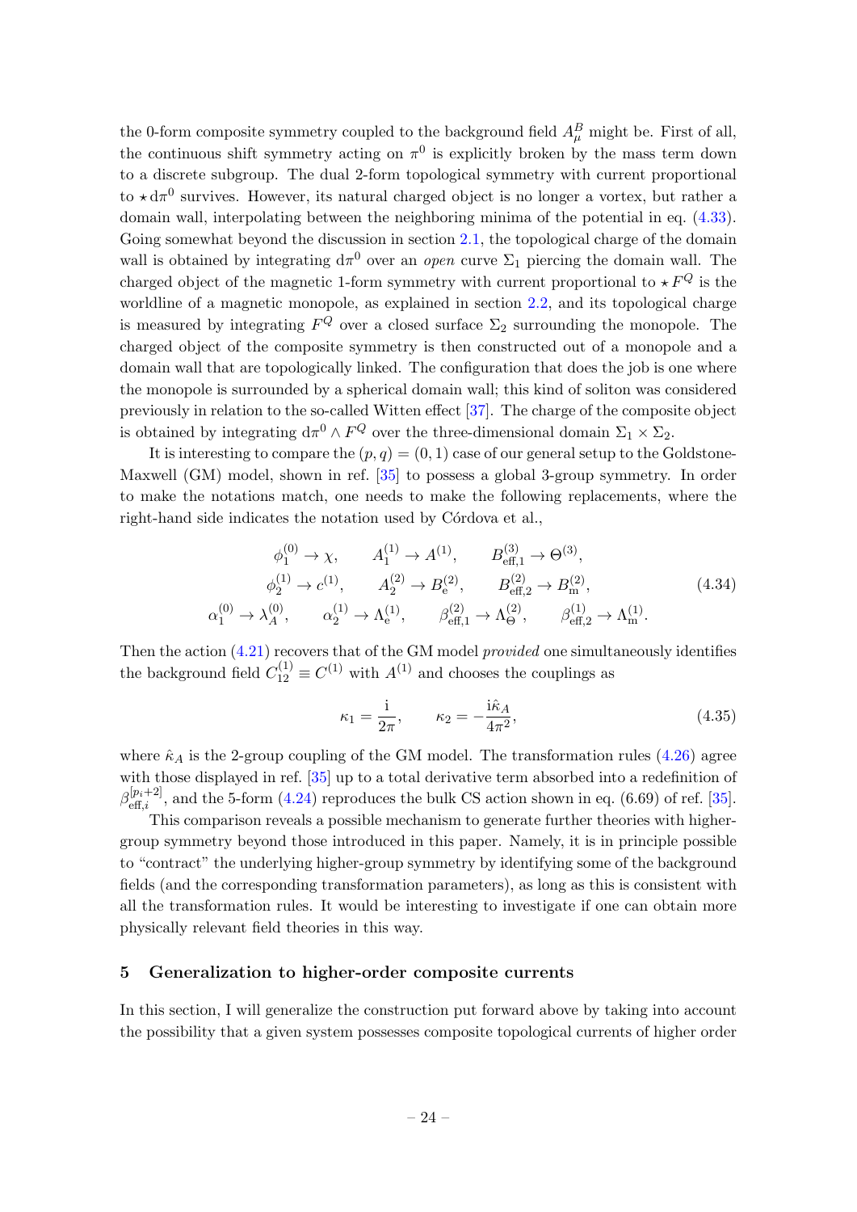the 0-form composite symmetry coupled to the background field $A^B_\mu$ might be. First of all, the continuous shift symmetry acting on $\pi^0$ is explicitly broken by the mass term down to a discrete subgroup. The dual 2-form topological symmetry with current proportional to $\star \mathrm{d}\pi^0$ survives. However, its natural charged object is no longer a vortex, but rather a domain wall, interpolating between the neighboring minima of the potential in eq. (4.33). Going somewhat beyond the discussion in section 2.1, the topological charge of the domain wall is obtained by integrating $\mathrm{d}\pi^0$ over an *open* curve $\Sigma_1$ piercing the domain wall. The charged object of the magnetic 1-form symmetry with current proportional to $\star F^Q$ is the worldline of a magnetic monopole, as explained in section 2.2, and its topological charge is measured by integrating $F^Q$ over a closed surface $\Sigma_2$ surrounding the monopole. The charged object of the composite symmetry is then constructed out of a monopole and a domain wall that are topologically linked. The configuration that does the job is one where the monopole is surrounded by a spherical domain wall; this kind of soliton was considered previously in relation to the so-called Witten effect [37]. The charge of the composite object is obtained by integrating $\mathrm{d}\pi^0 \wedge F^Q$ over the three-dimensional domain $\Sigma_1 \times \Sigma_2$.

It is interesting to compare the $(p, q) = (0, 1)$ case of our general setup to the Goldstone-Maxwell (GM) model, shown in ref. [35] to possess a global 3-group symmetry. In order to make the notations match, one needs to make the following replacements, where the right-hand side indicates the notation used by Córdova et al.,

$$
\begin{aligned}
\phi_1^{(0)} &\to \chi, \qquad A_1^{(1)} \to A^{(1)}, \qquad B_{\mathrm{eff},1}^{(3)} \to \Theta^{(3)}, \\
\phi_2^{(1)} &\to c^{(1)}, \qquad A_2^{(2)} \to B_{\mathrm{e}}^{(2)}, \qquad B_{\mathrm{eff},2}^{(2)} \to B_{\mathrm{m}}^{(2)}, \\
\alpha_1^{(0)} &\to \lambda_A^{(0)}, \qquad \alpha_2^{(1)} \to \Lambda_{\mathrm{e}}^{(1)}, \qquad \beta_{\mathrm{eff},1}^{(2)} \to \Lambda_\Theta^{(2)}, \qquad \beta_{\mathrm{eff},2}^{(1)} \to \Lambda_{\mathrm{m}}^{(1)}.
\end{aligned}
\tag{4.34}
$$

Then the action (4.21) recovers that of the GM model *provided* one simultaneously identifies the background field $C_{12}^{(1)} \equiv C^{(1)}$ with $A^{(1)}$ and chooses the couplings as

$$
\kappa_1 = \frac{\mathrm{i}}{2\pi}, \qquad \kappa_2 = -\frac{\mathrm{i}\hat{\kappa}_A}{4\pi^2}, \tag{4.35}
$$

where $\hat{\kappa}_A$ is the 2-group coupling of the GM model. The transformation rules (4.26) agree with those displayed in ref. [35] up to a total derivative term absorbed into a redefinition of $\beta_{\mathrm{eff},i}^{[p_i+2]}$, and the 5-form (4.24) reproduces the bulk CS action shown in eq. (6.69) of ref. [35].

This comparison reveals a possible mechanism to generate further theories with higher-group symmetry beyond those introduced in this paper. Namely, it is in principle possible to "contract" the underlying higher-group symmetry by identifying some of the background fields (and the corresponding transformation parameters), as long as this is consistent with all the transformation rules. It would be interesting to investigate if one can obtain more physically relevant field theories in this way.

## 5 Generalization to higher-order composite currents

In this section, I will generalize the construction put forward above by taking into account the possibility that a given system possesses composite topological currents of higher order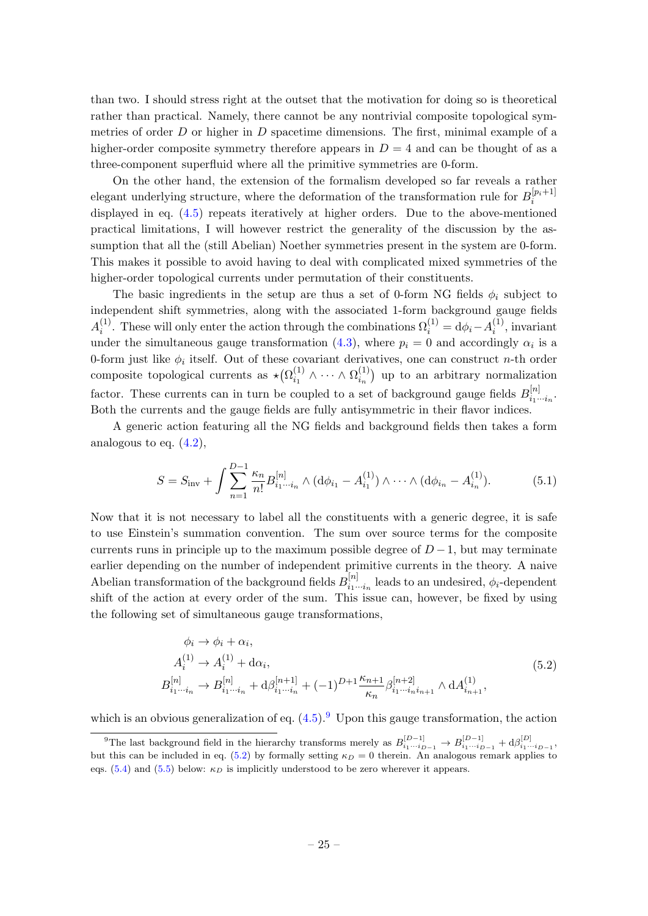than two. I should stress right at the outset that the motivation for doing so is theoretical rather than practical. Namely, there cannot be any nontrivial composite topological symmetries of order $D$ or higher in $D$ spacetime dimensions. The first, minimal example of a higher-order composite symmetry therefore appears in $D=4$ and can be thought of as a three-component superfluid where all the primitive symmetries are 0-form.

On the other hand, the extension of the formalism developed so far reveals a rather elegant underlying structure, where the deformation of the transformation rule for $B_i^{[p_i+1]}$ displayed in eq. (4.5) repeats iteratively at higher orders. Due to the above-mentioned practical limitations, I will however restrict the generality of the discussion by the assumption that all the (still Abelian) Noether symmetries present in the system are 0-form. This makes it possible to avoid having to deal with complicated mixed symmetries of the higher-order topological currents under permutation of their constituents.

The basic ingredients in the setup are thus a set of 0-form NG fields $\phi_i$ subject to independent shift symmetries, along with the associated 1-form background gauge fields $A_i^{(1)}$. These will only enter the action through the combinations $\Omega_i^{(1)} = \mathrm{d}\phi_i - A_i^{(1)}$, invariant under the simultaneous gauge transformation (4.3), where $p_i = 0$ and accordingly $\alpha_i$ is a 0-form just like $\phi_i$ itself. Out of these covariant derivatives, one can construct $n$-th order composite topological currents as $\star\big(\Omega_{i_1}^{(1)} \wedge \cdots \wedge \Omega_{i_n}^{(1)}\big)$ up to an arbitrary normalization factor. These currents can in turn be coupled to a set of background gauge fields $B^{[n]}_{i_1\cdots i_n}$. Both the currents and the gauge fields are fully antisymmetric in their flavor indices.

A generic action featuring all the NG fields and background fields then takes a form analogous to eq. (4.2),

$$S = S_{\text{inv}} + \int \sum_{n=1}^{D-1} \frac{\kappa_n}{n!} B^{[n]}_{i_1\cdots i_n} \wedge (\mathrm{d}\phi_{i_1} - A_{i_1}^{(1)}) \wedge \cdots \wedge (\mathrm{d}\phi_{i_n} - A_{i_n}^{(1)}). \tag{5.1}$$

Now that it is not necessary to label all the constituents with a generic degree, it is safe to use Einstein's summation convention. The sum over source terms for the composite currents runs in principle up to the maximum possible degree of $D-1$, but may terminate earlier depending on the number of independent primitive currents in the theory. A naive Abelian transformation of the background fields $B^{[n]}_{i_1\cdots i_n}$ leads to an undesired, $\phi_i$-dependent shift of the action at every order of the sum. This issue can, however, be fixed by using the following set of simultaneous gauge transformations,

$$\begin{aligned}
\phi_i &\to \phi_i + \alpha_i,\\
A_i^{(1)} &\to A_i^{(1)} + \mathrm{d}\alpha_i,\\
B^{[n]}_{i_1\cdots i_n} &\to B^{[n]}_{i_1\cdots i_n} + \mathrm{d}\beta^{[n+1]}_{i_1\cdots i_n} + (-1)^{D+1}\frac{\kappa_{n+1}}{\kappa_n}\beta^{[n+2]}_{i_1\cdots i_n i_{n+1}} \wedge \mathrm{d}A^{(1)}_{i_{n+1}},
\end{aligned} \tag{5.2}$$

which is an obvious generalization of eq. (4.5).[9] Upon this gauge transformation, the action

[9] The last background field in the hierarchy transforms merely as $B^{[D-1]}_{i_1\cdots i_{D-1}} \to B^{[D-1]}_{i_1\cdots i_{D-1}} + \mathrm{d}\beta^{[D]}_{i_1\cdots i_{D-1}}$, but this can be included in eq. (5.2) by formally setting $\kappa_D = 0$ therein. An analogous remark applies to eqs. (5.4) and (5.5) below: $\kappa_D$ is implicitly understood to be zero wherever it appears.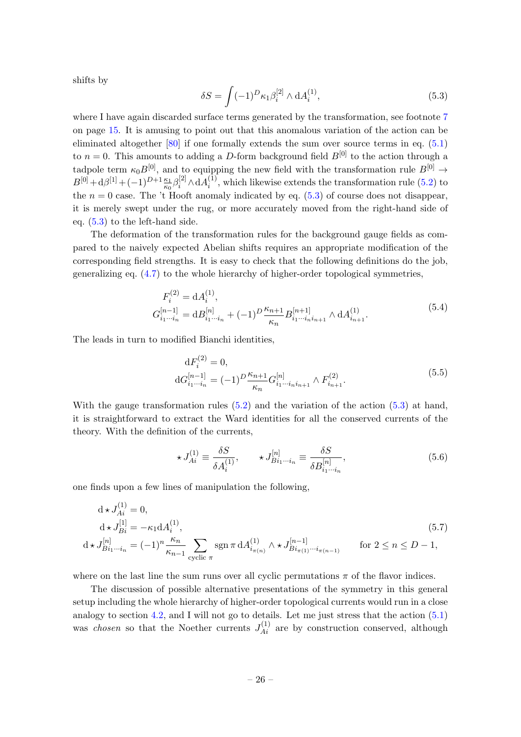shifts by

$$
\delta S = \int (-1)^D \kappa_1 \beta_i^{[2]} \wedge \mathrm{d}A_i^{(1)}, \tag{5.3}
$$

where I have again discarded surface terms generated by the transformation, see footnote 7 on page 15. It is amusing to point out that this anomalous variation of the action can be eliminated altogether [80] if one formally extends the sum over source terms in eq. (5.1) to $n = 0$. This amounts to adding a $D$-form background field $B^{[0]}$ to the action through a tadpole term $\kappa_0 B^{[0]}$, and to equipping the new field with the transformation rule $B^{[0]} \to B^{[0]} + \mathrm{d}\beta^{[1]} + (-1)^{D+1}\frac{\kappa_1}{\kappa_0}\beta_i^{[2]} \wedge \mathrm{d}A_i^{(1)}$, which likewise extends the transformation rule (5.2) to the $n = 0$ case. The 't Hooft anomaly indicated by eq. (5.3) of course does not disappear, it is merely swept under the rug, or more accurately moved from the right-hand side of eq. (5.3) to the left-hand side.

The deformation of the transformation rules for the background gauge fields as compared to the naively expected Abelian shifts requires an appropriate modification of the corresponding field strengths. It is easy to check that the following definitions do the job, generalizing eq. (4.7) to the whole hierarchy of higher-order topological symmetries,

$$
\begin{aligned}
F_i^{(2)} &= \mathrm{d}A_i^{(1)}, \\
G_{i_1\cdots i_n}^{[n-1]} &= \mathrm{d}B_{i_1\cdots i_n}^{[n]} + (-1)^D \frac{\kappa_{n+1}}{\kappa_n} B_{i_1\cdots i_n i_{n+1}}^{[n+1]} \wedge \mathrm{d}A_{i_{n+1}}^{(1)}.
\end{aligned} \tag{5.4}
$$

The leads in turn to modified Bianchi identities,

$$
\begin{aligned}
\mathrm{d}F_i^{(2)} &= 0, \\
\mathrm{d}G_{i_1\cdots i_n}^{[n-1]} &= (-1)^D \frac{\kappa_{n+1}}{\kappa_n} G_{i_1\cdots i_n i_{n+1}}^{[n]} \wedge F_{i_{n+1}}^{(2)}.
\end{aligned} \tag{5.5}
$$

With the gauge transformation rules (5.2) and the variation of the action (5.3) at hand, it is straightforward to extract the Ward identities for all the conserved currents of the theory. With the definition of the currents,

$$
\star J_{Ai}^{(1)} \equiv \frac{\delta S}{\delta A_i^{(1)}}, \qquad \star J_{Bi_1\cdots i_n}^{[n]} \equiv \frac{\delta S}{\delta B_{i_1\cdots i_n}^{[n]}}, \tag{5.6}
$$

one finds upon a few lines of manipulation the following,

$$
\begin{aligned}
\mathrm{d}\star J_{Ai}^{(1)} &= 0, \\
\mathrm{d}\star J_{Bi}^{[1]} &= -\kappa_1 \mathrm{d}A_i^{(1)}, \\
\mathrm{d}\star J_{Bi_1\cdots i_n}^{[n]} &= (-1)^n \frac{\kappa_n}{\kappa_{n-1}} \sum_{\text{cyclic } \pi} \operatorname{sgn}\pi \, \mathrm{d}A_{i_{\pi(n)}}^{(1)} \wedge \star J_{Bi_{\pi(1)}\cdots i_{\pi(n-1)}}^{[n-1]} \qquad \text{for } 2 \leq n \leq D-1,
\end{aligned} \tag{5.7}
$$

where on the last line the sum runs over all cyclic permutations $\pi$ of the flavor indices.

The discussion of possible alternative presentations of the symmetry in this general setup including the whole hierarchy of higher-order topological currents would run in a close analogy to section 4.2, and I will not go to details. Let me just stress that the action (5.1) was *chosen* so that the Noether currents $J_{Ai}^{(1)}$ are by construction conserved, although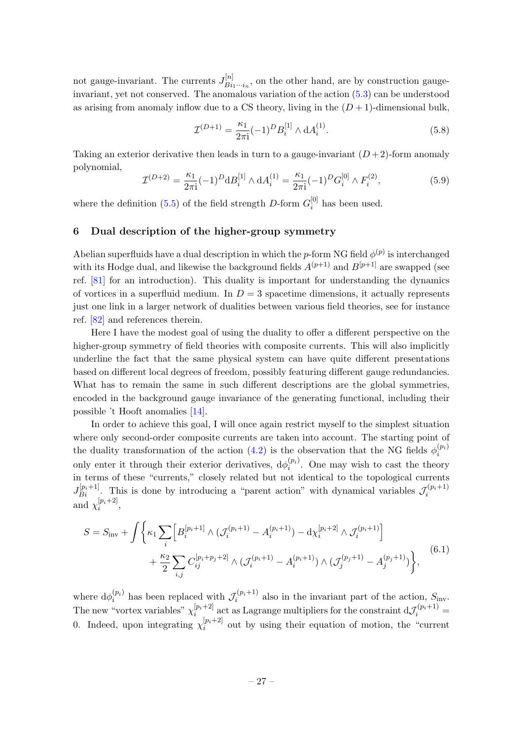not gauge-invariant. The currents $J^{[n]}_{Bi_1\cdots i_n}$, on the other hand, are by construction gauge-invariant, yet not conserved. The anomalous variation of the action (5.3) can be understood as arising from anomaly inflow due to a CS theory, living in the $(D+1)$-dimensional bulk,

$$\mathcal{I}^{(D+1)} = \frac{\kappa_1}{2\pi\mathrm{i}}(-1)^D B^{[1]}_i \wedge \mathrm{d}A^{(1)}_i. \tag{5.8}$$

Taking an exterior derivative then leads in turn to a gauge-invariant $(D+2)$-form anomaly polynomial,

$$\mathcal{I}^{(D+2)} = \frac{\kappa_1}{2\pi\mathrm{i}}(-1)^D \mathrm{d}B^{[1]}_i \wedge \mathrm{d}A^{(1)}_i = \frac{\kappa_1}{2\pi\mathrm{i}}(-1)^D G^{[0]}_i \wedge F^{(2)}_i, \tag{5.9}$$

where the definition (5.5) of the field strength $D$-form $G^{[0]}_i$ has been used.

## 6 Dual description of the higher-group symmetry

Abelian superfluids have a dual description in which the $p$-form NG field $\phi^{(p)}$ is interchanged with its Hodge dual, and likewise the background fields $A^{(p+1)}$ and $B^{[p+1]}$ are swapped (see ref. [81] for an introduction). This duality is important for understanding the dynamics of vortices in a superfluid medium. In $D = 3$ spacetime dimensions, it actually represents just one link in a larger network of dualities between various field theories, see for instance ref. [82] and references therein.

Here I have the modest goal of using the duality to offer a different perspective on the higher-group symmetry of field theories with composite currents. This will also implicitly underline the fact that the same physical system can have quite different presentations based on different local degrees of freedom, possibly featuring different gauge redundancies. What has to remain the same in such different descriptions are the global symmetries, encoded in the background gauge invariance of the generating functional, including their possible 't Hooft anomalies [14].

In order to achieve this goal, I will once again restrict myself to the simplest situation where only second-order composite currents are taken into account. The starting point of the duality transformation of the action (4.2) is the observation that the NG fields $\phi^{(p_i)}_i$ only enter it through their exterior derivatives, $\mathrm{d}\phi^{(p_i)}_i$. One may wish to cast the theory in terms of these "currents," closely related but not identical to the topological currents $J^{[p_i+1]}_{Bi}$. This is done by introducing a "parent action" with dynamical variables $\mathcal{J}^{(p_i+1)}_i$ and $\chi^{[p_i+2]}_i$,

$$\begin{aligned} S = S_{\text{inv}} + \int \Big\{ &\kappa_1 \sum_i \Big[ B^{[p_i+1]}_i \wedge (\mathcal{J}^{(p_i+1)}_i - A^{(p_i+1)}_i) - \mathrm{d}\chi^{[p_i+2]}_i \wedge \mathcal{J}^{(p_i+1)}_i \Big] \\ &+ \frac{\kappa_2}{2} \sum_{i,j} C^{[p_i+p_j+2]}_{ij} \wedge (\mathcal{J}^{(p_i+1)}_i - A^{(p_i+1)}_i) \wedge (\mathcal{J}^{(p_j+1)}_j - A^{(p_j+1)}_j) \Big\}, \end{aligned} \tag{6.1}$$

where $\mathrm{d}\phi^{(p_i)}_i$ has been replaced with $\mathcal{J}^{(p_i+1)}_i$ also in the invariant part of the action, $S_{\text{inv}}$. The new "vortex variables" $\chi^{[p_i+2]}_i$ act as Lagrange multipliers for the constraint $\mathrm{d}\mathcal{J}^{(p_i+1)}_i = 0$. Indeed, upon integrating $\chi^{[p_i+2]}_i$ out by using their equation of motion, the "current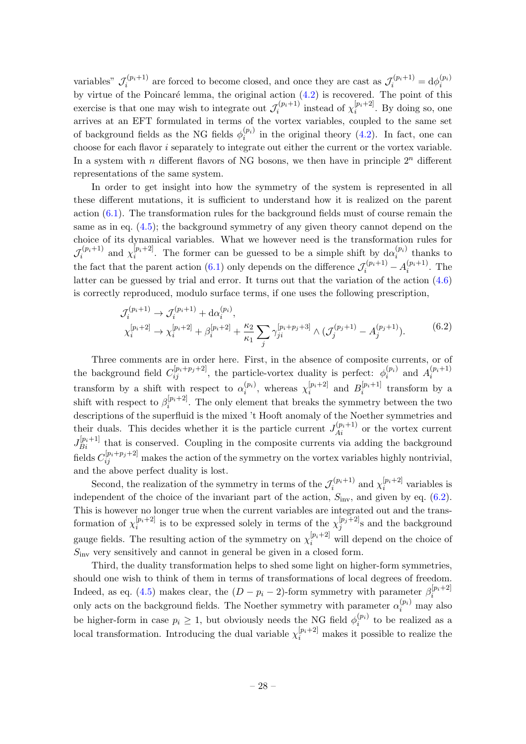variables" $\mathcal{J}_i^{(p_i+1)}$ are forced to become closed, and once they are cast as $\mathcal{J}_i^{(p_i+1)} = \mathrm{d}\phi_i^{(p_i)}$ by virtue of the Poincaré lemma, the original action (4.2) is recovered. The point of this exercise is that one may wish to integrate out $\mathcal{J}_i^{(p_i+1)}$ instead of $\chi_i^{[p_i+2]}$. By doing so, one arrives at an EFT formulated in terms of the vortex variables, coupled to the same set of background fields as the NG fields $\phi_i^{(p_i)}$ in the original theory (4.2). In fact, one can choose for each flavor $i$ separately to integrate out either the current or the vortex variable. In a system with $n$ different flavors of NG bosons, we then have in principle $2^n$ different representations of the same system.

In order to get insight into how the symmetry of the system is represented in all these different mutations, it is sufficient to understand how it is realized on the parent action (6.1). The transformation rules for the background fields must of course remain the same as in eq. (4.5); the background symmetry of any given theory cannot depend on the choice of its dynamical variables. What we however need is the transformation rules for $\mathcal{J}_i^{(p_i+1)}$ and $\chi_i^{[p_i+2]}$. The former can be guessed to be a simple shift by $\mathrm{d}\alpha_i^{(p_i)}$ thanks to the fact that the parent action (6.1) only depends on the difference $\mathcal{J}_i^{(p_i+1)} - A_i^{(p_i+1)}$. The latter can be guessed by trial and error. It turns out that the variation of the action (4.6) is correctly reproduced, modulo surface terms, if one uses the following prescription,

$$
\begin{aligned}
\mathcal{J}_i^{(p_i+1)} &\to \mathcal{J}_i^{(p_i+1)} + \mathrm{d}\alpha_i^{(p_i)}, \\
\chi_i^{[p_i+2]} &\to \chi_i^{[p_i+2]} + \beta_i^{[p_i+2]} + \frac{\kappa_2}{\kappa_1} \sum_j \gamma_{ji}^{[p_i+p_j+3]} \wedge (\mathcal{J}_j^{(p_j+1)} - A_j^{(p_j+1)}).
\end{aligned}
\tag{6.2}
$$

Three comments are in order here. First, in the absence of composite currents, or of the background field $C_{ij}^{[p_i+p_j+2]}$, the particle-vortex duality is perfect: $\phi_i^{(p_i)}$ and $A_i^{(p_i+1)}$ transform by a shift with respect to $\alpha_i^{(p_i)}$, whereas $\chi_i^{[p_i+2]}$ and $B_i^{[p_i+1]}$ transform by a shift with respect to $\beta_i^{[p_i+2]}$. The only element that breaks the symmetry between the two descriptions of the superfluid is the mixed 't Hooft anomaly of the Noether symmetries and their duals. This decides whether it is the particle current $J_{Ai}^{(p_i+1)}$ or the vortex current $J_{Bi}^{[p_i+1]}$ that is conserved. Coupling in the composite currents via adding the background fields $C_{ij}^{[p_i+p_j+2]}$ makes the action of the symmetry on the vortex variables highly nontrivial, and the above perfect duality is lost.

Second, the realization of the symmetry in terms of the $\mathcal{J}_i^{(p_i+1)}$ and $\chi_i^{[p_i+2]}$ variables is independent of the choice of the invariant part of the action, $S_{\mathrm{inv}}$, and given by eq. (6.2). This is however no longer true when the current variables are integrated out and the transformation of $\chi_i^{[p_i+2]}$ is to be expressed solely in terms of the $\chi_j^{[p_j+2]}$s and the background gauge fields. The resulting action of the symmetry on $\chi_i^{[p_i+2]}$ will depend on the choice of $S_{\mathrm{inv}}$ very sensitively and cannot in general be given in a closed form.

Third, the duality transformation helps to shed some light on higher-form symmetries, should one wish to think of them in terms of transformations of local degrees of freedom. Indeed, as eq. (4.5) makes clear, the $(D - p_i - 2)$-form symmetry with parameter $\beta_i^{[p_i+2]}$ only acts on the background fields. The Noether symmetry with parameter $\alpha_i^{(p_i)}$ may also be higher-form in case $p_i \geq 1$, but obviously needs the NG field $\phi_i^{(p_i)}$ to be realized as a local transformation. Introducing the dual variable $\chi_i^{[p_i+2]}$ makes it possible to realize the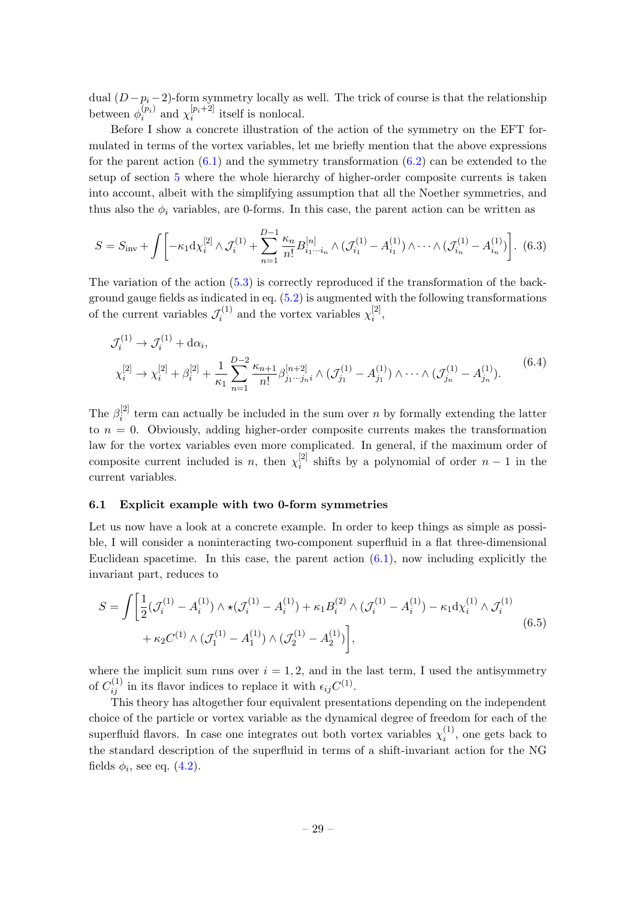dual $(D-p_i-2)$-form symmetry locally as well. The trick of course is that the relationship between $\phi_i^{(p_i)}$ and $\chi_i^{[p_i+2]}$ itself is nonlocal.

Before I show a concrete illustration of the action of the symmetry on the EFT formulated in terms of the vortex variables, let me briefly mention that the above expressions for the parent action (6.1) and the symmetry transformation (6.2) can be extended to the setup of section 5 where the whole hierarchy of higher-order composite currents is taken into account, albeit with the simplifying assumption that all the Noether symmetries, and thus also the $\phi_i$ variables, are 0-forms. In this case, the parent action can be written as

$$S = S_{\text{inv}} + \int \left[ -\kappa_1 \mathrm{d}\chi_i^{[2]} \wedge \mathcal{J}_i^{(1)} + \sum_{n=1}^{D-1} \frac{\kappa_n}{n!} B^{[n]}_{i_1\cdots i_n} \wedge (\mathcal{J}_{i_1}^{(1)} - A_{i_1}^{(1)}) \wedge \cdots \wedge (\mathcal{J}_{i_n}^{(1)} - A_{i_n}^{(1)}) \right]. \tag{6.3}$$

The variation of the action (5.3) is correctly reproduced if the transformation of the background gauge fields as indicated in eq. (5.2) is augmented with the following transformations of the current variables $\mathcal{J}_i^{(1)}$ and the vortex variables $\chi_i^{[2]}$,

$$\begin{aligned}
&\mathcal{J}_i^{(1)} \to \mathcal{J}_i^{(1)} + \mathrm{d}\alpha_i, \\
&\chi_i^{[2]} \to \chi_i^{[2]} + \beta_i^{[2]} + \frac{1}{\kappa_1} \sum_{n=1}^{D-2} \frac{\kappa_{n+1}}{n!} \beta^{[n+2]}_{j_1\cdots j_n i} \wedge (\mathcal{J}_{j_1}^{(1)} - A_{j_1}^{(1)}) \wedge \cdots \wedge (\mathcal{J}_{j_n}^{(1)} - A_{j_n}^{(1)}).
\end{aligned} \tag{6.4}$$

The $\beta_i^{[2]}$ term can actually be included in the sum over $n$ by formally extending the latter to $n=0$. Obviously, adding higher-order composite currents makes the transformation law for the vortex variables even more complicated. In general, if the maximum order of composite current included is $n$, then $\chi_i^{[2]}$ shifts by a polynomial of order $n-1$ in the current variables.

### 6.1 Explicit example with two 0-form symmetries

Let us now have a look at a concrete example. In order to keep things as simple as possible, I will consider a noninteracting two-component superfluid in a flat three-dimensional Euclidean spacetime. In this case, the parent action (6.1), now including explicitly the invariant part, reduces to

$$\begin{aligned}
S = \int \bigg[ &\frac{1}{2} (\mathcal{J}_i^{(1)} - A_i^{(1)}) \wedge \star (\mathcal{J}_i^{(1)} - A_i^{(1)}) + \kappa_1 B_i^{(2)} \wedge (\mathcal{J}_i^{(1)} - A_i^{(1)}) - \kappa_1 \mathrm{d}\chi_i^{(1)} \wedge \mathcal{J}_i^{(1)} \\
&+ \kappa_2 C^{(1)} \wedge (\mathcal{J}_1^{(1)} - A_1^{(1)}) \wedge (\mathcal{J}_2^{(1)} - A_2^{(1)}) \bigg],
\end{aligned} \tag{6.5}$$

where the implicit sum runs over $i = 1, 2$, and in the last term, I used the antisymmetry of $C_{ij}^{(1)}$ in its flavor indices to replace it with $\epsilon_{ij} C^{(1)}$.

This theory has altogether four equivalent presentations depending on the independent choice of the particle or vortex variable as the dynamical degree of freedom for each of the superfluid flavors. In case one integrates out both vortex variables $\chi_i^{(1)}$, one gets back to the standard description of the superfluid in terms of a shift-invariant action for the NG fields $\phi_i$, see eq. (4.2).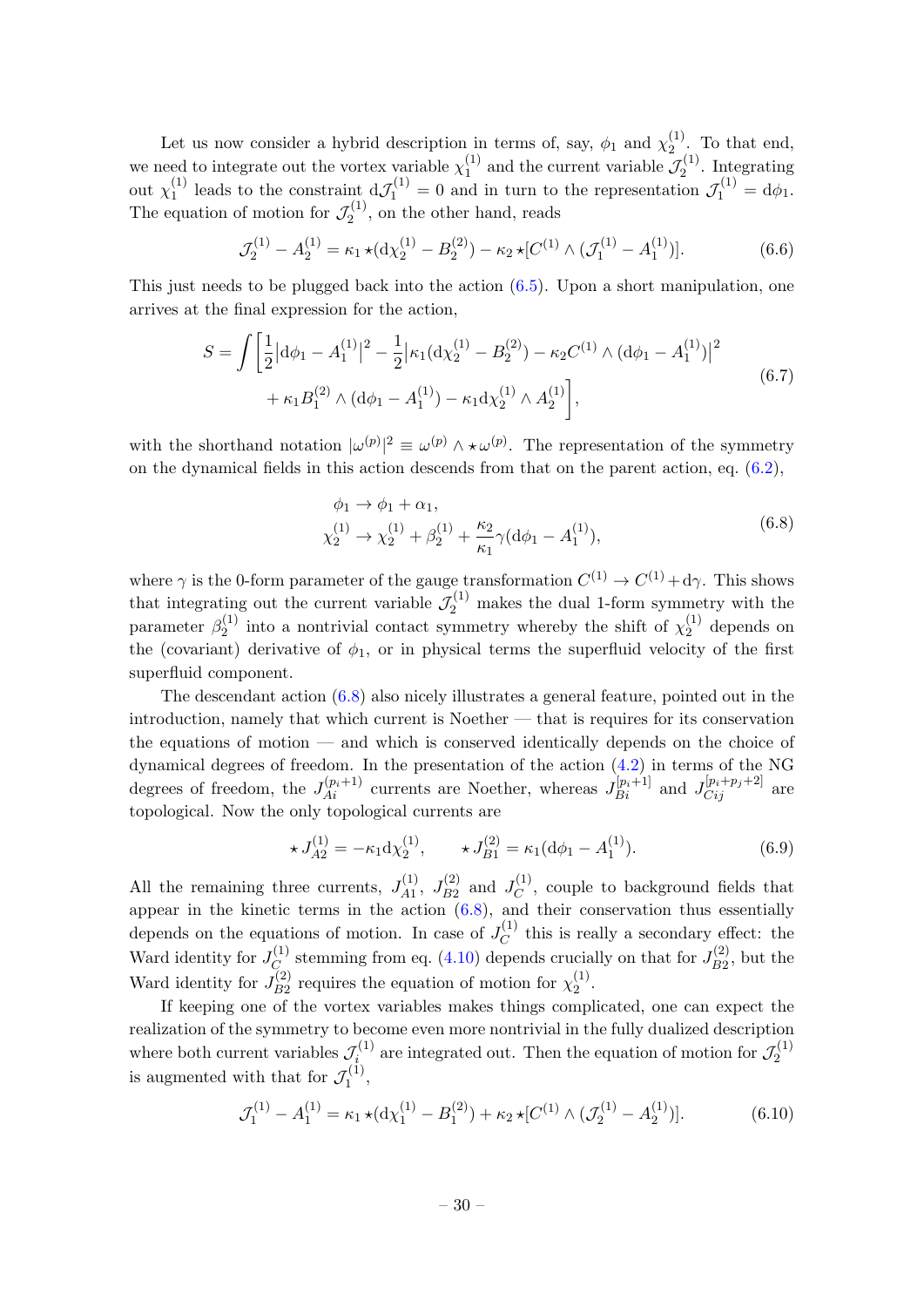Let us now consider a hybrid description in terms of, say, $\phi_1$ and $\chi_2^{(1)}$. To that end, we need to integrate out the vortex variable $\chi_1^{(1)}$ and the current variable $\mathcal{J}_2^{(1)}$. Integrating out $\chi_1^{(1)}$ leads to the constraint $\mathrm{d}\mathcal{J}_1^{(1)} = 0$ and in turn to the representation $\mathcal{J}_1^{(1)} = \mathrm{d}\phi_1$. The equation of motion for $\mathcal{J}_2^{(1)}$, on the other hand, reads

$$
\mathcal{J}_2^{(1)} - A_2^{(1)} = \kappa_1 \star(\mathrm{d}\chi_2^{(1)} - B_2^{(2)}) - \kappa_2 \star[C^{(1)} \wedge (\mathcal{J}_1^{(1)} - A_1^{(1)})]. \tag{6.6}
$$

This just needs to be plugged back into the action (6.5). Upon a short manipulation, one arrives at the final expression for the action,

$$
\begin{aligned}
S = \int \bigg[ &\frac{1}{2}\big|\mathrm{d}\phi_1 - A_1^{(1)}\big|^2 - \frac{1}{2}\big|\kappa_1(\mathrm{d}\chi_2^{(1)} - B_2^{(2)}) - \kappa_2 C^{(1)} \wedge (\mathrm{d}\phi_1 - A_1^{(1)})\big|^2 \\
&+ \kappa_1 B_1^{(2)} \wedge (\mathrm{d}\phi_1 - A_1^{(1)}) - \kappa_1 \mathrm{d}\chi_2^{(1)} \wedge A_2^{(1)} \bigg],
\end{aligned} \tag{6.7}
$$

with the shorthand notation $|\omega^{(p)}|^2 \equiv \omega^{(p)} \wedge \star\omega^{(p)}$. The representation of the symmetry on the dynamical fields in this action descends from that on the parent action, eq. (6.2),

$$
\begin{aligned}
\phi_1 &\to \phi_1 + \alpha_1, \\
\chi_2^{(1)} &\to \chi_2^{(1)} + \beta_2^{(1)} + \frac{\kappa_2}{\kappa_1}\gamma(\mathrm{d}\phi_1 - A_1^{(1)}),
\end{aligned} \tag{6.8}
$$

where $\gamma$ is the 0-form parameter of the gauge transformation $C^{(1)} \to C^{(1)} + \mathrm{d}\gamma$. This shows that integrating out the current variable $\mathcal{J}_2^{(1)}$ makes the dual 1-form symmetry with the parameter $\beta_2^{(1)}$ into a nontrivial contact symmetry whereby the shift of $\chi_2^{(1)}$ depends on the (covariant) derivative of $\phi_1$, or in physical terms the superfluid velocity of the first superfluid component.

The descendant action (6.8) also nicely illustrates a general feature, pointed out in the introduction, namely that which current is Noether — that is requires for its conservation the equations of motion — and which is conserved identically depends on the choice of dynamical degrees of freedom. In the presentation of the action (4.2) in terms of the NG degrees of freedom, the $J_{Ai}^{(p_i+1)}$ currents are Noether, whereas $J_{Bi}^{[p_i+1]}$ and $J_{Cij}^{[p_i+p_j+2]}$ are topological. Now the only topological currents are

$$
\star J_{A2}^{(1)} = -\kappa_1 \mathrm{d}\chi_2^{(1)}, \qquad \star J_{B1}^{(2)} = \kappa_1(\mathrm{d}\phi_1 - A_1^{(1)}). \tag{6.9}
$$

All the remaining three currents, $J_{A1}^{(1)}$, $J_{B2}^{(2)}$ and $J_C^{(1)}$, couple to background fields that appear in the kinetic terms in the action (6.8), and their conservation thus essentially depends on the equations of motion. In case of $J_C^{(1)}$ this is really a secondary effect: the Ward identity for $J_C^{(1)}$ stemming from eq. (4.10) depends crucially on that for $J_{B2}^{(2)}$, but the Ward identity for $J_{B2}^{(2)}$ requires the equation of motion for $\chi_2^{(1)}$.

If keeping one of the vortex variables makes things complicated, one can expect the realization of the symmetry to become even more nontrivial in the fully dualized description where both current variables $\mathcal{J}_i^{(1)}$ are integrated out. Then the equation of motion for $\mathcal{J}_2^{(1)}$ is augmented with that for $\mathcal{J}_1^{(1)}$,

$$
\mathcal{J}_1^{(1)} - A_1^{(1)} = \kappa_1 \star(\mathrm{d}\chi_1^{(1)} - B_1^{(2)}) + \kappa_2 \star[C^{(1)} \wedge (\mathcal{J}_2^{(1)} - A_2^{(1)})]. \tag{6.10}
$$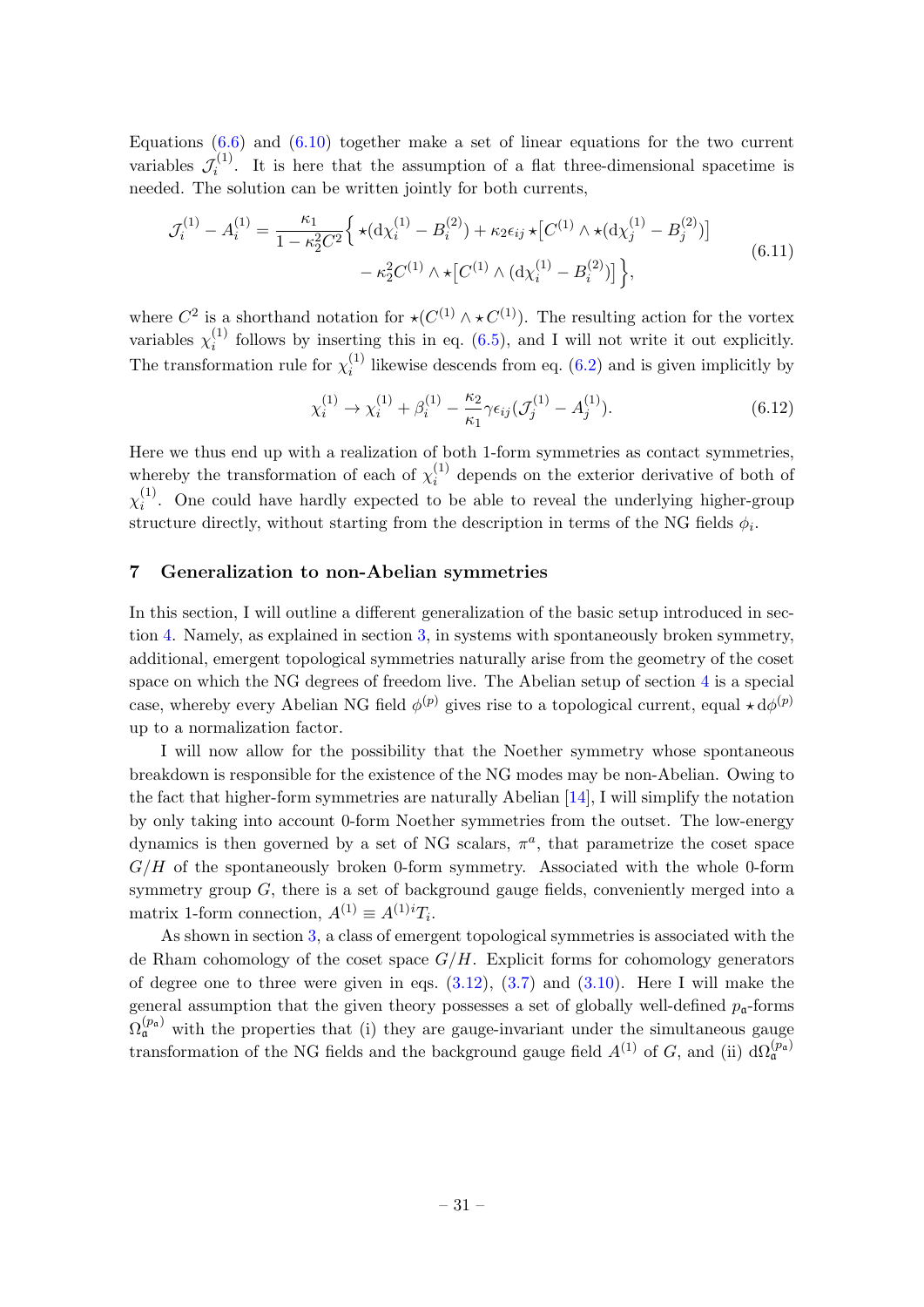Equations (6.6) and (6.10) together make a set of linear equations for the two current variables $\mathcal{J}_i^{(1)}$. It is here that the assumption of a flat three-dimensional spacetime is needed. The solution can be written jointly for both currents,

$$
\begin{aligned}
\mathcal{J}_i^{(1)} - A_i^{(1)} = \frac{\kappa_1}{1-\kappa_2^2 C^2}\Big\{ \star(\mathrm{d}\chi_i^{(1)} - B_i^{(2)}) + \kappa_2 \epsilon_{ij} \star\big[C^{(1)} \wedge \star(\mathrm{d}\chi_j^{(1)} - B_j^{(2)})\big] \\
- \kappa_2^2 C^{(1)} \wedge \star\big[C^{(1)} \wedge (\mathrm{d}\chi_i^{(1)} - B_i^{(2)})\big]\Big\},
\end{aligned}
\tag{6.11}
$$

where $C^2$ is a shorthand notation for $\star(C^{(1)} \wedge \star C^{(1)})$. The resulting action for the vortex variables $\chi_i^{(1)}$ follows by inserting this in eq. (6.5), and I will not write it out explicitly. The transformation rule for $\chi_i^{(1)}$ likewise descends from eq. (6.2) and is given implicitly by

$$
\chi_i^{(1)} \to \chi_i^{(1)} + \beta_i^{(1)} - \frac{\kappa_2}{\kappa_1}\gamma \epsilon_{ij}(\mathcal{J}_j^{(1)} - A_j^{(1)}).
\tag{6.12}
$$

Here we thus end up with a realization of both 1-form symmetries as contact symmetries, whereby the transformation of each of $\chi_i^{(1)}$ depends on the exterior derivative of both of $\chi_i^{(1)}$. One could have hardly expected to be able to reveal the underlying higher-group structure directly, without starting from the description in terms of the NG fields $\phi_i$.

## 7 Generalization to non-Abelian symmetries

In this section, I will outline a different generalization of the basic setup introduced in section 4. Namely, as explained in section 3, in systems with spontaneously broken symmetry, additional, emergent topological symmetries naturally arise from the geometry of the coset space on which the NG degrees of freedom live. The Abelian setup of section 4 is a special case, whereby every Abelian NG field $\phi^{(p)}$ gives rise to a topological current, equal $\star\mathrm{d}\phi^{(p)}$ up to a normalization factor.

I will now allow for the possibility that the Noether symmetry whose spontaneous breakdown is responsible for the existence of the NG modes may be non-Abelian. Owing to the fact that higher-form symmetries are naturally Abelian [14], I will simplify the notation by only taking into account 0-form Noether symmetries from the outset. The low-energy dynamics is then governed by a set of NG scalars, $\pi^a$, that parametrize the coset space $G/H$ of the spontaneously broken 0-form symmetry. Associated with the whole 0-form symmetry group $G$, there is a set of background gauge fields, conveniently merged into a matrix 1-form connection, $A^{(1)} \equiv A^{(1)i}T_i$.

As shown in section 3, a class of emergent topological symmetries is associated with the de Rham cohomology of the coset space $G/H$. Explicit forms for cohomology generators of degree one to three were given in eqs. (3.12), (3.7) and (3.10). Here I will make the general assumption that the given theory possesses a set of globally well-defined $p_\mathfrak{a}$-forms $\Omega_\mathfrak{a}^{(p_\mathfrak{a})}$ with the properties that (i) they are gauge-invariant under the simultaneous gauge transformation of the NG fields and the background gauge field $A^{(1)}$ of $G$, and (ii) $\mathrm{d}\Omega_\mathfrak{a}^{(p_\mathfrak{a})}$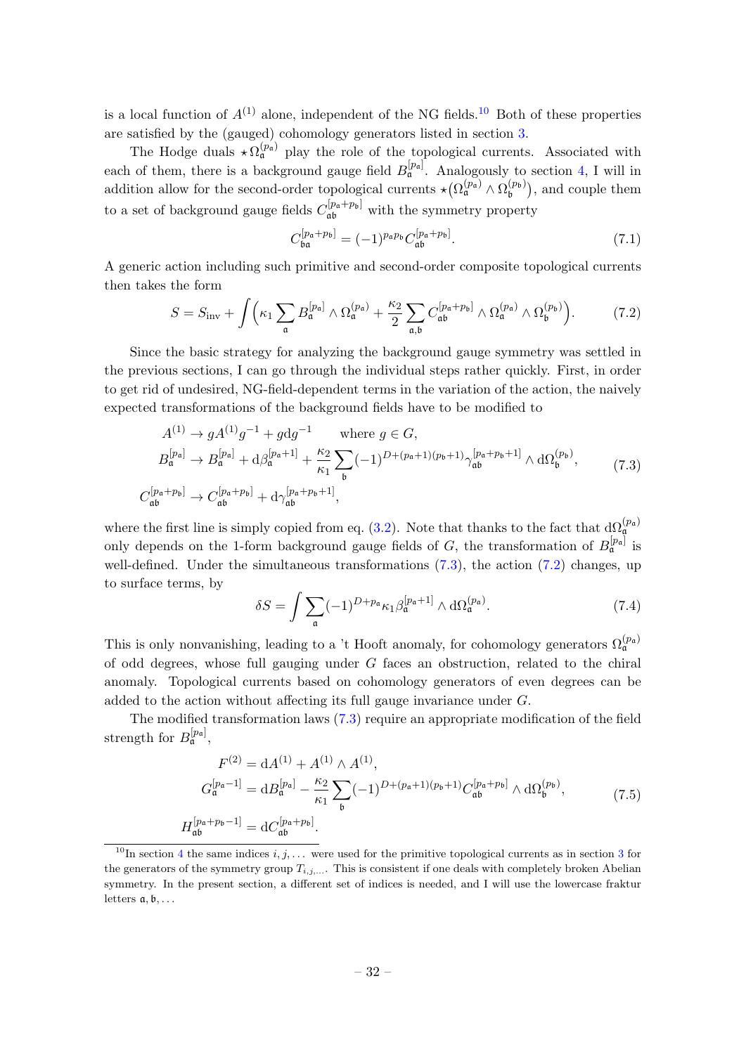is a local function of $A^{(1)}$ alone, independent of the NG fields.[10] Both of these properties are satisfied by the (gauged) cohomology generators listed in section 3.

The Hodge duals $\star\Omega^{(p_\mathfrak{a})}_\mathfrak{a}$ play the role of the topological currents. Associated with each of them, there is a background gauge field $B^{[p_\mathfrak{a}]}_\mathfrak{a}$. Analogously to section 4, I will in addition allow for the second-order topological currents $\star(\Omega^{(p_\mathfrak{a})}_\mathfrak{a}\wedge\Omega^{(p_\mathfrak{b})}_\mathfrak{b})$, and couple them to a set of background gauge fields $C^{[p_\mathfrak{a}+p_\mathfrak{b}]}_{\mathfrak{a}\mathfrak{b}}$ with the symmetry property

$$C^{[p_\mathfrak{a}+p_\mathfrak{b}]}_{\mathfrak{b}\mathfrak{a}} = (-1)^{p_\mathfrak{a}p_\mathfrak{b}}C^{[p_\mathfrak{a}+p_\mathfrak{b}]}_{\mathfrak{a}\mathfrak{b}}. \tag{7.1}$$

A generic action including such primitive and second-order composite topological currents then takes the form

$$S = S_{\text{inv}} + \int\Big(\kappa_1\sum_\mathfrak{a} B^{[p_\mathfrak{a}]}_\mathfrak{a}\wedge\Omega^{(p_\mathfrak{a})}_\mathfrak{a} + \frac{\kappa_2}{2}\sum_{\mathfrak{a},\mathfrak{b}} C^{[p_\mathfrak{a}+p_\mathfrak{b}]}_{\mathfrak{a}\mathfrak{b}}\wedge\Omega^{(p_\mathfrak{a})}_\mathfrak{a}\wedge\Omega^{(p_\mathfrak{b})}_\mathfrak{b}\Big). \tag{7.2}$$

Since the basic strategy for analyzing the background gauge symmetry was settled in the previous sections, I can go through the individual steps rather quickly. First, in order to get rid of undesired, NG-field-dependent terms in the variation of the action, the naively expected transformations of the background fields have to be modified to

$$\begin{aligned}
A^{(1)} &\to gA^{(1)}g^{-1} + g\mathrm{d}g^{-1} \qquad \text{where } g\in G,\\
B^{[p_\mathfrak{a}]}_\mathfrak{a} &\to B^{[p_\mathfrak{a}]}_\mathfrak{a} + \mathrm{d}\beta^{[p_\mathfrak{a}+1]}_\mathfrak{a} + \frac{\kappa_2}{\kappa_1}\sum_\mathfrak{b}(-1)^{D+(p_\mathfrak{a}+1)(p_\mathfrak{b}+1)}\gamma^{[p_\mathfrak{a}+p_\mathfrak{b}+1]}_{\mathfrak{a}\mathfrak{b}}\wedge\mathrm{d}\Omega^{(p_\mathfrak{b})}_\mathfrak{b},\\
C^{[p_\mathfrak{a}+p_\mathfrak{b}]}_{\mathfrak{a}\mathfrak{b}} &\to C^{[p_\mathfrak{a}+p_\mathfrak{b}]}_{\mathfrak{a}\mathfrak{b}} + \mathrm{d}\gamma^{[p_\mathfrak{a}+p_\mathfrak{b}+1]}_{\mathfrak{a}\mathfrak{b}},
\end{aligned} \tag{7.3}$$

where the first line is simply copied from eq. (3.2). Note that thanks to the fact that $\mathrm{d}\Omega^{(p_\mathfrak{a})}_\mathfrak{a}$ only depends on the 1-form background gauge fields of $G$, the transformation of $B^{[p_\mathfrak{a}]}_\mathfrak{a}$ is well-defined. Under the simultaneous transformations (7.3), the action (7.2) changes, up to surface terms, by

$$\delta S = \int\sum_\mathfrak{a}(-1)^{D+p_\mathfrak{a}}\kappa_1\beta^{[p_\mathfrak{a}+1]}_\mathfrak{a}\wedge\mathrm{d}\Omega^{(p_\mathfrak{a})}_\mathfrak{a}. \tag{7.4}$$

This is only nonvanishing, leading to a 't Hooft anomaly, for cohomology generators $\Omega^{(p_\mathfrak{a})}_\mathfrak{a}$ of odd degrees, whose full gauging under $G$ faces an obstruction, related to the chiral anomaly. Topological currents based on cohomology generators of even degrees can be added to the action without affecting its full gauge invariance under $G$.

The modified transformation laws (7.3) require an appropriate modification of the field strength for $B^{[p_\mathfrak{a}]}_\mathfrak{a}$,

$$\begin{aligned}
F^{(2)} &= \mathrm{d}A^{(1)} + A^{(1)}\wedge A^{(1)},\\
G^{[p_\mathfrak{a}-1]}_\mathfrak{a} &= \mathrm{d}B^{[p_\mathfrak{a}]}_\mathfrak{a} - \frac{\kappa_2}{\kappa_1}\sum_\mathfrak{b}(-1)^{D+(p_\mathfrak{a}+1)(p_\mathfrak{b}+1)}C^{[p_\mathfrak{a}+p_\mathfrak{b}]}_{\mathfrak{a}\mathfrak{b}}\wedge\mathrm{d}\Omega^{(p_\mathfrak{b})}_\mathfrak{b},\\
H^{[p_\mathfrak{a}+p_\mathfrak{b}-1]}_{\mathfrak{a}\mathfrak{b}} &= \mathrm{d}C^{[p_\mathfrak{a}+p_\mathfrak{b}]}_{\mathfrak{a}\mathfrak{b}}.
\end{aligned} \tag{7.5}$$

---

[10] In section 4 the same indices $i,j,\dots$ were used for the primitive topological currents as in section 3 for the generators of the symmetry group $T_{i,j,\dots}$. This is consistent if one deals with completely broken Abelian symmetry. In the present section, a different set of indices is needed, and I will use the lowercase fraktur letters $\mathfrak{a},\mathfrak{b},\dots$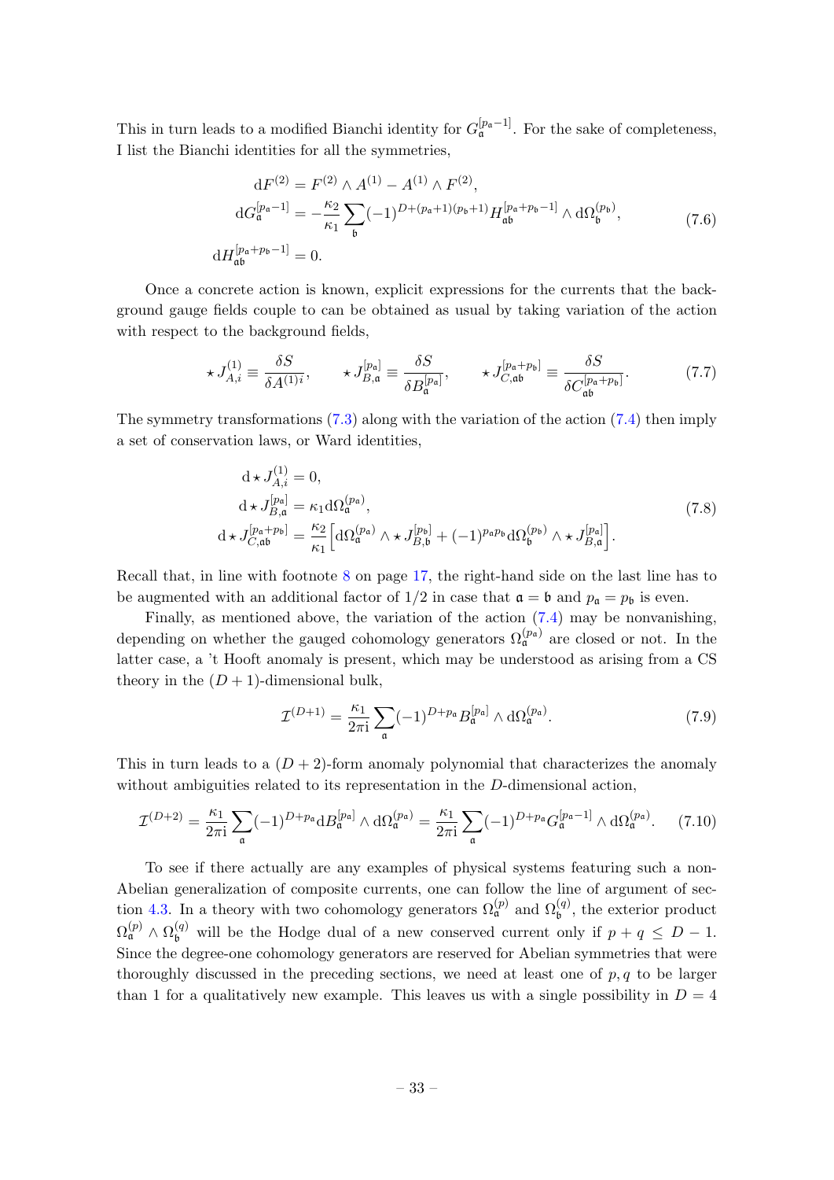This in turn leads to a modified Bianchi identity for $G^{[p_\mathfrak{a}-1]}_\mathfrak{a}$. For the sake of completeness, I list the Bianchi identities for all the symmetries,

$$
\begin{aligned}
\mathrm{d}F^{(2)} &= F^{(2)} \wedge A^{(1)} - A^{(1)} \wedge F^{(2)}, \\
\mathrm{d}G^{[p_\mathfrak{a}-1]}_\mathfrak{a} &= -\frac{\kappa_2}{\kappa_1} \sum_\mathfrak{b} (-1)^{D+(p_\mathfrak{a}+1)(p_\mathfrak{b}+1)} H^{[p_\mathfrak{a}+p_\mathfrak{b}-1]}_{\mathfrak{a}\mathfrak{b}} \wedge \mathrm{d}\Omega^{(p_\mathfrak{b})}_\mathfrak{b}, \\
\mathrm{d}H^{[p_\mathfrak{a}+p_\mathfrak{b}-1]}_{\mathfrak{a}\mathfrak{b}} &= 0.
\end{aligned}
\tag{7.6}
$$

Once a concrete action is known, explicit expressions for the currents that the background gauge fields couple to can be obtained as usual by taking variation of the action with respect to the background fields,

$$
\star J^{(1)}_{A,i} \equiv \frac{\delta S}{\delta A^{(1)i}}, \qquad \star J^{[p_\mathfrak{a}]}_{B,\mathfrak{a}} \equiv \frac{\delta S}{\delta B^{[p_\mathfrak{a}]}_\mathfrak{a}}, \qquad \star J^{[p_\mathfrak{a}+p_\mathfrak{b}]}_{C,\mathfrak{a}\mathfrak{b}} \equiv \frac{\delta S}{\delta C^{[p_\mathfrak{a}+p_\mathfrak{b}]}_{\mathfrak{a}\mathfrak{b}}}. \tag{7.7}
$$

The symmetry transformations (7.3) along with the variation of the action (7.4) then imply a set of conservation laws, or Ward identities,

$$
\begin{aligned}
\mathrm{d}\star J^{(1)}_{A,i} &= 0, \\
\mathrm{d}\star J^{[p_\mathfrak{a}]}_{B,\mathfrak{a}} &= \kappa_1 \mathrm{d}\Omega^{(p_\mathfrak{a})}_\mathfrak{a}, \\
\mathrm{d}\star J^{[p_\mathfrak{a}+p_\mathfrak{b}]}_{C,\mathfrak{a}\mathfrak{b}} &= \frac{\kappa_2}{\kappa_1}\Big[\mathrm{d}\Omega^{(p_\mathfrak{a})}_\mathfrak{a} \wedge \star J^{[p_\mathfrak{b}]}_{B,\mathfrak{b}} + (-1)^{p_\mathfrak{a} p_\mathfrak{b}} \mathrm{d}\Omega^{(p_\mathfrak{b})}_\mathfrak{b} \wedge \star J^{[p_\mathfrak{a}]}_{B,\mathfrak{a}}\Big].
\end{aligned}
\tag{7.8}
$$

Recall that, in line with footnote 8 on page 17, the right-hand side on the last line has to be augmented with an additional factor of 1/2 in case that $\mathfrak{a} = \mathfrak{b}$ and $p_\mathfrak{a} = p_\mathfrak{b}$ is even.

Finally, as mentioned above, the variation of the action (7.4) may be nonvanishing, depending on whether the gauged cohomology generators $\Omega^{(p_\mathfrak{a})}_\mathfrak{a}$ are closed or not. In the latter case, a 't Hooft anomaly is present, which may be understood as arising from a CS theory in the $(D+1)$-dimensional bulk,

$$
\mathcal{I}^{(D+1)} = \frac{\kappa_1}{2\pi\mathrm{i}} \sum_\mathfrak{a} (-1)^{D+p_\mathfrak{a}} B^{[p_\mathfrak{a}]}_\mathfrak{a} \wedge \mathrm{d}\Omega^{(p_\mathfrak{a})}_\mathfrak{a}. \tag{7.9}
$$

This in turn leads to a $(D+2)$-form anomaly polynomial that characterizes the anomaly without ambiguities related to its representation in the $D$-dimensional action,

$$
\mathcal{I}^{(D+2)} = \frac{\kappa_1}{2\pi\mathrm{i}} \sum_\mathfrak{a} (-1)^{D+p_\mathfrak{a}} \mathrm{d}B^{[p_\mathfrak{a}]}_\mathfrak{a} \wedge \mathrm{d}\Omega^{(p_\mathfrak{a})}_\mathfrak{a} = \frac{\kappa_1}{2\pi\mathrm{i}} \sum_\mathfrak{a} (-1)^{D+p_\mathfrak{a}} G^{[p_\mathfrak{a}-1]}_\mathfrak{a} \wedge \mathrm{d}\Omega^{(p_\mathfrak{a})}_\mathfrak{a}. \tag{7.10}
$$

To see if there actually are any examples of physical systems featuring such a non-Abelian generalization of composite currents, one can follow the line of argument of section 4.3. In a theory with two cohomology generators $\Omega^{(p)}_\mathfrak{a}$ and $\Omega^{(q)}_\mathfrak{b}$, the exterior product $\Omega^{(p)}_\mathfrak{a} \wedge \Omega^{(q)}_\mathfrak{b}$ will be the Hodge dual of a new conserved current only if $p + q \leq D - 1$. Since the degree-one cohomology generators are reserved for Abelian symmetries that were thoroughly discussed in the preceding sections, we need at least one of $p, q$ to be larger than 1 for a qualitatively new example. This leaves us with a single possibility in $D = 4$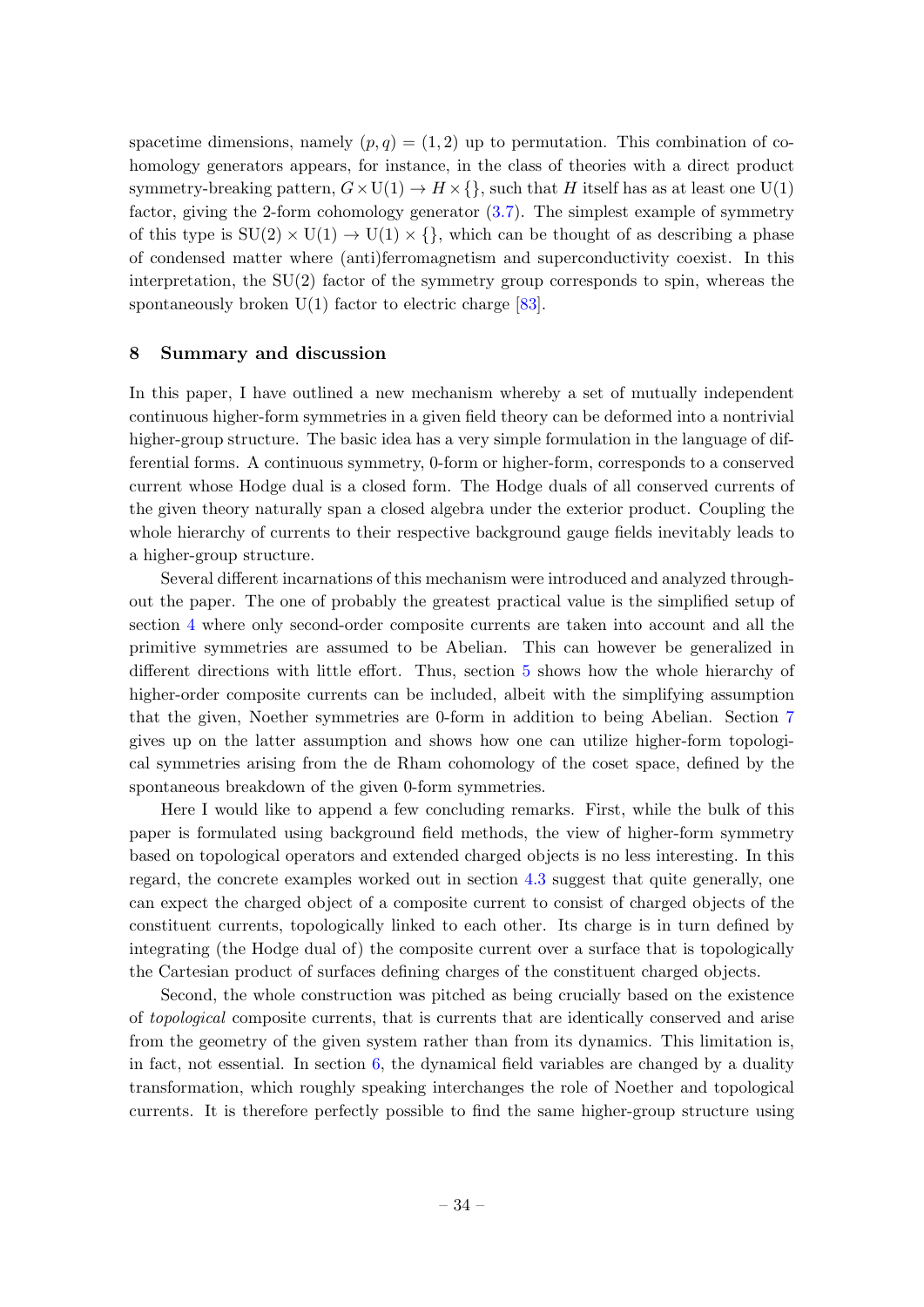spacetime dimensions, namely $(p, q) = (1, 2)$ up to permutation. This combination of cohomology generators appears, for instance, in the class of theories with a direct product symmetry-breaking pattern, $G \times \mathrm{U}(1) \to H \times \{\}$, such that $H$ itself has as at least one $\mathrm{U}(1)$ factor, giving the 2-form cohomology generator (3.7). The simplest example of symmetry of this type is $\mathrm{SU}(2) \times \mathrm{U}(1) \to \mathrm{U}(1) \times \{\}$, which can be thought of as describing a phase of condensed matter where (anti)ferromagnetism and superconductivity coexist. In this interpretation, the $\mathrm{SU}(2)$ factor of the symmetry group corresponds to spin, whereas the spontaneously broken $\mathrm{U}(1)$ factor to electric charge [83].

## 8 Summary and discussion

In this paper, I have outlined a new mechanism whereby a set of mutually independent continuous higher-form symmetries in a given field theory can be deformed into a nontrivial higher-group structure. The basic idea has a very simple formulation in the language of differential forms. A continuous symmetry, 0-form or higher-form, corresponds to a conserved current whose Hodge dual is a closed form. The Hodge duals of all conserved currents of the given theory naturally span a closed algebra under the exterior product. Coupling the whole hierarchy of currents to their respective background gauge fields inevitably leads to a higher-group structure.

Several different incarnations of this mechanism were introduced and analyzed throughout the paper. The one of probably the greatest practical value is the simplified setup of section 4 where only second-order composite currents are taken into account and all the primitive symmetries are assumed to be Abelian. This can however be generalized in different directions with little effort. Thus, section 5 shows how the whole hierarchy of higher-order composite currents can be included, albeit with the simplifying assumption that the given, Noether symmetries are 0-form in addition to being Abelian. Section 7 gives up on the latter assumption and shows how one can utilize higher-form topological symmetries arising from the de Rham cohomology of the coset space, defined by the spontaneous breakdown of the given 0-form symmetries.

Here I would like to append a few concluding remarks. First, while the bulk of this paper is formulated using background field methods, the view of higher-form symmetry based on topological operators and extended charged objects is no less interesting. In this regard, the concrete examples worked out in section 4.3 suggest that quite generally, one can expect the charged object of a composite current to consist of charged objects of the constituent currents, topologically linked to each other. Its charge is in turn defined by integrating (the Hodge dual of) the composite current over a surface that is topologically the Cartesian product of surfaces defining charges of the constituent charged objects.

Second, the whole construction was pitched as being crucially based on the existence of *topological* composite currents, that is currents that are identically conserved and arise from the geometry of the given system rather than from its dynamics. This limitation is, in fact, not essential. In section 6, the dynamical field variables are changed by a duality transformation, which roughly speaking interchanges the role of Noether and topological currents. It is therefore perfectly possible to find the same higher-group structure using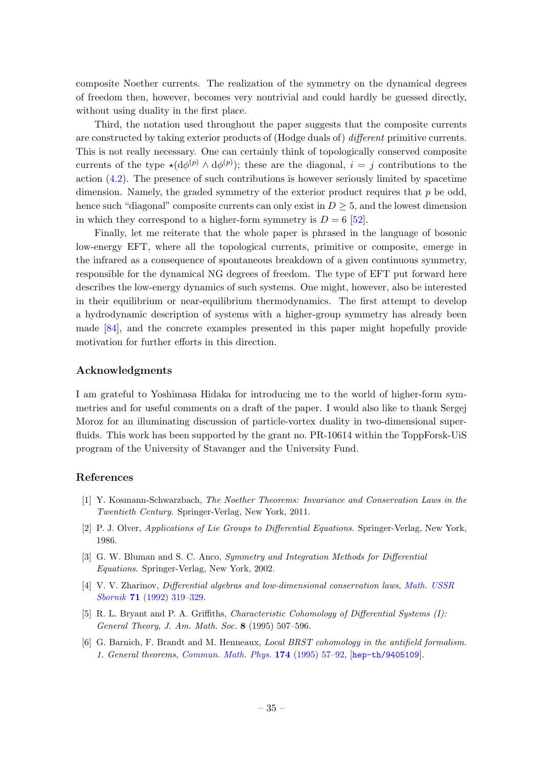composite Noether currents. The realization of the symmetry on the dynamical degrees of freedom then, however, becomes very nontrivial and could hardly be guessed directly, without using duality in the first place.

Third, the notation used throughout the paper suggests that the composite currents are constructed by taking exterior products of (Hodge duals of) *different* primitive currents. This is not really necessary. One can certainly think of topologically conserved composite currents of the type $\star(\mathrm{d}\phi^{(p)} \wedge \mathrm{d}\phi^{(p)})$; these are the diagonal, $i = j$ contributions to the action (4.2). The presence of such contributions is however seriously limited by spacetime dimension. Namely, the graded symmetry of the exterior product requires that $p$ be odd, hence such "diagonal" composite currents can only exist in $D \geq 5$, and the lowest dimension in which they correspond to a higher-form symmetry is $D = 6$ [52].

Finally, let me reiterate that the whole paper is phrased in the language of bosonic low-energy EFT, where all the topological currents, primitive or composite, emerge in the infrared as a consequence of spontaneous breakdown of a given continuous symmetry, responsible for the dynamical NG degrees of freedom. The type of EFT put forward here describes the low-energy dynamics of such systems. One might, however, also be interested in their equilibrium or near-equilibrium thermodynamics. The first attempt to develop a hydrodynamic description of systems with a higher-group symmetry has already been made [84], and the concrete examples presented in this paper might hopefully provide motivation for further efforts in this direction.

## Acknowledgments

I am grateful to Yoshimasa Hidaka for introducing me to the world of higher-form symmetries and for useful comments on a draft of the paper. I would also like to thank Sergej Moroz for an illuminating discussion of particle-vortex duality in two-dimensional superfluids. This work has been supported by the grant no. PR-10614 within the ToppForsk-UiS program of the University of Stavanger and the University Fund.

## References

[1] Y. Kosmann-Schwarzbach, *The Noether Theorems: Invariance and Conservation Laws in the Twentieth Century*. Springer-Verlag, New York, 2011.

[2] P. J. Olver, *Applications of Lie Groups to Differential Equations*. Springer-Verlag, New York, 1986.

[3] G. W. Bluman and S. C. Anco, *Symmetry and Integration Methods for Differential Equations*. Springer-Verlag, New York, 2002.

[4] V. V. Zharinov, *Differential algebras and low-dimensional conservation laws*, *Math. USSR Sbornik* **71** (1992) 319–329.

[5] R. L. Bryant and P. A. Griffiths, *Characteristic Cohomology of Differential Systems (I): General Theory*, *J. Am. Math. Soc.* **8** (1995) 507–596.

[6] G. Barnich, F. Brandt and M. Henneaux, *Local BRST cohomology in the antifield formalism. 1. General theorems*, *Commun. Math. Phys.* **174** (1995) 57–92, [hep-th/9405109].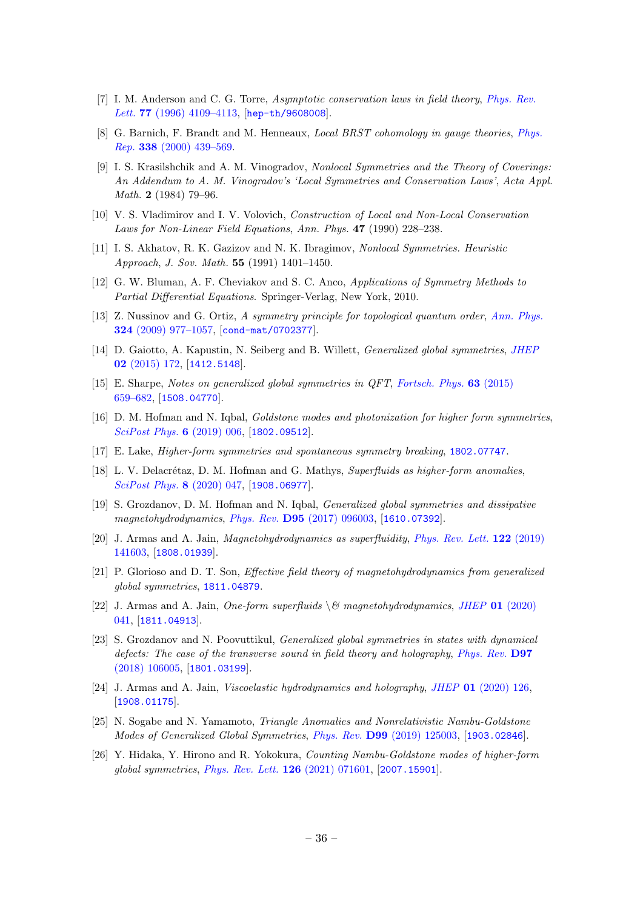[7] I. M. Anderson and C. G. Torre, *Asymptotic conservation laws in field theory*, *Phys. Rev. Lett.* **77** (1996) 4109–4113, [hep-th/9608008].

[8] G. Barnich, F. Brandt and M. Henneaux, *Local BRST cohomology in gauge theories*, *Phys. Rep.* **338** (2000) 439–569.

[9] I. S. Krasilshchik and A. M. Vinogradov, *Nonlocal Symmetries and the Theory of Coverings: An Addendum to A. M. Vinogradov's 'Local Symmetries and Conservation Laws'*, *Acta Appl. Math.* **2** (1984) 79–96.

[10] V. S. Vladimirov and I. V. Volovich, *Construction of Local and Non-Local Conservation Laws for Non-Linear Field Equations*, *Ann. Phys.* **47** (1990) 228–238.

[11] I. S. Akhatov, R. K. Gazizov and N. K. Ibragimov, *Nonlocal Symmetries. Heuristic Approach*, *J. Sov. Math.* **55** (1991) 1401–1450.

[12] G. W. Bluman, A. F. Cheviakov and S. C. Anco, *Applications of Symmetry Methods to Partial Differential Equations*. Springer-Verlag, New York, 2010.

[13] Z. Nussinov and G. Ortiz, *A symmetry principle for topological quantum order*, *Ann. Phys.* **324** (2009) 977–1057, [cond-mat/0702377].

[14] D. Gaiotto, A. Kapustin, N. Seiberg and B. Willett, *Generalized global symmetries*, *JHEP* **02** (2015) 172, [1412.5148].

[15] E. Sharpe, *Notes on generalized global symmetries in QFT*, *Fortsch. Phys.* **63** (2015) 659–682, [1508.04770].

[16] D. M. Hofman and N. Iqbal, *Goldstone modes and photonization for higher form symmetries*, *SciPost Phys.* **6** (2019) 006, [1802.09512].

[17] E. Lake, *Higher-form symmetries and spontaneous symmetry breaking*, 1802.07747.

[18] L. V. Delacrétaz, D. M. Hofman and G. Mathys, *Superfluids as higher-form anomalies*, *SciPost Phys.* **8** (2020) 047, [1908.06977].

[19] S. Grozdanov, D. M. Hofman and N. Iqbal, *Generalized global symmetries and dissipative magnetohydrodynamics*, *Phys. Rev.* **D95** (2017) 096003, [1610.07392].

[20] J. Armas and A. Jain, *Magnetohydrodynamics as superfluidity*, *Phys. Rev. Lett.* **122** (2019) 141603, [1808.01939].

[21] P. Glorioso and D. T. Son, *Effective field theory of magnetohydrodynamics from generalized global symmetries*, 1811.04879.

[22] J. Armas and A. Jain, *One-form superfluids \& magnetohydrodynamics*, *JHEP* **01** (2020) 041, [1811.04913].

[23] S. Grozdanov and N. Poovuttikul, *Generalized global symmetries in states with dynamical defects: The case of the transverse sound in field theory and holography*, *Phys. Rev.* **D97** (2018) 106005, [1801.03199].

[24] J. Armas and A. Jain, *Viscoelastic hydrodynamics and holography*, *JHEP* **01** (2020) 126, [1908.01175].

[25] N. Sogabe and N. Yamamoto, *Triangle Anomalies and Nonrelativistic Nambu-Goldstone Modes of Generalized Global Symmetries*, *Phys. Rev.* **D99** (2019) 125003, [1903.02846].

[26] Y. Hidaka, Y. Hirono and R. Yokokura, *Counting Nambu-Goldstone modes of higher-form global symmetries*, *Phys. Rev. Lett.* **126** (2021) 071601, [2007.15901].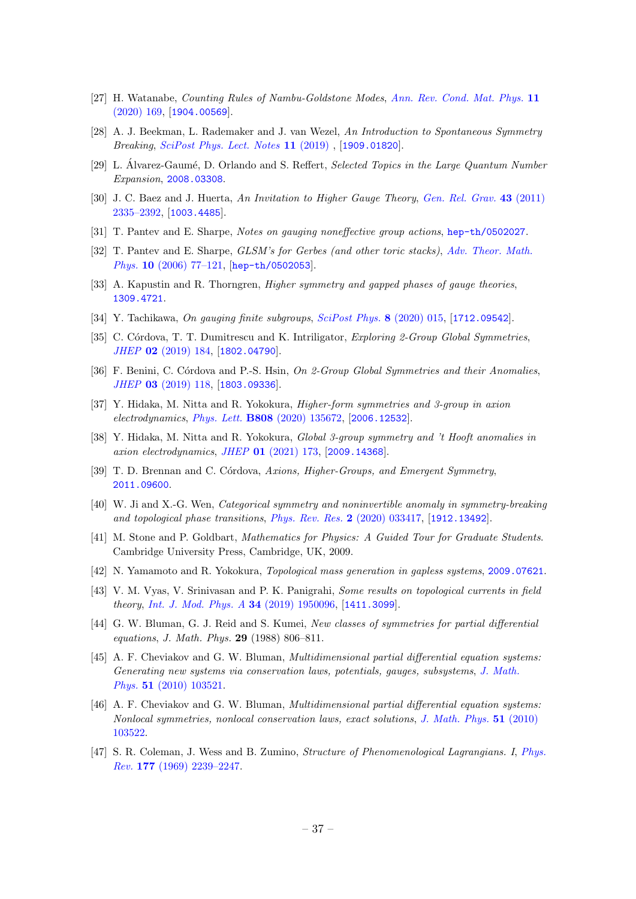[27] H. Watanabe, *Counting Rules of Nambu-Goldstone Modes*, *Ann. Rev. Cond. Mat. Phys.* **11** (2020) 169, [1904.00569].

[28] A. J. Beekman, L. Rademaker and J. van Wezel, *An Introduction to Spontaneous Symmetry Breaking*, *SciPost Phys. Lect. Notes* **11** (2019) , [1909.01820].

[29] L. Álvarez-Gaumé, D. Orlando and S. Reffert, *Selected Topics in the Large Quantum Number Expansion*, 2008.03308.

[30] J. C. Baez and J. Huerta, *An Invitation to Higher Gauge Theory*, *Gen. Rel. Grav.* **43** (2011) 2335–2392, [1003.4485].

[31] T. Pantev and E. Sharpe, *Notes on gauging noneffective group actions*, hep-th/0502027.

[32] T. Pantev and E. Sharpe, *GLSM's for Gerbes (and other toric stacks)*, *Adv. Theor. Math. Phys.* **10** (2006) 77–121, [hep-th/0502053].

[33] A. Kapustin and R. Thorngren, *Higher symmetry and gapped phases of gauge theories*, 1309.4721.

[34] Y. Tachikawa, *On gauging finite subgroups*, *SciPost Phys.* **8** (2020) 015, [1712.09542].

[35] C. Córdova, T. T. Dumitrescu and K. Intriligator, *Exploring 2-Group Global Symmetries*, *JHEP* **02** (2019) 184, [1802.04790].

[36] F. Benini, C. Córdova and P.-S. Hsin, *On 2-Group Global Symmetries and their Anomalies*, *JHEP* **03** (2019) 118, [1803.09336].

[37] Y. Hidaka, M. Nitta and R. Yokokura, *Higher-form symmetries and 3-group in axion electrodynamics*, *Phys. Lett.* **B808** (2020) 135672, [2006.12532].

[38] Y. Hidaka, M. Nitta and R. Yokokura, *Global 3-group symmetry and 't Hooft anomalies in axion electrodynamics*, *JHEP* **01** (2021) 173, [2009.14368].

[39] T. D. Brennan and C. Córdova, *Axions, Higher-Groups, and Emergent Symmetry*, 2011.09600.

[40] W. Ji and X.-G. Wen, *Categorical symmetry and noninvertible anomaly in symmetry-breaking and topological phase transitions*, *Phys. Rev. Res.* **2** (2020) 033417, [1912.13492].

[41] M. Stone and P. Goldbart, *Mathematics for Physics: A Guided Tour for Graduate Students*. Cambridge University Press, Cambridge, UK, 2009.

[42] N. Yamamoto and R. Yokokura, *Topological mass generation in gapless systems*, 2009.07621.

[43] V. M. Vyas, V. Srinivasan and P. K. Panigrahi, *Some results on topological currents in field theory*, *Int. J. Mod. Phys. A* **34** (2019) 1950096, [1411.3099].

[44] G. W. Bluman, G. J. Reid and S. Kumei, *New classes of symmetries for partial differential equations*, *J. Math. Phys.* **29** (1988) 806–811.

[45] A. F. Cheviakov and G. W. Bluman, *Multidimensional partial differential equation systems: Generating new systems via conservation laws, potentials, gauges, subsystems*, *J. Math. Phys.* **51** (2010) 103521.

[46] A. F. Cheviakov and G. W. Bluman, *Multidimensional partial differential equation systems: Nonlocal symmetries, nonlocal conservation laws, exact solutions*, *J. Math. Phys.* **51** (2010) 103522.

[47] S. R. Coleman, J. Wess and B. Zumino, *Structure of Phenomenological Lagrangians. I*, *Phys. Rev.* **177** (1969) 2239–2247.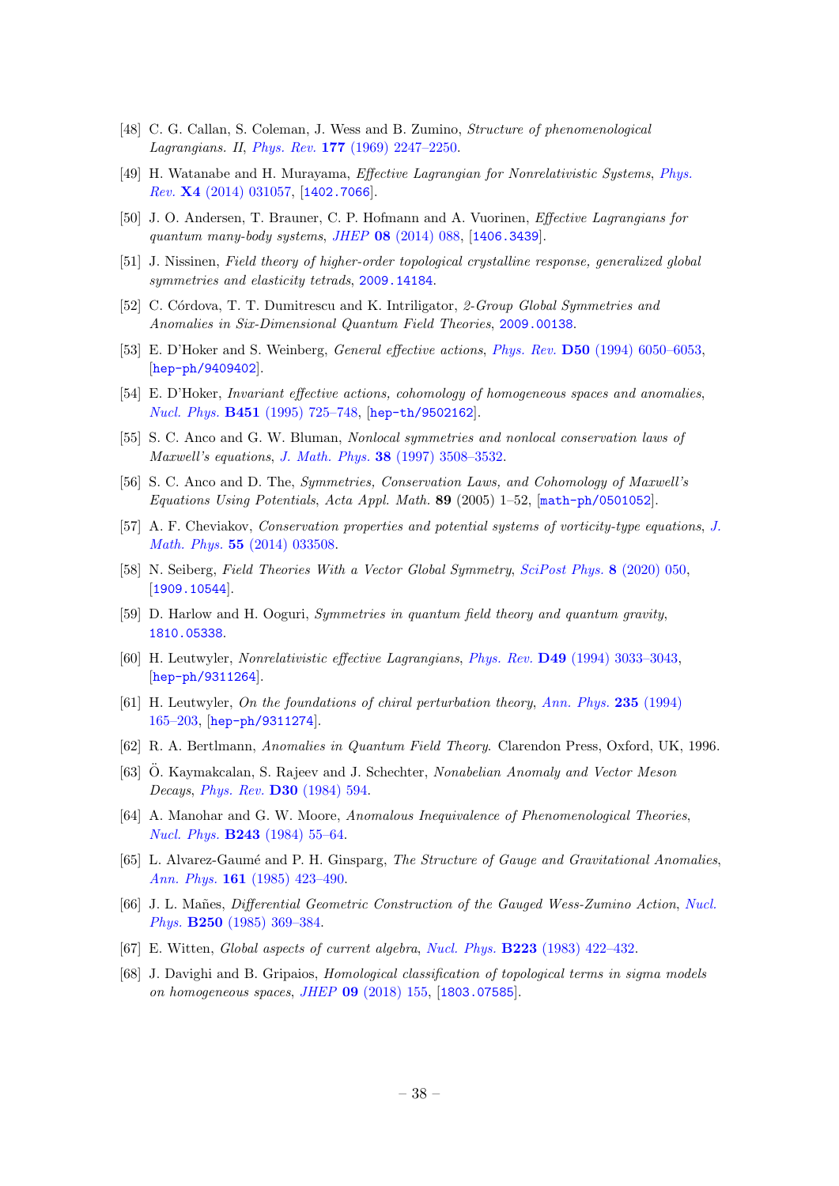[48] C. G. Callan, S. Coleman, J. Wess and B. Zumino, *Structure of phenomenological Lagrangians. II*, *Phys. Rev.* **177** (1969) 2247–2250.

[49] H. Watanabe and H. Murayama, *Effective Lagrangian for Nonrelativistic Systems*, *Phys. Rev.* **X4** (2014) 031057, [1402.7066].

[50] J. O. Andersen, T. Brauner, C. P. Hofmann and A. Vuorinen, *Effective Lagrangians for quantum many-body systems*, *JHEP* **08** (2014) 088, [1406.3439].

[51] J. Nissinen, *Field theory of higher-order topological crystalline response, generalized global symmetries and elasticity tetrads*, 2009.14184.

[52] C. Córdova, T. T. Dumitrescu and K. Intriligator, *2-Group Global Symmetries and Anomalies in Six-Dimensional Quantum Field Theories*, 2009.00138.

[53] E. D'Hoker and S. Weinberg, *General effective actions*, *Phys. Rev.* **D50** (1994) 6050–6053, [hep-ph/9409402].

[54] E. D'Hoker, *Invariant effective actions, cohomology of homogeneous spaces and anomalies*, *Nucl. Phys.* **B451** (1995) 725–748, [hep-th/9502162].

[55] S. C. Anco and G. W. Bluman, *Nonlocal symmetries and nonlocal conservation laws of Maxwell's equations*, *J. Math. Phys.* **38** (1997) 3508–3532.

[56] S. C. Anco and D. The, *Symmetries, Conservation Laws, and Cohomology of Maxwell's Equations Using Potentials*, *Acta Appl. Math.* **89** (2005) 1–52, [math-ph/0501052].

[57] A. F. Cheviakov, *Conservation properties and potential systems of vorticity-type equations*, *J. Math. Phys.* **55** (2014) 033508.

[58] N. Seiberg, *Field Theories With a Vector Global Symmetry*, *SciPost Phys.* **8** (2020) 050, [1909.10544].

[59] D. Harlow and H. Ooguri, *Symmetries in quantum field theory and quantum gravity*, 1810.05338.

[60] H. Leutwyler, *Nonrelativistic effective Lagrangians*, *Phys. Rev.* **D49** (1994) 3033–3043, [hep-ph/9311264].

[61] H. Leutwyler, *On the foundations of chiral perturbation theory*, *Ann. Phys.* **235** (1994) 165–203, [hep-ph/9311274].

[62] R. A. Bertlmann, *Anomalies in Quantum Field Theory*. Clarendon Press, Oxford, UK, 1996.

[63] Ö. Kaymakcalan, S. Rajeev and J. Schechter, *Nonabelian Anomaly and Vector Meson Decays*, *Phys. Rev.* **D30** (1984) 594.

[64] A. Manohar and G. W. Moore, *Anomalous Inequivalence of Phenomenological Theories*, *Nucl. Phys.* **B243** (1984) 55–64.

[65] L. Alvarez-Gaumé and P. H. Ginsparg, *The Structure of Gauge and Gravitational Anomalies*, *Ann. Phys.* **161** (1985) 423–490.

[66] J. L. Mañes, *Differential Geometric Construction of the Gauged Wess-Zumino Action*, *Nucl. Phys.* **B250** (1985) 369–384.

[67] E. Witten, *Global aspects of current algebra*, *Nucl. Phys.* **B223** (1983) 422–432.

[68] J. Davighi and B. Gripaios, *Homological classification of topological terms in sigma models on homogeneous spaces*, *JHEP* **09** (2018) 155, [1803.07585].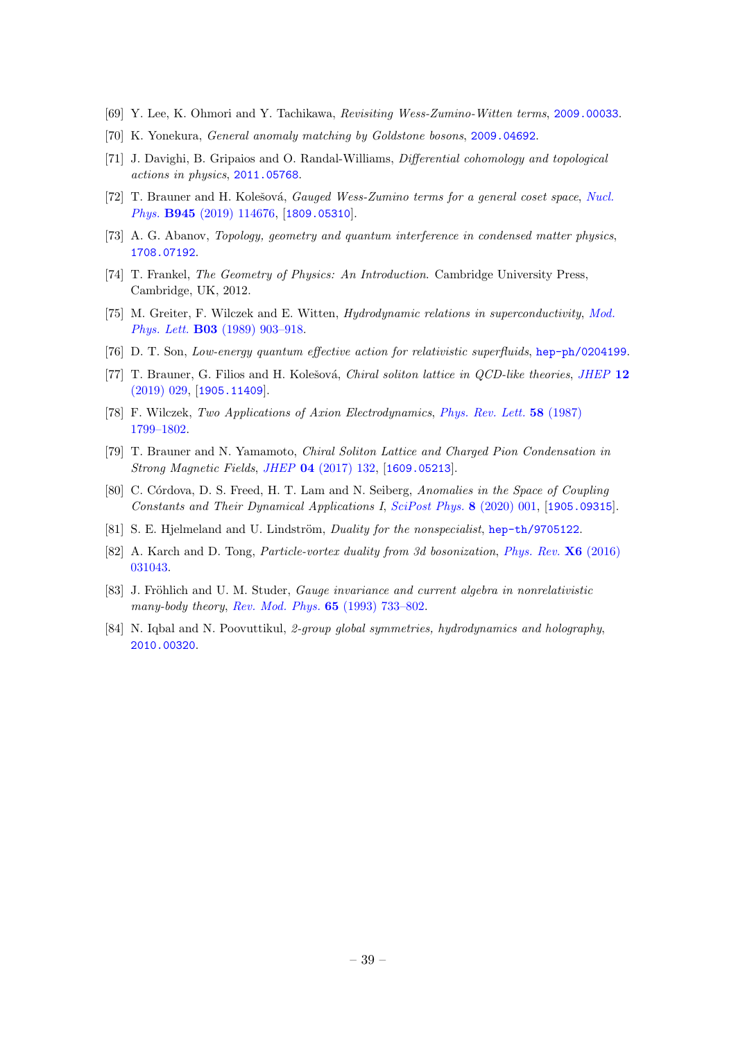[69] Y. Lee, K. Ohmori and Y. Tachikawa, *Revisiting Wess-Zumino-Witten terms*, 2009.00033.

[70] K. Yonekura, *General anomaly matching by Goldstone bosons*, 2009.04692.

[71] J. Davighi, B. Gripaios and O. Randal-Williams, *Differential cohomology and topological actions in physics*, 2011.05768.

[72] T. Brauner and H. Kolešová, *Gauged Wess-Zumino terms for a general coset space*, *Nucl. Phys.* **B945** (2019) 114676, [1809.05310].

[73] A. G. Abanov, *Topology, geometry and quantum interference in condensed matter physics*, 1708.07192.

[74] T. Frankel, *The Geometry of Physics: An Introduction*. Cambridge University Press, Cambridge, UK, 2012.

[75] M. Greiter, F. Wilczek and E. Witten, *Hydrodynamic relations in superconductivity*, *Mod. Phys. Lett.* **B03** (1989) 903–918.

[76] D. T. Son, *Low-energy quantum effective action for relativistic superfluids*, hep-ph/0204199.

[77] T. Brauner, G. Filios and H. Kolešová, *Chiral soliton lattice in QCD-like theories*, *JHEP* **12** (2019) 029, [1905.11409].

[78] F. Wilczek, *Two Applications of Axion Electrodynamics*, *Phys. Rev. Lett.* **58** (1987) 1799–1802.

[79] T. Brauner and N. Yamamoto, *Chiral Soliton Lattice and Charged Pion Condensation in Strong Magnetic Fields*, *JHEP* **04** (2017) 132, [1609.05213].

[80] C. Córdova, D. S. Freed, H. T. Lam and N. Seiberg, *Anomalies in the Space of Coupling Constants and Their Dynamical Applications I*, *SciPost Phys.* **8** (2020) 001, [1905.09315].

[81] S. E. Hjelmeland and U. Lindström, *Duality for the nonspecialist*, hep-th/9705122.

[82] A. Karch and D. Tong, *Particle-vortex duality from 3d bosonization*, *Phys. Rev.* **X6** (2016) 031043.

[83] J. Fröhlich and U. M. Studer, *Gauge invariance and current algebra in nonrelativistic many-body theory*, *Rev. Mod. Phys.* **65** (1993) 733–802.

[84] N. Iqbal and N. Poovuttikul, *2-group global symmetries, hydrodynamics and holography*, 2010.00320.